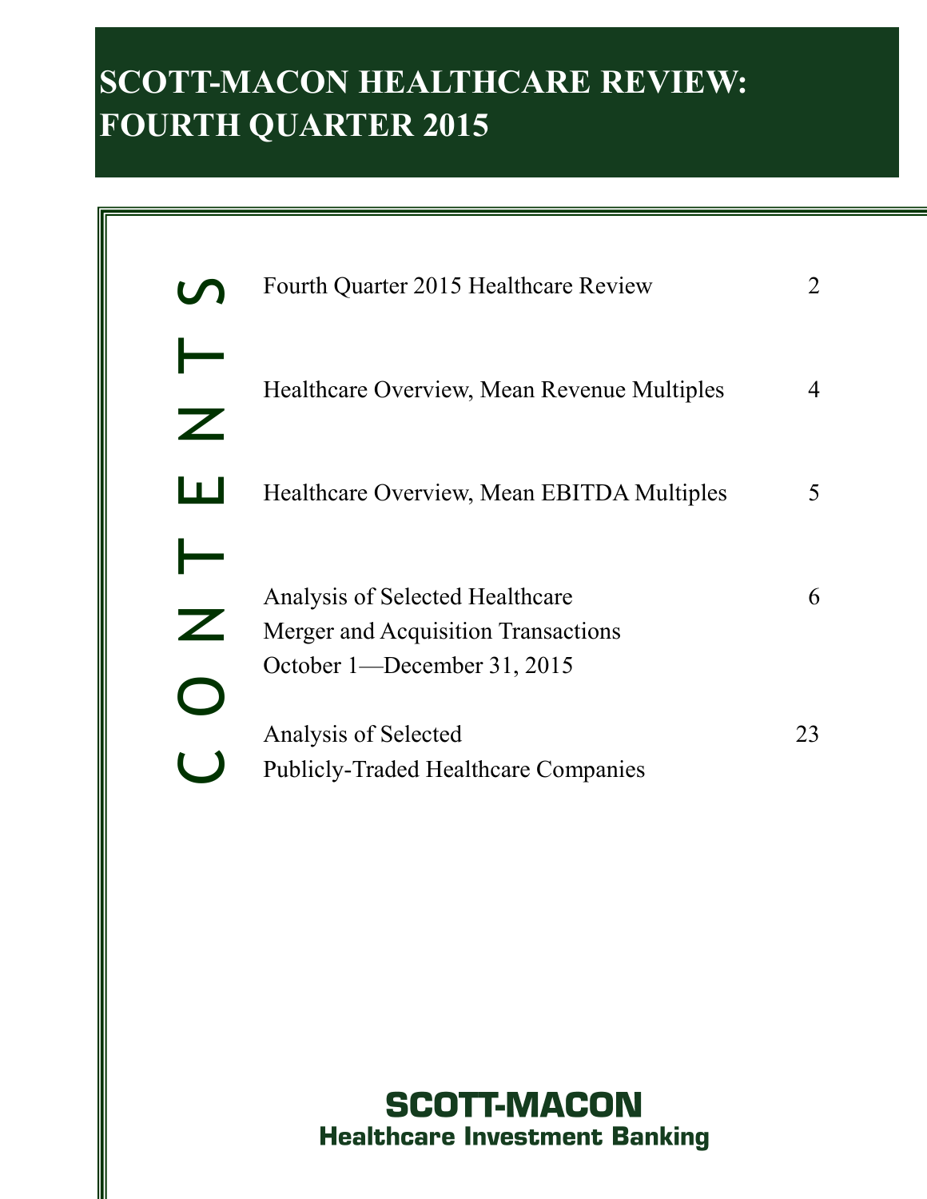# SCOTT-MACON HEALTHCARE REVIEW: FOURTH QUARTER 2015

## CONTENTS

| | |
|---|---|
| Fourth Quarter 2015 Healthcare Review | 2 |
| Healthcare Overview, Mean Revenue Multiples | 4 |
| Healthcare Overview, Mean EBITDA Multiples | 5 |
| Analysis of Selected Healthcare Merger and Acquisition Transactions October 1—December 31, 2015 | 6 |
| Analysis of Selected Publicly-Traded Healthcare Companies | 23 |

**SCOTT-MACON**
**Healthcare Investment Banking**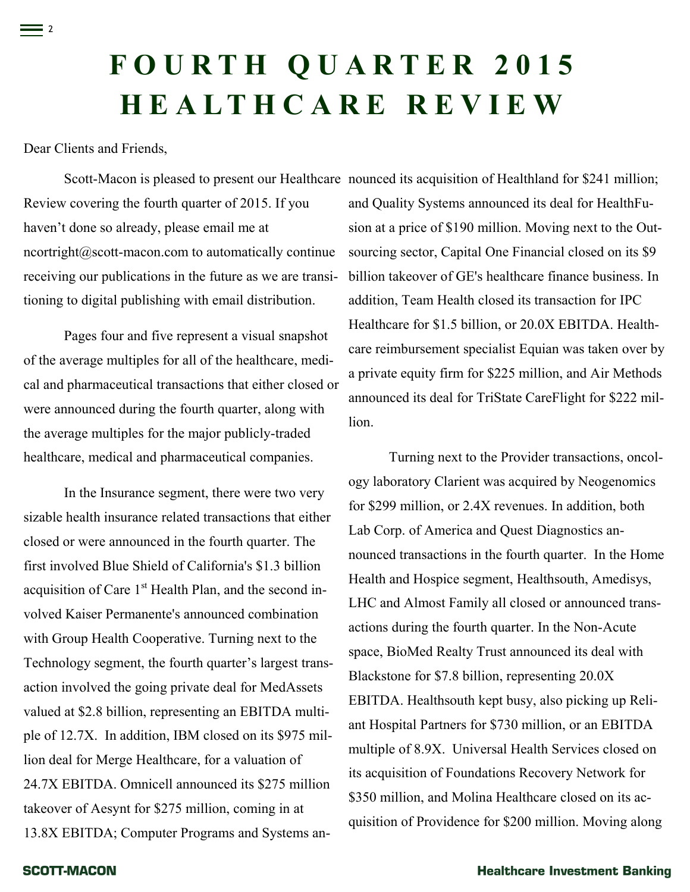# FOURTH QUARTER 2015 HEALTHCARE REVIEW

Dear Clients and Friends,

Scott-Macon is pleased to present our Healthcare Review covering the fourth quarter of 2015. If you haven't done so already, please email me at ncortright@scott-macon.com to automatically continue receiving our publications in the future as we are transitioning to digital publishing with email distribution.

Pages four and five represent a visual snapshot of the average multiples for all of the healthcare, medical and pharmaceutical transactions that either closed or were announced during the fourth quarter, along with the average multiples for the major publicly-traded healthcare, medical and pharmaceutical companies.

In the Insurance segment, there were two very sizable health insurance related transactions that either closed or were announced in the fourth quarter. The first involved Blue Shield of California's $1.3 billion acquisition of Care 1st Health Plan, and the second involved Kaiser Permanente's announced combination with Group Health Cooperative. Turning next to the Technology segment, the fourth quarter's largest transaction involved the going private deal for MedAssets valued at $2.8 billion, representing an EBITDA multiple of 12.7X. In addition, IBM closed on its $975 million deal for Merge Healthcare, for a valuation of 24.7X EBITDA. Omnicell announced its $275 million takeover of Aesynt for $275 million, coming in at 13.8X EBITDA; Computer Programs and Systems announced its acquisition of Healthland for $241 million; and Quality Systems announced its deal for HealthFusion at a price of $190 million. Moving next to the Outsourcing sector, Capital One Financial closed on its $9 billion takeover of GE's healthcare finance business. In addition, Team Health closed its transaction for IPC Healthcare for $1.5 billion, or 20.0X EBITDA. Healthcare reimbursement specialist Equian was taken over by a private equity firm for $225 million, and Air Methods announced its deal for TriState CareFlight for $222 million.

Turning next to the Provider transactions, oncology laboratory Clarient was acquired by Neogenomics for $299 million, or 2.4X revenues. In addition, both Lab Corp. of America and Quest Diagnostics announced transactions in the fourth quarter. In the Home Health and Hospice segment, Healthsouth, Amedisys, LHC and Almost Family all closed or announced transactions during the fourth quarter. In the Non-Acute space, BioMed Realty Trust announced its deal with Blackstone for $7.8 billion, representing 20.0X EBITDA. Healthsouth kept busy, also picking up Reliant Hospital Partners for $730 million, or an EBITDA multiple of 8.9X. Universal Health Services closed on its acquisition of Foundations Recovery Network for $350 million, and Molina Healthcare closed on its acquisition of Providence for $200 million. Moving along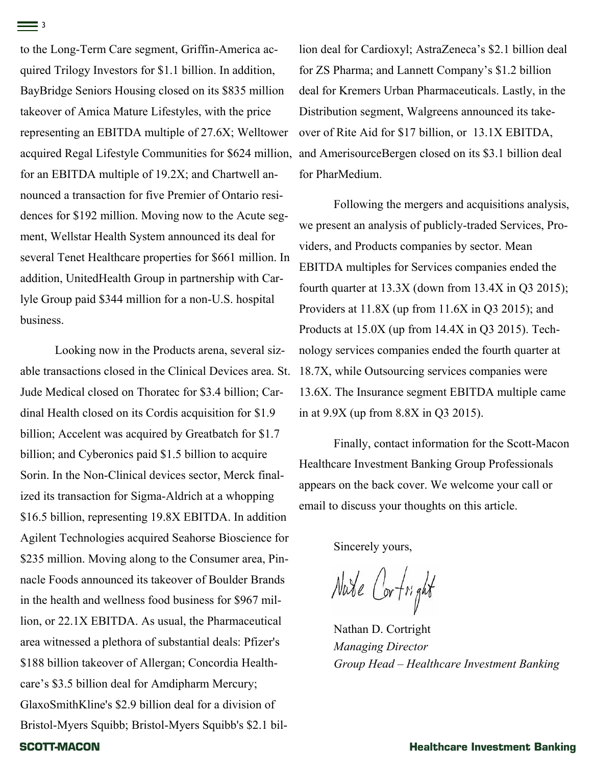to the Long-Term Care segment, Griffin-America acquired Trilogy Investors for $1.1 billion. In addition, BayBridge Seniors Housing closed on its $835 million takeover of Amica Mature Lifestyles, with the price representing an EBITDA multiple of 27.6X; Welltower acquired Regal Lifestyle Communities for $624 million, for an EBITDA multiple of 19.2X; and Chartwell announced a transaction for five Premier of Ontario residences for $192 million. Moving now to the Acute segment, Wellstar Health System announced its deal for several Tenet Healthcare properties for $661 million. In addition, UnitedHealth Group in partnership with Carlyle Group paid $344 million for a non-U.S. hospital business.

Looking now in the Products arena, several sizable transactions closed in the Clinical Devices area. St. Jude Medical closed on Thoratec for $3.4 billion; Cardinal Health closed on its Cordis acquisition for $1.9 billion; Accelent was acquired by Greatbatch for $1.7 billion; and Cyberonics paid $1.5 billion to acquire Sorin. In the Non-Clinical devices sector, Merck finalized its transaction for Sigma-Aldrich at a whopping $16.5 billion, representing 19.8X EBITDA. In addition Agilent Technologies acquired Seahorse Bioscience for $235 million. Moving along to the Consumer area, Pinnacle Foods announced its takeover of Boulder Brands in the health and wellness food business for $967 million, or 22.1X EBITDA. As usual, the Pharmaceutical area witnessed a plethora of substantial deals: Pfizer's $188 billion takeover of Allergan; Concordia Healthcare's $3.5 billion deal for Amdipharm Mercury; GlaxoSmithKline's $2.9 billion deal for a division of Bristol-Myers Squibb; Bristol-Myers Squibb's $2.1 billion deal for Cardioxyl; AstraZeneca's $2.1 billion deal for ZS Pharma; and Lannett Company's $1.2 billion deal for Kremers Urban Pharmaceuticals. Lastly, in the Distribution segment, Walgreens announced its takeover of Rite Aid for $17 billion, or 13.1X EBITDA, and AmerisourceBergen closed on its $3.1 billion deal for PharMedium.

Following the mergers and acquisitions analysis, we present an analysis of publicly-traded Services, Providers, and Products companies by sector. Mean EBITDA multiples for Services companies ended the fourth quarter at 13.3X (down from 13.4X in Q3 2015); Providers at 11.8X (up from 11.6X in Q3 2015); and Products at 15.0X (up from 14.4X in Q3 2015). Technology services companies ended the fourth quarter at 18.7X, while Outsourcing services companies were 13.6X. The Insurance segment EBITDA multiple came in at 9.9X (up from 8.8X in Q3 2015).

Finally, contact information for the Scott-Macon Healthcare Investment Banking Group Professionals appears on the back cover. We welcome your call or email to discuss your thoughts on this article.

Sincerely yours,

Nate Cortright

Nathan D. Cortright
*Managing Director*
*Group Head – Healthcare Investment Banking*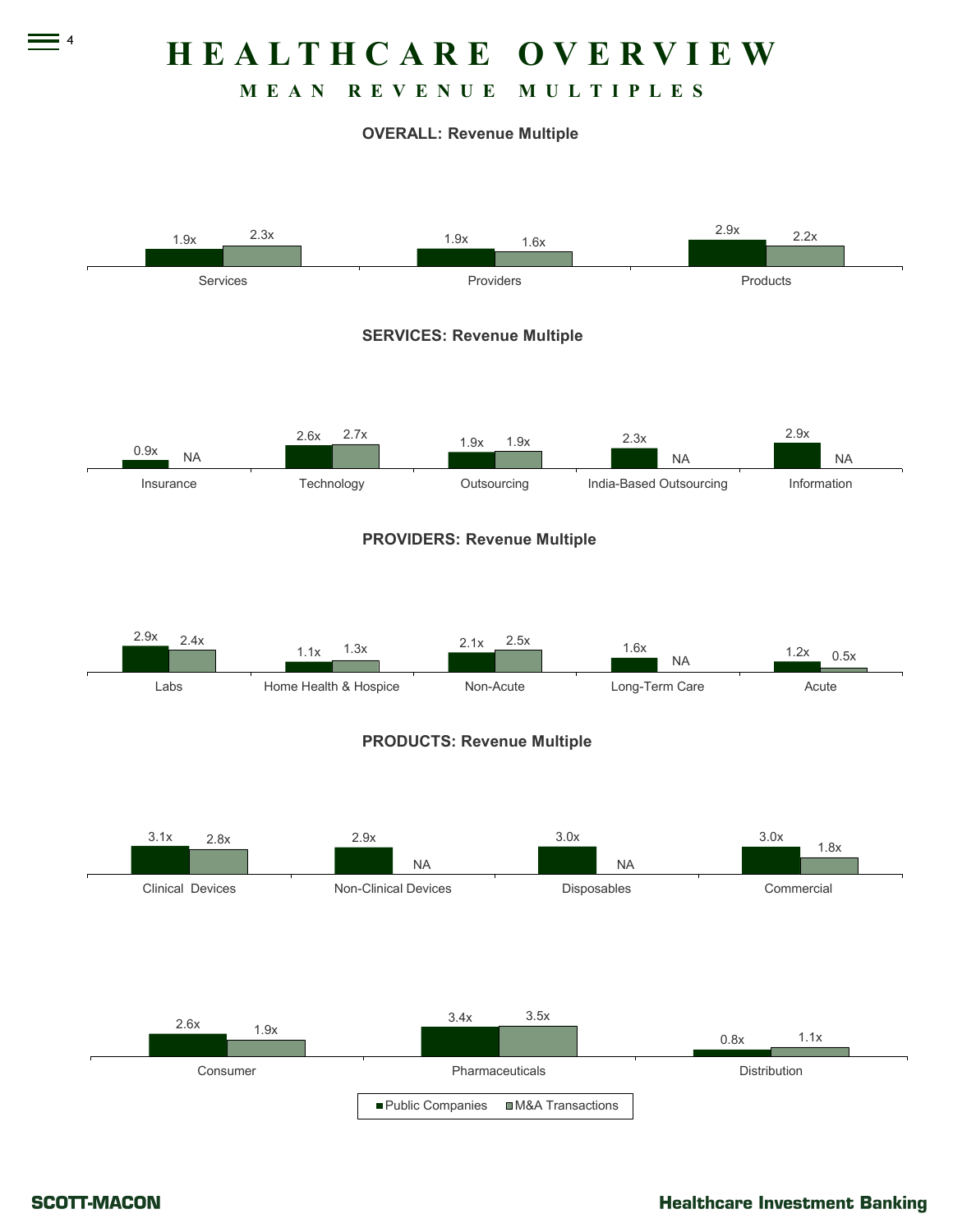# HEALTHCARE OVERVIEW

## MEAN REVENUE MULTIPLES

### OVERALL: Revenue Multiple

| | Public Companies | M&A Transactions |
|---|---|---|
| Services | 1.9x | 2.3x |
| Providers | 1.9x | 1.6x |
| Products | 2.9x | 2.2x |

### SERVICES: Revenue Multiple

| | Public Companies | M&A Transactions |
|---|---|---|
| Insurance | 0.9x | NA |
| Technology | 2.6x | 2.7x |
| Outsourcing | 1.9x | 1.9x |
| India-Based Outsourcing | 2.3x | NA |
| Information | 2.9x | NA |

### PROVIDERS: Revenue Multiple

| | Public Companies | M&A Transactions |
|---|---|---|
| Labs | 2.9x | 2.4x |
| Home Health & Hospice | 1.1x | 1.3x |
| Non-Acute | 2.1x | 2.5x |
| Long-Term Care | 1.6x | NA |
| Acute | 1.2x | 0.5x |

### PRODUCTS: Revenue Multiple

| | Public Companies | M&A Transactions |
|---|---|---|
| Clinical Devices | 3.1x | 2.8x |
| Non-Clinical Devices | 2.9x | NA |
| Disposables | 3.0x | NA |
| Commercial | 3.0x | 1.8x |
| Consumer | 2.6x | 1.9x |
| Pharmaceuticals | 3.4x | 3.5x |
| Distribution | 0.8x | 1.1x |

■ Public Companies ■ M&A Transactions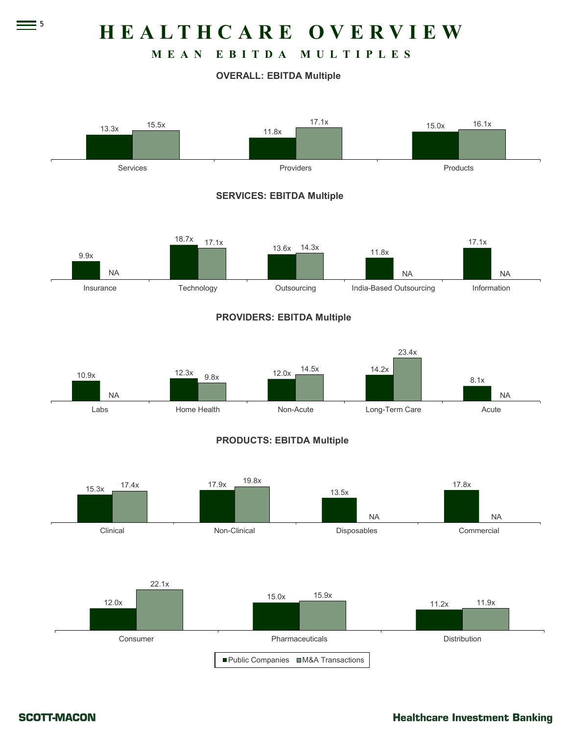# HEALTHCARE OVERVIEW

## MEAN EBITDA MULTIPLES

### OVERALL: EBITDA Multiple

| | Public Companies | M&A Transactions |
|---|---|---|
| Services | 13.3x | 15.5x |
| Providers | 11.8x | 17.1x |
| Products | 15.0x | 16.1x |

### SERVICES: EBITDA Multiple

| | Public Companies | M&A Transactions |
|---|---|---|
| Insurance | 9.9x | NA |
| Technology | 18.7x | 17.1x |
| Outsourcing | 13.6x | 14.3x |
| India-Based Outsourcing | 11.8x | NA |
| Information | 17.1x | NA |

### PROVIDERS: EBITDA Multiple

| | Public Companies | M&A Transactions |
|---|---|---|
| Labs | 10.9x | NA |
| Home Health | 12.3x | 9.8x |
| Non-Acute | 12.0x | 14.5x |
| Long-Term Care | 14.2x | 23.4x |
| Acute | 8.1x | NA |

### PRODUCTS: EBITDA Multiple

| | Public Companies | M&A Transactions |
|---|---|---|
| Clinical | 15.3x | 17.4x |
| Non-Clinical | 17.9x | 19.8x |
| Disposables | 13.5x | NA |
| Commercial | 17.8x | NA |
| Consumer | 12.0x | 22.1x |
| Pharmaceuticals | 15.0x | 15.9x |
| Distribution | 11.2x | 11.9x |

■ Public Companies ■ M&A Transactions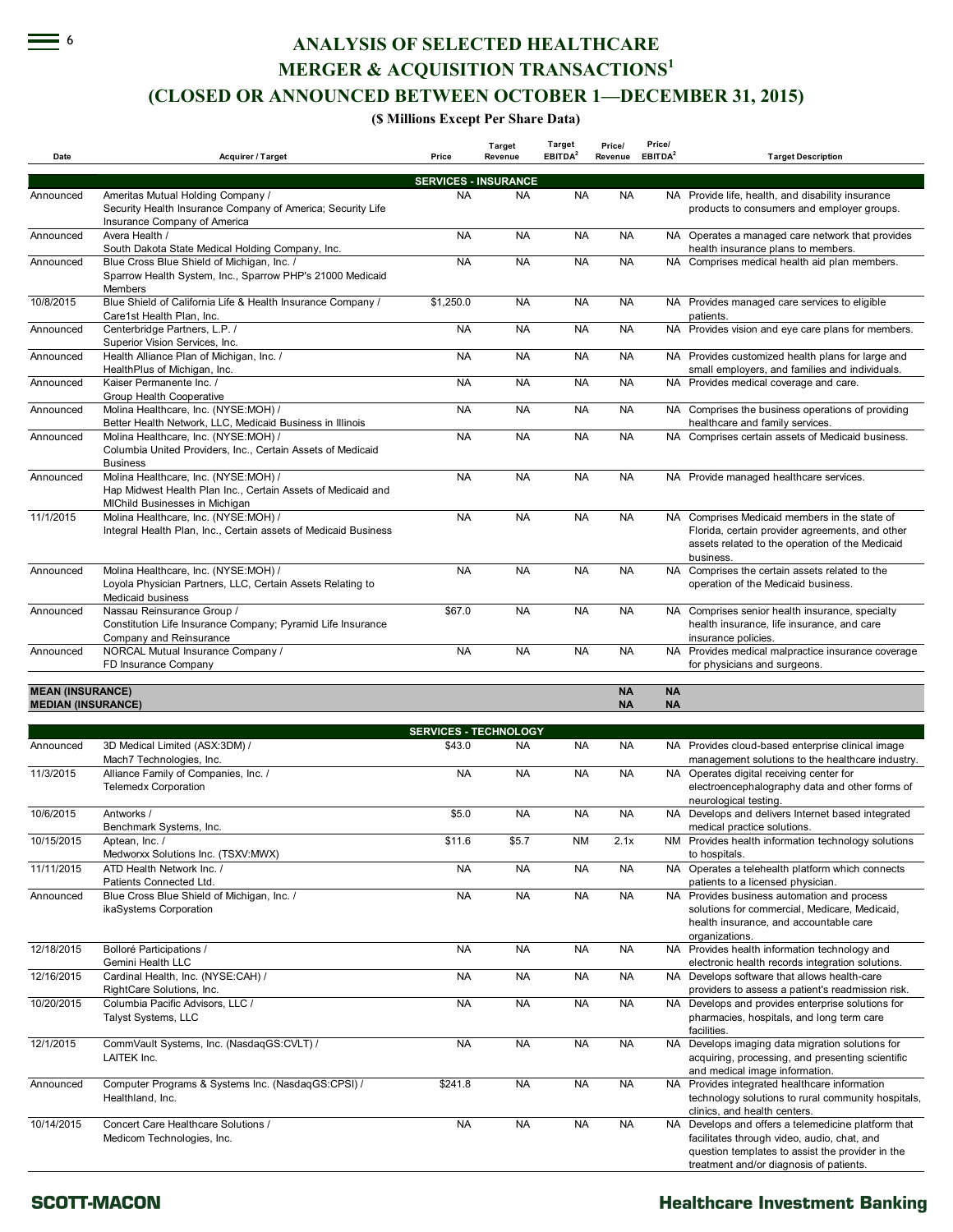# ANALYSIS OF SELECTED HEALTHCARE MERGER & ACQUISITION TRANSACTIONS[1]

# (CLOSED OR ANNOUNCED BETWEEN OCTOBER 1—DECEMBER 31, 2015)

**($ Millions Except Per Share Data)**

| Date | Acquirer / Target | Price | Target Revenue | Target EBITDA[2] | Price/ Revenue | Price/ EBITDA[2] | Target Description |
|---|---|---|---|---|---|---|---|
| | **SERVICES - INSURANCE** | | | | | | |
| Announced | Ameritas Mutual Holding Company / Security Health Insurance Company of America; Security Life Insurance Company of America | NA | NA | NA | NA | NA | Provide life, health, and disability insurance products to consumers and employer groups. |
| Announced | Avera Health / South Dakota State Medical Holding Company, Inc. | NA | NA | NA | NA | NA | Operates a managed care network that provides health insurance plans to members. |
| Announced | Blue Cross Blue Shield of Michigan, Inc. / Sparrow Health System, Inc., Sparrow PHP's 21000 Medicaid Members | NA | NA | NA | NA | NA | Comprises medical health aid plan members. |
| 10/8/2015 | Blue Shield of California Life & Health Insurance Company / Care1st Health Plan, Inc. | $1,250.0 | NA | NA | NA | NA | Provides managed care services to eligible patients. |
| Announced | Centerbridge Partners, L.P. / Superior Vision Services, Inc. | NA | NA | NA | NA | NA | Provides vision and eye care plans for members. |
| Announced | Health Alliance Plan of Michigan, Inc. / HealthPlus of Michigan, Inc. | NA | NA | NA | NA | NA | Provides customized health plans for large and small employers, and families and individuals. |
| Announced | Kaiser Permanente Inc. / Group Health Cooperative | NA | NA | NA | NA | NA | Provides medical coverage and care. |
| Announced | Molina Healthcare, Inc. (NYSE:MOH) / Better Health Network, LLC, Medicaid Business in Illinois | NA | NA | NA | NA | NA | Comprises the business operations of providing healthcare and family services. |
| Announced | Molina Healthcare, Inc. (NYSE:MOH) / Columbia United Providers, Inc., Certain Assets of Medicaid Business | NA | NA | NA | NA | NA | Comprises certain assets of Medicaid business. |
| Announced | Molina Healthcare, Inc. (NYSE:MOH) / Hap Midwest Health Plan Inc., Certain Assets of Medicaid and MIChild Businesses in Michigan | NA | NA | NA | NA | NA | Provide managed healthcare services. |
| 11/1/2015 | Molina Healthcare, Inc. (NYSE:MOH) / Integral Health Plan, Inc., Certain assets of Medicaid Business | NA | NA | NA | NA | NA | Comprises Medicaid members in the state of Florida, certain provider agreements, and other assets related to the operation of the Medicaid business. |
| Announced | Molina Healthcare, Inc. (NYSE:MOH) / Loyola Physician Partners, LLC, Certain Assets Relating to Medicaid business | NA | NA | NA | NA | NA | Comprises the certain assets related to the operation of the Medicaid business. |
| Announced | Nassau Reinsurance Group / Constitution Life Insurance Company; Pyramid Life Insurance Company and Reinsurance | $67.0 | NA | NA | NA | NA | Comprises senior health insurance, specialty health insurance, life insurance, and care insurance policies. |
| Announced | NORCAL Mutual Insurance Company / FD Insurance Company | NA | NA | NA | NA | NA | Provides medical malpractice insurance coverage for physicians and surgeons. |
| **MEAN (INSURANCE)** | | | | | **NA** | **NA** | |
| **MEDIAN (INSURANCE)** | | | | | **NA** | **NA** | |
| | **SERVICES - TECHNOLOGY** | | | | | | |
| Announced | 3D Medical Limited (ASX:3DM) / Mach7 Technologies, Inc. | $43.0 | NA | NA | NA | NA | Provides cloud-based enterprise clinical image management solutions to the healthcare industry. |
| 11/3/2015 | Alliance Family of Companies, Inc. / Telemedx Corporation | NA | NA | NA | NA | NA | Operates digital receiving center for electroencephalography data and other forms of neurological testing. |
| 10/6/2015 | Antworks / Benchmark Systems, Inc. | $5.0 | NA | NA | NA | NA | Develops and delivers Internet based integrated medical practice solutions. |
| 10/15/2015 | Aptean, Inc. / Medworxx Solutions Inc. (TSXV:MWX) | $11.6 | $5.7 | NM | 2.1x | NM | Provides health information technology solutions to hospitals. |
| 11/11/2015 | ATD Health Network Inc. / Patients Connected Ltd. | NA | NA | NA | NA | NA | Operates a telehealth platform which connects patients to a licensed physician. |
| Announced | Blue Cross Blue Shield of Michigan, Inc. / ikaSystems Corporation | NA | NA | NA | NA | NA | Provides business automation and process solutions for commercial, Medicare, Medicaid, health insurance, and accountable care organizations. |
| 12/18/2015 | Bolloré Participations / Gemini Health LLC | NA | NA | NA | NA | NA | Provides health information technology and electronic health records integration solutions. |
| 12/16/2015 | Cardinal Health, Inc. (NYSE:CAH) / RightCare Solutions, Inc. | NA | NA | NA | NA | NA | Develops software that allows health-care providers to assess a patient's readmission risk. |
| 10/20/2015 | Columbia Pacific Advisors, LLC / Talyst Systems, LLC | NA | NA | NA | NA | NA | Develops and provides enterprise solutions for pharmacies, hospitals, and long term care facilities. |
| 12/1/2015 | CommVault Systems, Inc. (NasdaqGS:CVLT) / LAITEK Inc. | NA | NA | NA | NA | NA | Develops imaging data migration solutions for acquiring, processing, and presenting scientific and medical image information. |
| Announced | Computer Programs & Systems Inc. (NasdaqGS:CPSI) / Healthland, Inc. | $241.8 | NA | NA | NA | NA | Provides integrated healthcare information technology solutions to rural community hospitals, clinics, and health centers. |
| 10/14/2015 | Concert Care Healthcare Solutions / Medicom Technologies, Inc. | NA | NA | NA | NA | NA | Develops and offers a telemedicine platform that facilitates through video, audio, chat, and question templates to assist the provider in the treatment and/or diagnosis of patients. |

SCOTT-MACON — Healthcare Investment Banking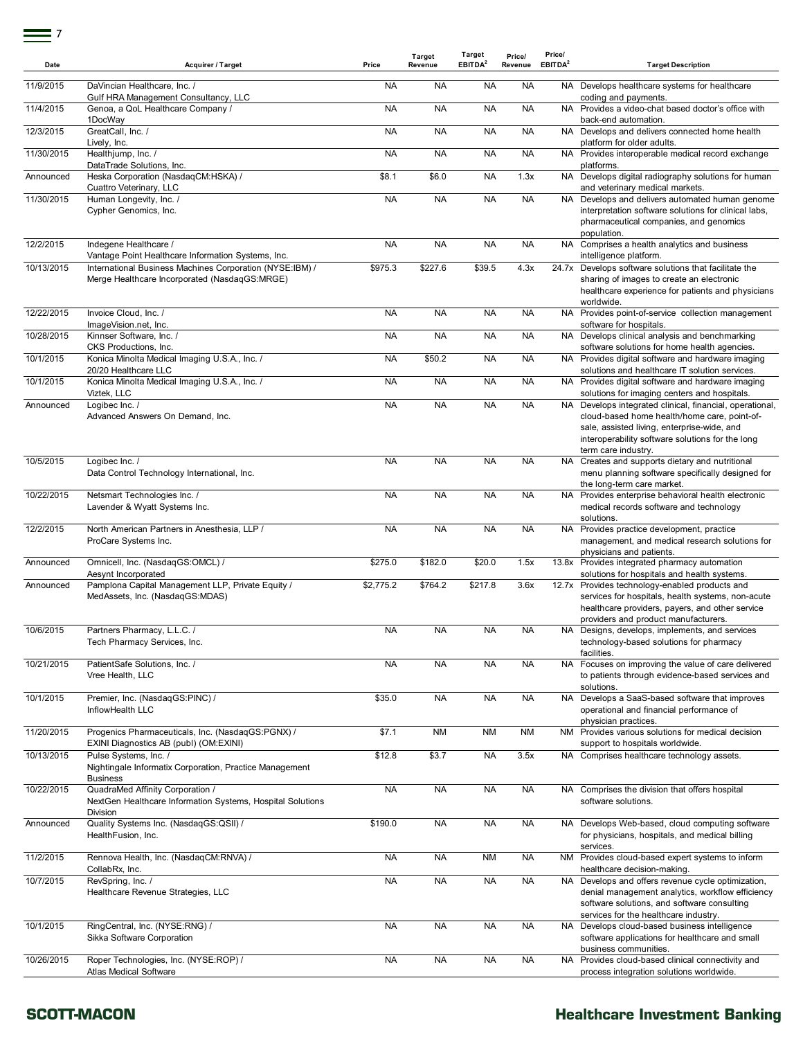| Date | Acquirer / Target | Price | Target Revenue | Target EBITDA[2] | Price/ Revenue | Price/ EBITDA[2] | Target Description |
|---|---|---|---|---|---|---|---|
| 11/9/2015 | DaVincian Healthcare, Inc. / Gulf HRA Management Consultancy, LLC | NA | NA | NA | NA | NA | Develops healthcare systems for healthcare coding and payments. |
| 11/4/2015 | Genoa, a QoL Healthcare Company / 1DocWay | NA | NA | NA | NA | NA | Provides a video-chat based doctor's office with back-end automation. |
| 12/3/2015 | GreatCall, Inc. / Lively, Inc. | NA | NA | NA | NA | NA | Develops and delivers connected home health platform for older adults. |
| 11/30/2015 | Healthjump, Inc. / DataTrade Solutions, Inc. | NA | NA | NA | NA | NA | Provides interoperable medical record exchange platforms. |
| Announced | Heska Corporation (NasdaqCM:HSKA) / Cuattro Veterinary, LLC | $8.1 | $6.0 | NA | 1.3x | NA | Develops digital radiography solutions for human and veterinary medical markets. |
| 11/30/2015 | Human Longevity, Inc. / Cypher Genomics, Inc. | NA | NA | NA | NA | NA | Develops and delivers automated human genome interpretation software solutions for clinical labs, pharmaceutical companies, and genomics population. |
| 12/2/2015 | Indegene Healthcare / Vantage Point Healthcare Information Systems, Inc. | NA | NA | NA | NA | NA | Comprises a health analytics and business intelligence platform. |
| 10/13/2015 | International Business Machines Corporation (NYSE:IBM) / Merge Healthcare Incorporated (NasdaqGS:MRGE) | $975.3 | $227.6 | $39.5 | 4.3x | 24.7x | Develops software solutions that facilitate the sharing of images to create an electronic healthcare experience for patients and physicians worldwide. |
| 12/22/2015 | Invoice Cloud, Inc. / ImageVision.net, Inc. | NA | NA | NA | NA | NA | Provides point-of-service collection management software for hospitals. |
| 10/28/2015 | Kinnser Software, Inc. / CKS Productions, Inc. | NA | NA | NA | NA | NA | Develops clinical analysis and benchmarking software solutions for home health agencies. |
| 10/1/2015 | Konica Minolta Medical Imaging U.S.A., Inc. / 20/20 Healthcare LLC | NA | $50.2 | NA | NA | NA | Provides digital software and hardware imaging solutions and healthcare IT solution services. |
| 10/1/2015 | Konica Minolta Medical Imaging U.S.A., Inc. / Viztek, LLC | NA | NA | NA | NA | NA | Provides digital software and hardware imaging solutions for imaging centers and hospitals. |
| Announced | Logibec Inc. / Advanced Answers On Demand, Inc. | NA | NA | NA | NA | NA | Develops integrated clinical, financial, operational, cloud-based home health/home care, point-of-sale, assisted living, enterprise-wide, and interoperability software solutions for the long term care industry. |
| 10/5/2015 | Logibec Inc. / Data Control Technology International, Inc. | NA | NA | NA | NA | NA | Creates and supports dietary and nutritional menu planning software specifically designed for the long-term care market. |
| 10/22/2015 | Netsmart Technologies Inc. / Lavender & Wyatt Systems Inc. | NA | NA | NA | NA | NA | Provides enterprise behavioral health electronic medical records software and technology solutions. |
| 12/2/2015 | North American Partners in Anesthesia, LLP / ProCare Systems Inc. | NA | NA | NA | NA | NA | Provides practice development, practice management, and medical research solutions for physicians and patients. |
| Announced | Omnicell, Inc. (NasdaqGS:OMCL) / Aesynt Incorporated | $275.0 | $182.0 | $20.0 | 1.5x | 13.8x | Provides integrated pharmacy automation solutions for hospitals and health systems. |
| Announced | Pamplona Capital Management LLP, Private Equity / MedAssets, Inc. (NasdaqGS:MDAS) | $2,775.2 | $764.2 | $217.8 | 3.6x | 12.7x | Provides technology-enabled products and services for hospitals, health systems, non-acute healthcare providers, payers, and other service providers and product manufacturers. |
| 10/6/2015 | Partners Pharmacy, L.L.C. / Tech Pharmacy Services, Inc. | NA | NA | NA | NA | NA | Designs, develops, implements, and services technology-based solutions for pharmacy facilities. |
| 10/21/2015 | PatientSafe Solutions, Inc. / Vree Health, LLC | NA | NA | NA | NA | NA | Focuses on improving the value of care delivered to patients through evidence-based services and solutions. |
| 10/1/2015 | Premier, Inc. (NasdaqGS:PINC) / InflowHealth LLC | $35.0 | NA | NA | NA | NA | Develops a SaaS-based software that improves operational and financial performance of physician practices. |
| 11/20/2015 | Progenics Pharmaceuticals, Inc. (NasdaqGS:PGNX) / EXINI Diagnostics AB (publ) (OM:EXINI) | $7.1 | NM | NM | NM | NM | Provides various solutions for medical decision support to hospitals worldwide. |
| 10/13/2015 | Pulse Systems, Inc. / Nightingale Informatix Corporation, Practice Management Business | $12.8 | $3.7 | NA | 3.5x | NA | Comprises healthcare technology assets. |
| 10/22/2015 | QuadraMed Affinity Corporation / NextGen Healthcare Information Systems, Hospital Solutions Division | NA | NA | NA | NA | NA | Comprises the division that offers hospital software solutions. |
| Announced | Quality Systems Inc. (NasdaqGS:QSII) / HealthFusion, Inc. | $190.0 | NA | NA | NA | NA | Develops Web-based, cloud computing software for physicians, hospitals, and medical billing services. |
| 11/2/2015 | Rennova Health, Inc. (NasdaqCM:RNVA) / CollabRx, Inc. | NA | NA | NM | NA | NM | Provides cloud-based expert systems to inform healthcare decision-making. |
| 10/7/2015 | RevSpring, Inc. / Healthcare Revenue Strategies, LLC | NA | NA | NA | NA | NA | Develops and offers revenue cycle optimization, denial management analytics, workflow efficiency software solutions, and software consulting services for the healthcare industry. |
| 10/1/2015 | RingCentral, Inc. (NYSE:RNG) / Sikka Software Corporation | NA | NA | NA | NA | NA | Develops cloud-based business intelligence software applications for healthcare and small business communities. |
| 10/26/2015 | Roper Technologies, Inc. (NYSE:ROP) / Atlas Medical Software | NA | NA | NA | NA | NA | Provides cloud-based clinical connectivity and process integration solutions worldwide. |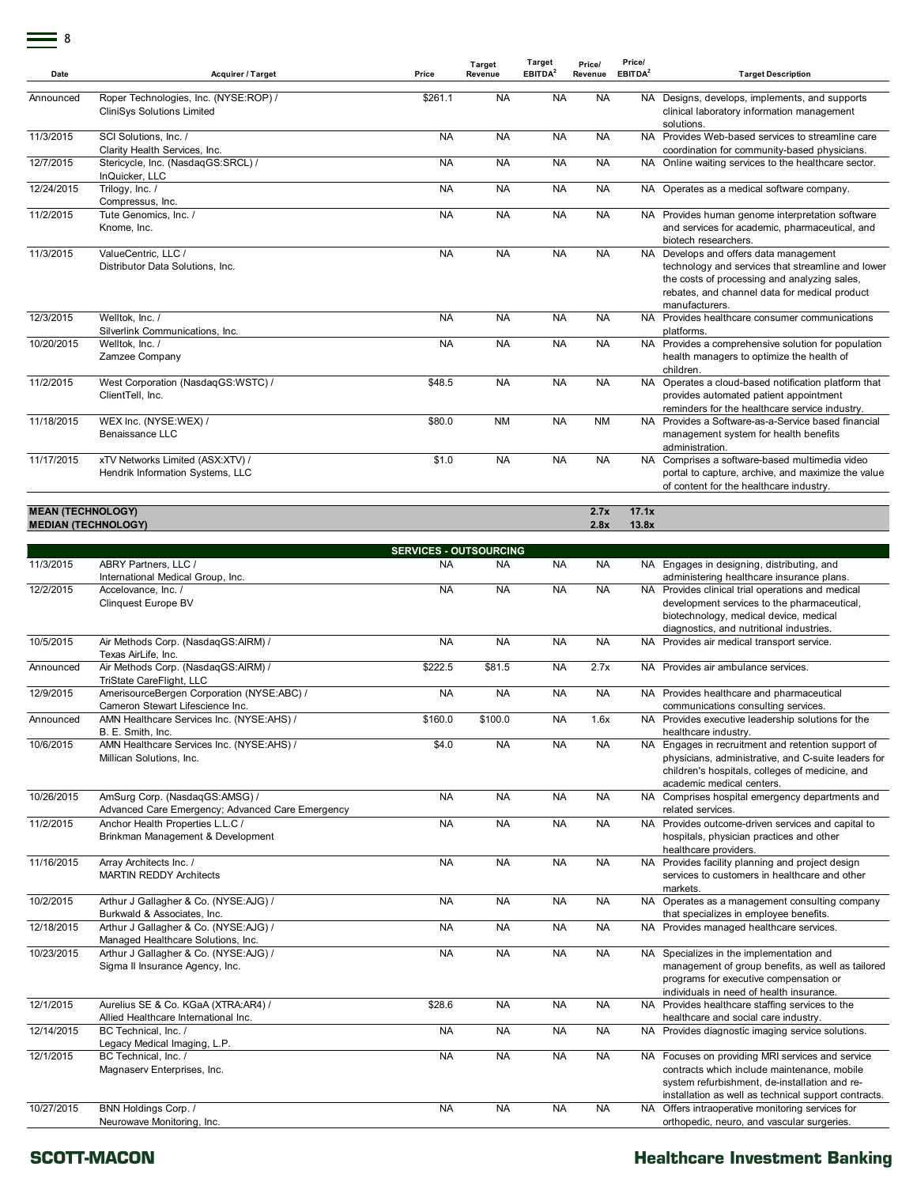| Date | Acquirer / Target | Price | Target Revenue | Target EBITDA[2] | Price/ Revenue | Price/ EBITDA[2] | Target Description |
|---|---|---|---|---|---|---|---|
| Announced | Roper Technologies, Inc. (NYSE:ROP) / CliniSys Solutions Limited | $261.1 | NA | NA | NA | NA | Designs, develops, implements, and supports clinical laboratory information management solutions. |
| 11/3/2015 | SCI Solutions, Inc. / Clarity Health Services, Inc. | NA | NA | NA | NA | NA | Provides Web-based services to streamline care coordination for community-based physicians. |
| 12/7/2015 | Stericycle, Inc. (NasdaqGS:SRCL) / InQuicker, LLC | NA | NA | NA | NA | NA | Online waiting services to the healthcare sector. |
| 12/24/2015 | Trilogy, Inc. / Compressus, Inc. | NA | NA | NA | NA | NA | Operates as a medical software company. |
| 11/2/2015 | Tute Genomics, Inc. / Knome, Inc. | NA | NA | NA | NA | NA | Provides human genome interpretation software and services for academic, pharmaceutical, and biotech researchers. |
| 11/3/2015 | ValueCentric, LLC / Distributor Data Solutions, Inc. | NA | NA | NA | NA | NA | Develops and offers data management technology and services that streamline and lower the costs of processing and analyzing sales, rebates, and channel data for medical product manufacturers. |
| 12/3/2015 | Welltok, Inc. / Silverlink Communications, Inc. | NA | NA | NA | NA | NA | Provides healthcare consumer communications platforms. |
| 10/20/2015 | Welltok, Inc. / Zamzee Company | NA | NA | NA | NA | NA | Provides a comprehensive solution for population health managers to optimize the health of children. |
| 11/2/2015 | West Corporation (NasdaqGS:WSTC) / ClientTell, Inc. | $48.5 | NA | NA | NA | NA | Operates a cloud-based notification platform that provides automated patient appointment reminders for the healthcare service industry. |
| 11/18/2015 | WEX Inc. (NYSE:WEX) / Benaissance LLC | $80.0 | NM | NA | NM | NA | Provides a Software-as-a-Service based financial management system for health benefits administration. |
| 11/17/2015 | xTV Networks Limited (ASX:XTV) / Hendrik Information Systems, LLC | $1.0 | NA | NA | NA | NA | Comprises a software-based multimedia video portal to capture, archive, and maximize the value of content for the healthcare industry. |
| **MEAN (TECHNOLOGY)** | | | | | **2.7x** | **17.1x** | |
| **MEDIAN (TECHNOLOGY)** | | | | | **2.8x** | **13.8x** | |
| | | **SERVICES - OUTSOURCING** | | | | | |
| 11/3/2015 | ABRY Partners, LLC / International Medical Group, Inc. | NA | NA | NA | NA | NA | Engages in designing, distributing, and administering healthcare insurance plans. |
| 12/2/2015 | Accelovance, Inc. / Clinquest Europe BV | NA | NA | NA | NA | NA | Provides clinical trial operations and medical development services to the pharmaceutical, biotechnology, medical device, medical diagnostics, and nutritional industries. |
| 10/5/2015 | Air Methods Corp. (NasdaqGS:AIRM) / Texas AirLife, Inc. | NA | NA | NA | NA | NA | Provides air medical transport service. |
| Announced | Air Methods Corp. (NasdaqGS:AIRM) / TriState CareFlight, LLC | $222.5 | $81.5 | NA | 2.7x | NA | Provides air ambulance services. |
| 12/9/2015 | AmerisourceBergen Corporation (NYSE:ABC) / Cameron Stewart Lifescience Inc. | NA | NA | NA | NA | NA | Provides healthcare and pharmaceutical communications consulting services. |
| Announced | AMN Healthcare Services Inc. (NYSE:AHS) / B. E. Smith, Inc. | $160.0 | $100.0 | NA | 1.6x | NA | Provides executive leadership solutions for the healthcare industry. |
| 10/6/2015 | AMN Healthcare Services Inc. (NYSE:AHS) / Millican Solutions, Inc. | $4.0 | NA | NA | NA | NA | Engages in recruitment and retention support of physicians, administrative, and C-suite leaders for children's hospitals, colleges of medicine, and academic medical centers. |
| 10/26/2015 | AmSurg Corp. (NasdaqGS:AMSG) / Advanced Care Emergency; Advanced Care Emergency | NA | NA | NA | NA | NA | Comprises hospital emergency departments and related services. |
| 11/2/2015 | Anchor Health Properties L.L.C / Brinkman Management & Development | NA | NA | NA | NA | NA | Provides outcome-driven services and capital to hospitals, physician practices and other healthcare providers. |
| 11/16/2015 | Array Architects Inc. / MARTIN REDDY Architects | NA | NA | NA | NA | NA | Provides facility planning and project design services to customers in healthcare and other markets. |
| 10/2/2015 | Arthur J Gallagher & Co. (NYSE:AJG) / Burkwald & Associates, Inc. | NA | NA | NA | NA | NA | Operates as a management consulting company that specializes in employee benefits. |
| 12/18/2015 | Arthur J Gallagher & Co. (NYSE:AJG) / Managed Healthcare Solutions, Inc. | NA | NA | NA | NA | NA | Provides managed healthcare services. |
| 10/23/2015 | Arthur J Gallagher & Co. (NYSE:AJG) / Sigma II Insurance Agency, Inc. | NA | NA | NA | NA | NA | Specializes in the implementation and management of group benefits, as well as tailored programs for executive compensation or individuals in need of health insurance. |
| 12/1/2015 | Aurelius SE & Co. KGaA (XTRA:AR4) / Allied Healthcare International Inc. | $28.6 | NA | NA | NA | NA | Provides healthcare staffing services to the healthcare and social care industry. |
| 12/14/2015 | BC Technical, Inc. / Legacy Medical Imaging, L.P. | NA | NA | NA | NA | NA | Provides diagnostic imaging service solutions. |
| 12/1/2015 | BC Technical, Inc. / Magnaserv Enterprises, Inc. | NA | NA | NA | NA | NA | Focuses on providing MRI services and service contracts which include maintenance, mobile system refurbishment, de-installation and re-installation as well as technical support contracts. |
| 10/27/2015 | BNN Holdings Corp. / Neurowave Monitoring, Inc. | NA | NA | NA | NA | NA | Offers intraoperative monitoring services for orthopedic, neuro, and vascular surgeries. |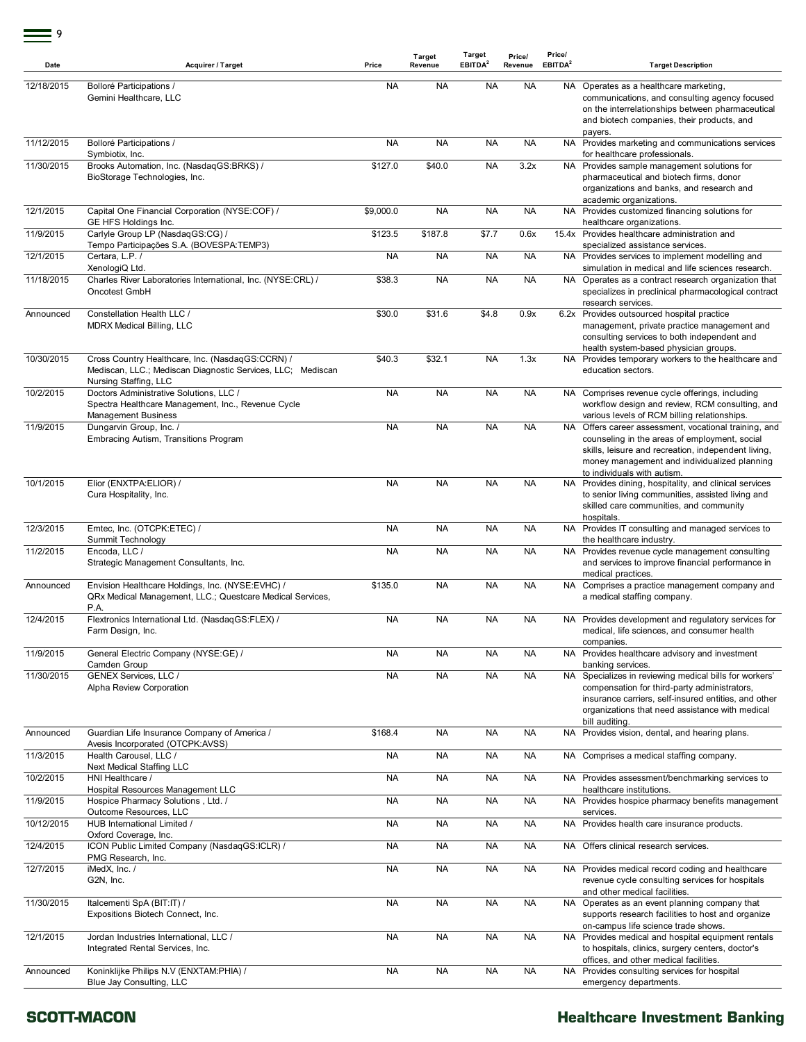| Date | Acquirer / Target | Price | Target Revenue | Target EBITDA[2] | Price/ Revenue | Price/ EBITDA[2] | Target Description |
|---|---|---|---|---|---|---|---|
| 12/18/2015 | Bolloré Participations / Gemini Healthcare, LLC | NA | NA | NA | NA | NA | Operates as a healthcare marketing, communications, and consulting agency focused on the interrelationships between pharmaceutical and biotech companies, their products, and payers. |
| 11/12/2015 | Bolloré Participations / Symbiotix, Inc. | NA | NA | NA | NA | NA | Provides marketing and communications services for healthcare professionals. |
| 11/30/2015 | Brooks Automation, Inc. (NasdaqGS:BRKS) / BioStorage Technologies, Inc. | $127.0 | $40.0 | NA | 3.2x | NA | Provides sample management solutions for pharmaceutical and biotech firms, donor organizations and banks, and research and academic organizations. |
| 12/1/2015 | Capital One Financial Corporation (NYSE:COF) / GE HFS Holdings Inc. | $9,000.0 | NA | NA | NA | NA | Provides customized financing solutions for healthcare organizations. |
| 11/9/2015 | Carlyle Group LP (NasdaqGS:CG) / Tempo Participações S.A. (BOVESPA:TEMP3) | $123.5 | $187.8 | $7.7 | 0.6x | 15.4x | Provides healthcare administration and specialized assistance services. |
| 12/1/2015 | Certara, L.P. / XenologiQ Ltd. | NA | NA | NA | NA | NA | Provides services to implement modelling and simulation in medical and life sciences research. |
| 11/18/2015 | Charles River Laboratories International, Inc. (NYSE:CRL) / Oncotest GmbH | $38.3 | NA | NA | NA | NA | Operates as a contract research organization that specializes in preclinical pharmacological contract research services. |
| Announced | Constellation Health LLC / MDRX Medical Billing, LLC | $30.0 | $31.6 | $4.8 | 0.9x | 6.2x | Provides outsourced hospital practice management, private practice management and consulting services to both independent and health system-based physician groups. |
| 10/30/2015 | Cross Country Healthcare, Inc. (NasdaqGS:CCRN) / Mediscan, LLC.; Mediscan Diagnostic Services, LLC; Mediscan Nursing Staffing, LLC | $40.3 | $32.1 | NA | 1.3x | NA | Provides temporary workers to the healthcare and education sectors. |
| 10/2/2015 | Doctors Administrative Solutions, LLC / Spectra Healthcare Management, Inc., Revenue Cycle Management Business | NA | NA | NA | NA | NA | Comprises revenue cycle offerings, including workflow design and review, RCM consulting, and various levels of RCM billing relationships. |
| 11/9/2015 | Dungarvin Group, Inc. / Embracing Autism, Transitions Program | NA | NA | NA | NA | NA | Offers career assessment, vocational training, and counseling in the areas of employment, social skills, leisure and recreation, independent living, money management and individualized planning to individuals with autism. |
| 10/1/2015 | Elior (ENXTPA:ELIOR) / Cura Hospitality, Inc. | NA | NA | NA | NA | NA | Provides dining, hospitality, and clinical services to senior living communities, assisted living and skilled care communities, and community hospitals. |
| 12/3/2015 | Emtec, Inc. (OTCPK:ETEC) / Summit Technology | NA | NA | NA | NA | NA | Provides IT consulting and managed services to the healthcare industry. |
| 11/2/2015 | Encoda, LLC / Strategic Management Consultants, Inc. | NA | NA | NA | NA | NA | Provides revenue cycle management consulting and services to improve financial performance in medical practices. |
| Announced | Envision Healthcare Holdings, Inc. (NYSE:EVHC) / QRx Medical Management, LLC.; Questcare Medical Services, P.A. | $135.0 | NA | NA | NA | NA | Comprises a practice management company and a medical staffing company. |
| 12/4/2015 | Flextronics International Ltd. (NasdaqGS:FLEX) / Farm Design, Inc. | NA | NA | NA | NA | NA | Provides development and regulatory services for medical, life sciences, and consumer health companies. |
| 11/9/2015 | General Electric Company (NYSE:GE) / Camden Group | NA | NA | NA | NA | NA | Provides healthcare advisory and investment banking services. |
| 11/30/2015 | GENEX Services, LLC / Alpha Review Corporation | NA | NA | NA | NA | NA | Specializes in reviewing medical bills for workers' compensation for third-party administrators, insurance carriers, self-insured entities, and other organizations that need assistance with medical bill auditing. |
| Announced | Guardian Life Insurance Company of America / Avesis Incorporated (OTCPK:AVSS) | $168.4 | NA | NA | NA | NA | Provides vision, dental, and hearing plans. |
| 11/3/2015 | Health Carousel, LLC / Next Medical Staffing LLC | NA | NA | NA | NA | NA | Comprises a medical staffing company. |
| 10/2/2015 | HNI Healthcare / Hospital Resources Management LLC | NA | NA | NA | NA | NA | Provides assessment/benchmarking services to healthcare institutions. |
| 11/9/2015 | Hospice Pharmacy Solutions , Ltd. / Outcome Resources, LLC | NA | NA | NA | NA | NA | Provides hospice pharmacy benefits management services. |
| 10/12/2015 | HUB International Limited / Oxford Coverage, Inc. | NA | NA | NA | NA | NA | Provides health care insurance products. |
| 12/4/2015 | ICON Public Limited Company (NasdaqGS:ICLR) / PMG Research, Inc. | NA | NA | NA | NA | NA | Offers clinical research services. |
| 12/7/2015 | iMedX, Inc. / G2N, Inc. | NA | NA | NA | NA | NA | Provides medical record coding and healthcare revenue cycle consulting services for hospitals and other medical facilities. |
| 11/30/2015 | Italcementi SpA (BIT:IT) / Expositions Biotech Connect, Inc. | NA | NA | NA | NA | NA | Operates as an event planning company that supports research facilities to host and organize on-campus life science trade shows. |
| 12/1/2015 | Jordan Industries International, LLC / Integrated Rental Services, Inc. | NA | NA | NA | NA | NA | Provides medical and hospital equipment rentals to hospitals, clinics, surgery centers, doctor's offices, and other medical facilities. |
| Announced | Koninklijke Philips N.V (ENXTAM:PHIA) / Blue Jay Consulting, LLC | NA | NA | NA | NA | NA | Provides consulting services for hospital emergency departments. |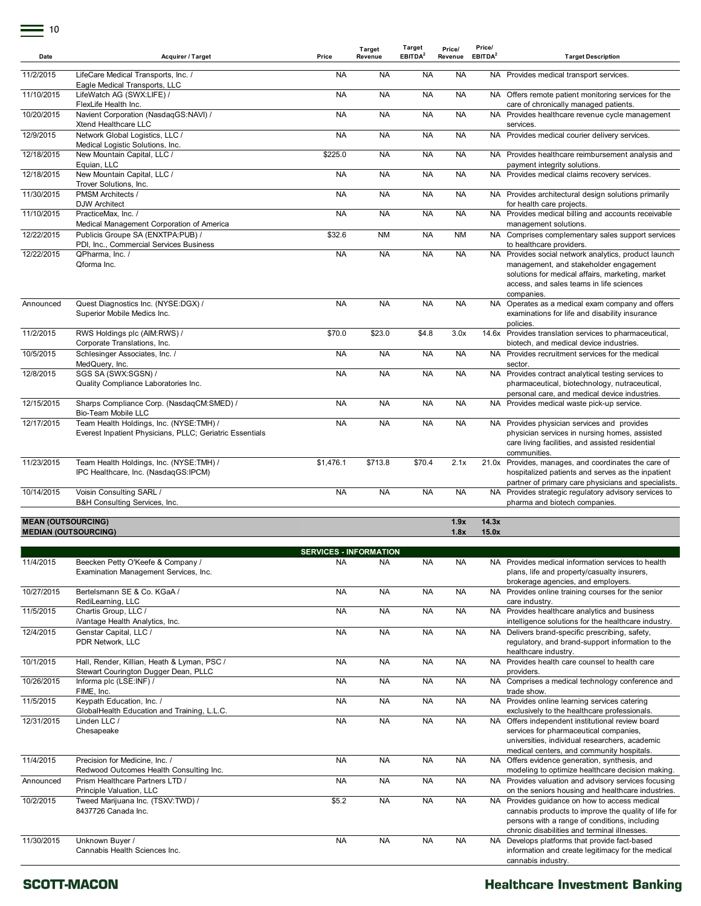| Date | Acquirer / Target | Price | Target Revenue | Target EBITDA[2] | Price/ Revenue | Price/ EBITDA[2] | Target Description |
|---|---|---|---|---|---|---|---|
| 11/2/2015 | LifeCare Medical Transports, Inc. / Eagle Medical Transports, LLC | NA | NA | NA | NA | NA | Provides medical transport services. |
| 11/10/2015 | LifeWatch AG (SWX:LIFE) / FlexLife Health Inc. | NA | NA | NA | NA | NA | Offers remote patient monitoring services for the care of chronically managed patients. |
| 10/20/2015 | Navient Corporation (NasdaqGS:NAVI) / Xtend Healthcare LLC | NA | NA | NA | NA | NA | Provides healthcare revenue cycle management services. |
| 12/9/2015 | Network Global Logistics, LLC / Medical Logistic Solutions, Inc. | NA | NA | NA | NA | NA | Provides medical courier delivery services. |
| 12/18/2015 | New Mountain Capital, LLC / Equian, LLC | $225.0 | NA | NA | NA | NA | Provides healthcare reimbursement analysis and payment integrity solutions. |
| 12/18/2015 | New Mountain Capital, LLC / Trover Solutions, Inc. | NA | NA | NA | NA | NA | Provides medical claims recovery services. |
| 11/30/2015 | PMSM Architects / DJW Architect | NA | NA | NA | NA | NA | Provides architectural design solutions primarily for health care projects. |
| 11/10/2015 | PracticeMax, Inc. / Medical Management Corporation of America | NA | NA | NA | NA | NA | Provides medical billing and accounts receivable management solutions. |
| 12/22/2015 | Publicis Groupe SA (ENXTPA:PUB) / PDI, Inc., Commercial Services Business | $32.6 | NM | NA | NM | NA | Comprises complementary sales support services to healthcare providers. |
| 12/22/2015 | QPharma, Inc. / Qforma Inc. | NA | NA | NA | NA | NA | Provides social network analytics, product launch management, and stakeholder engagement solutions for medical affairs, marketing, market access, and sales teams in life sciences companies. |
| Announced | Quest Diagnostics Inc. (NYSE:DGX) / Superior Mobile Medics Inc. | NA | NA | NA | NA | NA | Operates as a medical exam company and offers examinations for life and disability insurance policies. |
| 11/2/2015 | RWS Holdings plc (AIM:RWS) / Corporate Translations, Inc. | $70.0 | $23.0 | $4.8 | 3.0x | 14.6x | Provides translation services to pharmaceutical, biotech, and medical device industries. |
| 10/5/2015 | Schlesinger Associates, Inc. / MedQuery, Inc. | NA | NA | NA | NA | NA | Provides recruitment services for the medical sector. |
| 12/8/2015 | SGS SA (SWX:SGSN) / Quality Compliance Laboratories Inc. | NA | NA | NA | NA | NA | Provides contract analytical testing services to pharmaceutical, biotechnology, nutraceutical, personal care, and medical device industries. |
| 12/15/2015 | Sharps Compliance Corp. (NasdaqCM:SMED) / Bio-Team Mobile LLC | NA | NA | NA | NA | NA | Provides medical waste pick-up service. |
| 12/17/2015 | Team Health Holdings, Inc. (NYSE:TMH) / Everest Inpatient Physicians, PLLC; Geriatric Essentials | NA | NA | NA | NA | NA | Provides physician services and provides physician services in nursing homes, assisted care living facilities, and assisted residential communities. |
| 11/23/2015 | Team Health Holdings, Inc. (NYSE:TMH) / IPC Healthcare, Inc. (NasdaqGS:IPCM) | $1,476.1 | $713.8 | $70.4 | 2.1x | 21.0x | Provides, manages, and coordinates the care of hospitalized patients and serves as the inpatient partner of primary care physicians and specialists. |
| 10/14/2015 | Voisin Consulting SARL / B&H Consulting Services, Inc. | NA | NA | NA | NA | NA | Provides strategic regulatory advisory services to pharma and biotech companies. |
| **MEAN (OUTSOURCING)** | | | | | **1.9x** | **14.3x** | |
| **MEDIAN (OUTSOURCING)** | | | | | **1.8x** | **15.0x** | |
| | | **SERVICES - INFORMATION** | | | | | |
| 11/4/2015 | Beecken Petty O'Keefe & Company / Examination Management Services, Inc. | NA | NA | NA | NA | NA | Provides medical information services to health plans, life and property/casualty insurers, brokerage agencies, and employers. |
| 10/27/2015 | Bertelsmann SE & Co. KGaA / RediLearning, LLC | NA | NA | NA | NA | NA | Provides online training courses for the senior care industry. |
| 11/5/2015 | Chartis Group, LLC / iVantage Health Analytics, Inc. | NA | NA | NA | NA | NA | Provides healthcare analytics and business intelligence solutions for the healthcare industry. |
| 12/4/2015 | Genstar Capital, LLC / PDR Network, LLC | NA | NA | NA | NA | NA | Delivers brand-specific prescribing, safety, regulatory, and brand-support information to the healthcare industry. |
| 10/1/2015 | Hall, Render, Killian, Heath & Lyman, PSC / Stewart Courington Dugger Dean, PLLC | NA | NA | NA | NA | NA | Provides health care counsel to health care providers. |
| 10/26/2015 | Informa plc (LSE:INF) / FIME, Inc. | NA | NA | NA | NA | NA | Comprises a medical technology conference and trade show. |
| 11/5/2015 | Keypath Education, Inc. / GlobalHealth Education and Training, L.L.C. | NA | NA | NA | NA | NA | Provides online learning services catering exclusively to the healthcare professionals. |
| 12/31/2015 | Linden LLC / Chesapeake | NA | NA | NA | NA | NA | Offers independent institutional review board services for pharmaceutical companies, universities, individual researchers, academic medical centers, and community hospitals. |
| 11/4/2015 | Precision for Medicine, Inc. / Redwood Outcomes Health Consulting Inc. | NA | NA | NA | NA | NA | Offers evidence generation, synthesis, and modeling to optimize healthcare decision making. |
| Announced | Prism Healthcare Partners LTD / Principle Valuation, LLC | NA | NA | NA | NA | NA | Provides valuation and advisory services focusing on the seniors housing and healthcare industries. |
| 10/2/2015 | Tweed Marijuana Inc. (TSXV:TWD) / 8437726 Canada Inc. | $5.2 | NA | NA | NA | NA | Provides guidance on how to access medical cannabis products to improve the quality of life for persons with a range of conditions, including chronic disabilities and terminal illnesses. |
| 11/30/2015 | Unknown Buyer / Cannabis Health Sciences Inc. | NA | NA | NA | NA | NA | Develops platforms that provide fact-based information and create legitimacy for the medical cannabis industry. |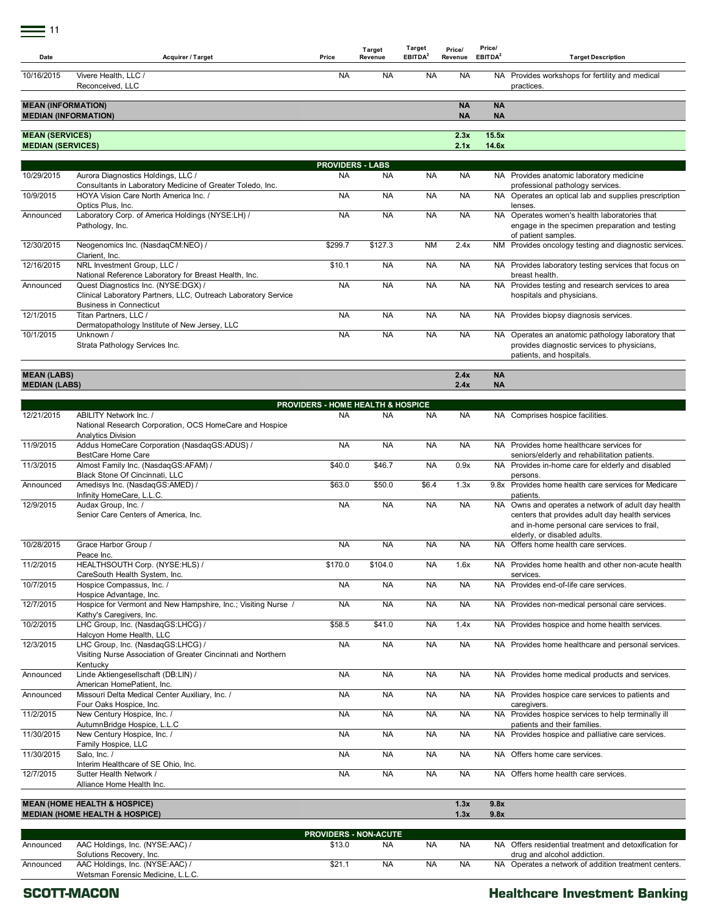| Date | Acquirer / Target | Price | Target Revenue | Target EBITDA[2] | Price/ Revenue | Price/ EBITDA[2] | Target Description |
|---|---|---|---|---|---|---|---|
| 10/16/2015 | Vivere Health, LLC / Reconceived, LLC | NA | NA | NA | NA | NA | Provides workshops for fertility and medical practices. |
| **MEAN (INFORMATION)** | | | | | **NA** | **NA** | |
| **MEDIAN (INFORMATION)** | | | | | **NA** | **NA** | |
| **MEAN (SERVICES)** | | | | | **2.3x** | **15.5x** | |
| **MEDIAN (SERVICES)** | | | | | **2.1x** | **14.6x** | |
| | | **PROVIDERS - LABS** | | | | | |
| 10/29/2015 | Aurora Diagnostics Holdings, LLC / Consultants in Laboratory Medicine of Greater Toledo, Inc. | NA | NA | NA | NA | NA | Provides anatomic laboratory medicine professional pathology services. |
| 10/9/2015 | HOYA Vision Care North America Inc. / Optics Plus, Inc. | NA | NA | NA | NA | NA | Operates an optical lab and supplies prescription lenses. |
| Announced | Laboratory Corp. of America Holdings (NYSE:LH) / Pathology, Inc. | NA | NA | NA | NA | NA | Operates women's health laboratories that engage in the specimen preparation and testing of patient samples. |
| 12/30/2015 | Neogenomics Inc. (NasdaqCM:NEO) / Clarient, Inc. | $299.7 | $127.3 | NM | 2.4x | NM | Provides oncology testing and diagnostic services. |
| 12/16/2015 | NRL Investment Group, LLC / National Reference Laboratory for Breast Health, Inc. | $10.1 | NA | NA | NA | NA | Provides laboratory testing services that focus on breast health. |
| Announced | Quest Diagnostics Inc. (NYSE:DGX) / Clinical Laboratory Partners, LLC, Outreach Laboratory Service Business in Connecticut | NA | NA | NA | NA | NA | Provides testing and research services to area hospitals and physicians. |
| 12/1/2015 | Titan Partners, LLC / Dermatopathology Institute of New Jersey, LLC | NA | NA | NA | NA | NA | Provides biopsy diagnosis services. |
| 10/1/2015 | Unknown / Strata Pathology Services Inc. | NA | NA | NA | NA | NA | Operates an anatomic pathology laboratory that provides diagnostic services to physicians, patients, and hospitals. |
| **MEAN (LABS)** | | | | | **2.4x** | **NA** | |
| **MEDIAN (LABS)** | | | | | **2.4x** | **NA** | |
| | | **PROVIDERS - HOME HEALTH & HOSPICE** | | | | | |
| 12/21/2015 | ABILITY Network Inc. / National Research Corporation, OCS HomeCare and Hospice Analytics Division | NA | NA | NA | NA | NA | Comprises hospice facilities. |
| 11/9/2015 | Addus HomeCare Corporation (NasdaqGS:ADUS) / BestCare Home Care | NA | NA | NA | NA | NA | Provides home healthcare services for seniors/elderly and rehabilitation patients. |
| 11/3/2015 | Almost Family Inc. (NasdaqGS:AFAM) / Black Stone Of Cincinnati, LLC | $40.0 | $46.7 | NA | 0.9x | NA | Provides in-home care for elderly and disabled persons. |
| Announced | Amedisys Inc. (NasdaqGS:AMED) / Infinity HomeCare, L.L.C. | $63.0 | $50.0 | $6.4 | 1.3x | 9.8x | Provides home health care services for Medicare patients. |
| 12/9/2015 | Audax Group, Inc. / Senior Care Centers of America, Inc. | NA | NA | NA | NA | NA | Owns and operates a network of adult day health centers that provides adult day health services and in-home personal care services to frail, elderly, or disabled adults. |
| 10/28/2015 | Grace Harbor Group / Peace Inc. | NA | NA | NA | NA | NA | Offers home health care services. |
| 11/2/2015 | HEALTHSOUTH Corp. (NYSE:HLS) / CareSouth Health System, Inc. | $170.0 | $104.0 | NA | 1.6x | NA | Provides home health and other non-acute health services. |
| 10/7/2015 | Hospice Compassus, Inc. / Hospice Advantage, Inc. | NA | NA | NA | NA | NA | Provides end-of-life care services. |
| 12/7/2015 | Hospice for Vermont and New Hampshire, Inc.; Visiting Nurse / Kathy's Caregivers, Inc. | NA | NA | NA | NA | NA | Provides non-medical personal care services. |
| 10/2/2015 | LHC Group, Inc. (NasdaqGS:LHCG) / Halcyon Home Health, LLC | $58.5 | $41.0 | NA | 1.4x | NA | Provides hospice and home health services. |
| 12/3/2015 | LHC Group, Inc. (NasdaqGS:LHCG) / Visiting Nurse Association of Greater Cincinnati and Northern Kentucky | NA | NA | NA | NA | NA | Provides home healthcare and personal services. |
| Announced | Linde Aktiengesellschaft (DB:LIN) / American HomePatient, Inc. | NA | NA | NA | NA | NA | Provides home medical products and services. |
| Announced | Missouri Delta Medical Center Auxiliary, Inc. / Four Oaks Hospice, Inc. | NA | NA | NA | NA | NA | Provides hospice care services to patients and caregivers. |
| 11/2/2015 | New Century Hospice, Inc. / AutumnBridge Hospice, L.L.C | NA | NA | NA | NA | NA | Provides hospice services to help terminally ill patients and their families. |
| 11/30/2015 | New Century Hospice, Inc. / Family Hospice, LLC | NA | NA | NA | NA | NA | Provides hospice and palliative care services. |
| 11/30/2015 | Salo, Inc. / Interim Healthcare of SE Ohio, Inc. | NA | NA | NA | NA | NA | Offers home care services. |
| 12/7/2015 | Sutter Health Network / Alliance Home Health Inc. | NA | NA | NA | NA | NA | Offers home health care services. |
| **MEAN (HOME HEALTH & HOSPICE)** | | | | | **1.3x** | **9.8x** | |
| **MEDIAN (HOME HEALTH & HOSPICE)** | | | | | **1.3x** | **9.8x** | |
| | | **PROVIDERS - NON-ACUTE** | | | | | |
| Announced | AAC Holdings, Inc. (NYSE:AAC) / Solutions Recovery, Inc. | $13.0 | NA | NA | NA | NA | Offers residential treatment and detoxification for drug and alcohol addiction. |
| Announced | AAC Holdings, Inc. (NYSE:AAC) / Wetsman Forensic Medicine, L.L.C. | $21.1 | NA | NA | NA | NA | Operates a network of addition treatment centers. |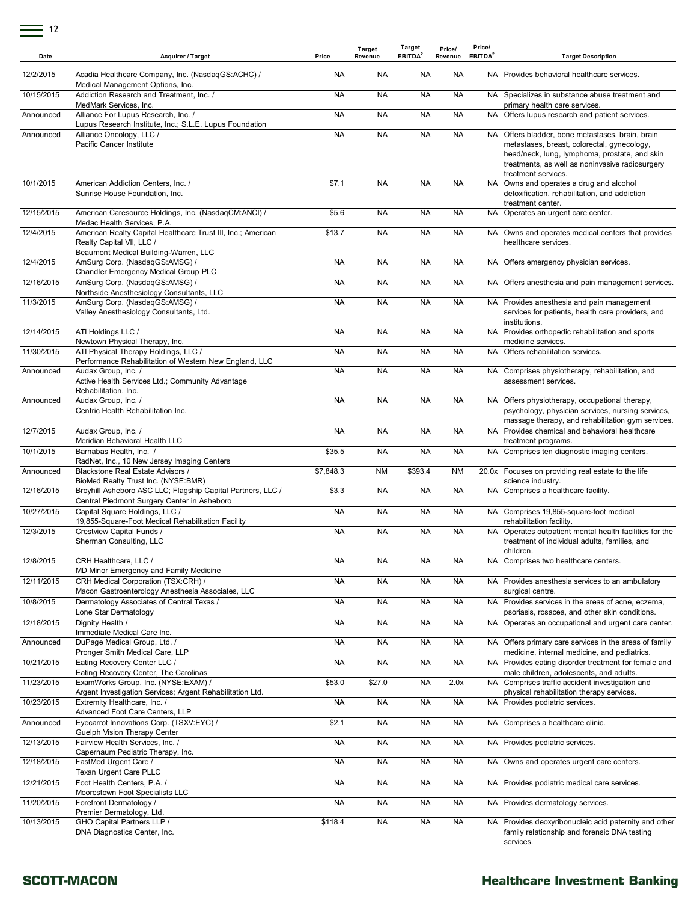| Date | Acquirer / Target | Price | Target Revenue | Target EBITDA[2] | Price/ Revenue | Price/ EBITDA[2] | Target Description |
|---|---|---|---|---|---|---|---|
| 12/2/2015 | Acadia Healthcare Company, Inc. (NasdaqGS:ACHC) / Medical Management Options, Inc. | NA | NA | NA | NA | NA | Provides behavioral healthcare services. |
| 10/15/2015 | Addiction Research and Treatment, Inc. / MedMark Services, Inc. | NA | NA | NA | NA | NA | Specializes in substance abuse treatment and primary health care services. |
| Announced | Alliance For Lupus Research, Inc. / Lupus Research Institute, Inc.; S.L.E. Lupus Foundation | NA | NA | NA | NA | NA | Offers lupus research and patient services. |
| Announced | Alliance Oncology, LLC / Pacific Cancer Institute | NA | NA | NA | NA | NA | Offers bladder, bone metastases, brain, brain metastases, breast, colorectal, gynecology, head/neck, lung, lymphoma, prostate, and skin treatments, as well as noninvasive radiosurgery treatment services. |
| 10/1/2015 | American Addiction Centers, Inc. / Sunrise House Foundation, Inc. | $7.1 | NA | NA | NA | NA | Owns and operates a drug and alcohol detoxification, rehabilitation, and addiction treatment center. |
| 12/15/2015 | American Caresource Holdings, Inc. (NasdaqCM:ANCI) / Medac Health Services, P.A. | $5.6 | NA | NA | NA | NA | Operates an urgent care center. |
| 12/4/2015 | American Realty Capital Healthcare Trust III, Inc.; American Realty Capital VII, LLC / Beaumont Medical Building-Warren, LLC | $13.7 | NA | NA | NA | NA | Owns and operates medical centers that provides healthcare services. |
| 12/4/2015 | AmSurg Corp. (NasdaqGS:AMSG) / Chandler Emergency Medical Group PLC | NA | NA | NA | NA | NA | Offers emergency physician services. |
| 12/16/2015 | AmSurg Corp. (NasdaqGS:AMSG) / Northside Anesthesiology Consultants, LLC | NA | NA | NA | NA | NA | Offers anesthesia and pain management services. |
| 11/3/2015 | AmSurg Corp. (NasdaqGS:AMSG) / Valley Anesthesiology Consultants, Ltd. | NA | NA | NA | NA | NA | Provides anesthesia and pain management services for patients, health care providers, and institutions. |
| 12/14/2015 | ATI Holdings LLC / Newtown Physical Therapy, Inc. | NA | NA | NA | NA | NA | Provides orthopedic rehabilitation and sports medicine services. |
| 11/30/2015 | ATI Physical Therapy Holdings, LLC / Performance Rehabilitation of Western New England, LLC | NA | NA | NA | NA | NA | Offers rehabilitation services. |
| Announced | Audax Group, Inc. / Active Health Services Ltd.; Community Advantage Rehabilitation, Inc. | NA | NA | NA | NA | NA | Comprises physiotherapy, rehabilitation, and assessment services. |
| Announced | Audax Group, Inc. / Centric Health Rehabilitation Inc. | NA | NA | NA | NA | NA | Offers physiotherapy, occupational therapy, psychology, physician services, nursing services, massage therapy, and rehabilitation gym services. |
| 12/7/2015 | Audax Group, Inc. / Meridian Behavioral Health LLC | NA | NA | NA | NA | NA | Provides chemical and behavioral healthcare treatment programs. |
| 10/1/2015 | Barnabas Health, Inc. / RadNet, Inc., 10 New Jersey Imaging Centers | $35.5 | NA | NA | NA | NA | Comprises ten diagnostic imaging centers. |
| Announced | Blackstone Real Estate Advisors / BioMed Realty Trust Inc. (NYSE:BMR) | $7,848.3 | NM | $393.4 | NM | 20.0x | Focuses on providing real estate to the life science industry. |
| 12/16/2015 | Broyhill Asheboro ASC LLC; Flagship Capital Partners, LLC / Central Piedmont Surgery Center in Asheboro | $3.3 | NA | NA | NA | NA | Comprises a healthcare facility. |
| 10/27/2015 | Capital Square Holdings, LLC / 19,855-Square-Foot Medical Rehabilitation Facility | NA | NA | NA | NA | NA | Comprises 19,855-square-foot medical rehabilitation facility. |
| 12/3/2015 | Crestview Capital Funds / Sherman Consulting, LLC | NA | NA | NA | NA | NA | Operates outpatient mental health facilities for the treatment of individual adults, families, and children. |
| 12/8/2015 | CRH Healthcare, LLC / MD Minor Emergency and Family Medicine | NA | NA | NA | NA | NA | Comprises two healthcare centers. |
| 12/11/2015 | CRH Medical Corporation (TSX:CRH) / Macon Gastroenterology Anesthesia Associates, LLC | NA | NA | NA | NA | NA | Provides anesthesia services to an ambulatory surgical centre. |
| 10/8/2015 | Dermatology Associates of Central Texas / Lone Star Dermatology | NA | NA | NA | NA | NA | Provides services in the areas of acne, eczema, psoriasis, rosacea, and other skin conditions. |
| 12/18/2015 | Dignity Health / Immediate Medical Care Inc. | NA | NA | NA | NA | NA | Operates an occupational and urgent care center. |
| Announced | DuPage Medical Group, Ltd. / Pronger Smith Medical Care, LLP | NA | NA | NA | NA | NA | Offers primary care services in the areas of family medicine, internal medicine, and pediatrics. |
| 10/21/2015 | Eating Recovery Center LLC / Eating Recovery Center, The Carolinas | NA | NA | NA | NA | NA | Provides eating disorder treatment for female and male children, adolescents, and adults. |
| 11/23/2015 | ExamWorks Group, Inc. (NYSE:EXAM) / Argent Investigation Services; Argent Rehabilitation Ltd. | $53.0 | $27.0 | NA | 2.0x | NA | Comprises traffic accident investigation and physical rehabilitation therapy services. |
| 10/23/2015 | Extremity Healthcare, Inc. / Advanced Foot Care Centers, LLP | NA | NA | NA | NA | NA | Provides podiatric services. |
| Announced | Eyecarrot Innovations Corp. (TSXV:EYC) / Guelph Vision Therapy Center | $2.1 | NA | NA | NA | NA | Comprises a healthcare clinic. |
| 12/13/2015 | Fairview Health Services, Inc. / Capernaum Pediatric Therapy, Inc. | NA | NA | NA | NA | NA | Provides pediatric services. |
| 12/18/2015 | FastMed Urgent Care / Texan Urgent Care PLLC | NA | NA | NA | NA | NA | Owns and operates urgent care centers. |
| 12/21/2015 | Foot Health Centers, P.A. / Moorestown Foot Specialists LLC | NA | NA | NA | NA | NA | Provides podiatric medical care services. |
| 11/20/2015 | Forefront Dermatology / Premier Dermatology, Ltd. | NA | NA | NA | NA | NA | Provides dermatology services. |
| 10/13/2015 | GHO Capital Partners LLP / DNA Diagnostics Center, Inc. | $118.4 | NA | NA | NA | NA | Provides deoxyribonucleic acid paternity and other family relationship and forensic DNA testing services. |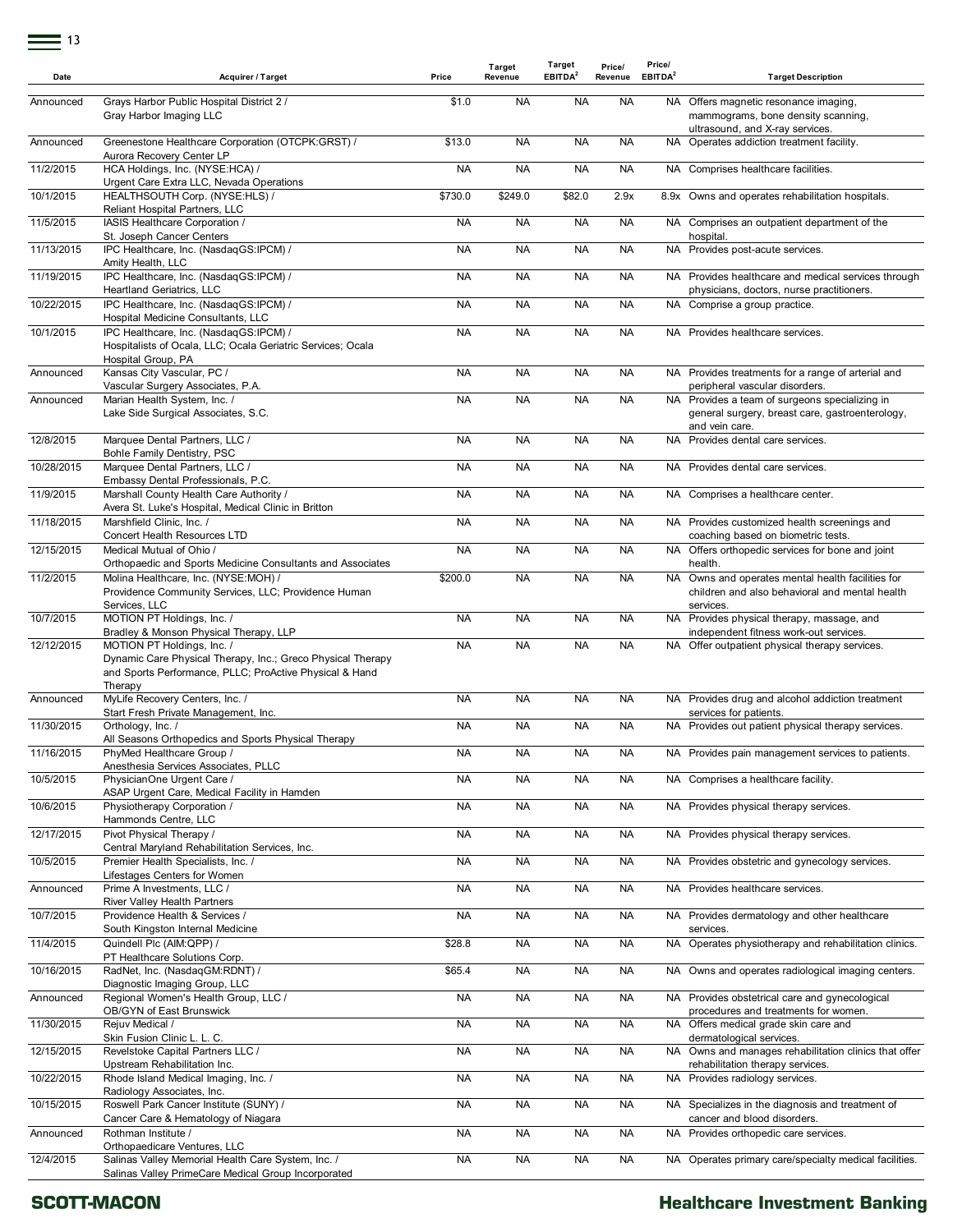| Date | Acquirer / Target | Price | Target Revenue | Target EBITDA[2] | Price/ Revenue | Price/ EBITDA[2] | Target Description |
|---|---|---|---|---|---|---|---|
| Announced | Grays Harbor Public Hospital District 2 / Gray Harbor Imaging LLC | $1.0 | NA | NA | NA | NA | Offers magnetic resonance imaging, mammograms, bone density scanning, ultrasound, and X-ray services. |
| Announced | Greenestone Healthcare Corporation (OTCPK:GRST) / Aurora Recovery Center LP | $13.0 | NA | NA | NA | NA | Operates addiction treatment facility. |
| 11/2/2015 | HCA Holdings, Inc. (NYSE:HCA) / Urgent Care Extra LLC, Nevada Operations | NA | NA | NA | NA | NA | Comprises healthcare facilities. |
| 10/1/2015 | HEALTHSOUTH Corp. (NYSE:HLS) / Reliant Hospital Partners, LLC | $730.0 | $249.0 | $82.0 | 2.9x | 8.9x | Owns and operates rehabilitation hospitals. |
| 11/5/2015 | IASIS Healthcare Corporation / St. Joseph Cancer Centers | NA | NA | NA | NA | NA | Comprises an outpatient department of the hospital. |
| 11/13/2015 | IPC Healthcare, Inc. (NasdaqGS:IPCM) / Amity Health, LLC | NA | NA | NA | NA | NA | Provides post-acute services. |
| 11/19/2015 | IPC Healthcare, Inc. (NasdaqGS:IPCM) / Heartland Geriatrics, LLC | NA | NA | NA | NA | NA | Provides healthcare and medical services through physicians, doctors, nurse practitioners. |
| 10/22/2015 | IPC Healthcare, Inc. (NasdaqGS:IPCM) / Hospital Medicine Consultants, LLC | NA | NA | NA | NA | NA | Comprise a group practice. |
| 10/1/2015 | IPC Healthcare, Inc. (NasdaqGS:IPCM) / Hospitalists of Ocala, LLC; Ocala Geriatric Services; Ocala Hospital Group, PA | NA | NA | NA | NA | NA | Provides healthcare services. |
| Announced | Kansas City Vascular, PC / Vascular Surgery Associates, P.A. | NA | NA | NA | NA | NA | Provides treatments for a range of arterial and peripheral vascular disorders. |
| Announced | Marian Health System, Inc. / Lake Side Surgical Associates, S.C. | NA | NA | NA | NA | NA | Provides a team of surgeons specializing in general surgery, breast care, gastroenterology, and vein care. |
| 12/8/2015 | Marquee Dental Partners, LLC / Bohle Family Dentistry, PSC | NA | NA | NA | NA | NA | Provides dental care services. |
| 10/28/2015 | Marquee Dental Partners, LLC / Embassy Dental Professionals, P.C. | NA | NA | NA | NA | NA | Provides dental care services. |
| 11/9/2015 | Marshall County Health Care Authority / Avera St. Luke's Hospital, Medical Clinic in Britton | NA | NA | NA | NA | NA | Comprises a healthcare center. |
| 11/18/2015 | Marshfield Clinic, Inc. / Concert Health Resources LTD | NA | NA | NA | NA | NA | Provides customized health screenings and coaching based on biometric tests. |
| 12/15/2015 | Medical Mutual of Ohio / Orthopaedic and Sports Medicine Consultants and Associates | NA | NA | NA | NA | NA | Offers orthopedic services for bone and joint health. |
| 11/2/2015 | Molina Healthcare, Inc. (NYSE:MOH) / Providence Community Services, LLC; Providence Human Services, LLC | $200.0 | NA | NA | NA | NA | Owns and operates mental health facilities for children and also behavioral and mental health services. |
| 10/7/2015 | MOTION PT Holdings, Inc. / Bradley & Monson Physical Therapy, LLP | NA | NA | NA | NA | NA | Provides physical therapy, massage, and independent fitness work-out services. |
| 12/12/2015 | MOTION PT Holdings, Inc. / Dynamic Care Physical Therapy, Inc.; Greco Physical Therapy and Sports Performance, PLLC; ProActive Physical & Hand Therapy | NA | NA | NA | NA | NA | Offer outpatient physical therapy services. |
| Announced | MyLife Recovery Centers, Inc. / Start Fresh Private Management, Inc. | NA | NA | NA | NA | NA | Provides drug and alcohol addiction treatment services for patients. |
| 11/30/2015 | Orthology, Inc. / All Seasons Orthopedics and Sports Physical Therapy | NA | NA | NA | NA | NA | Provides out patient physical therapy services. |
| 11/16/2015 | PhyMed Healthcare Group / Anesthesia Services Associates, PLLC | NA | NA | NA | NA | NA | Provides pain management services to patients. |
| 10/5/2015 | PhysicianOne Urgent Care / ASAP Urgent Care, Medical Facility in Hamden | NA | NA | NA | NA | NA | Comprises a healthcare facility. |
| 10/6/2015 | Physiotherapy Corporation / Hammonds Centre, LLC | NA | NA | NA | NA | NA | Provides physical therapy services. |
| 12/17/2015 | Pivot Physical Therapy / Central Maryland Rehabilitation Services, Inc. | NA | NA | NA | NA | NA | Provides physical therapy services. |
| 10/5/2015 | Premier Health Specialists, Inc. / Lifestages Centers for Women | NA | NA | NA | NA | NA | Provides obstetric and gynecology services. |
| Announced | Prime A Investments, LLC / River Valley Health Partners | NA | NA | NA | NA | NA | Provides healthcare services. |
| 10/7/2015 | Providence Health & Services / South Kingston Internal Medicine | NA | NA | NA | NA | NA | Provides dermatology and other healthcare services. |
| 11/4/2015 | Quindell Plc (AIM:QPP) / PT Healthcare Solutions Corp. | $28.8 | NA | NA | NA | NA | Operates physiotherapy and rehabilitation clinics. |
| 10/16/2015 | RadNet, Inc. (NasdaqGM:RDNT) / Diagnostic Imaging Group, LLC | $65.4 | NA | NA | NA | NA | Owns and operates radiological imaging centers. |
| Announced | Regional Women's Health Group, LLC / OB/GYN of East Brunswick | NA | NA | NA | NA | NA | Provides obstetrical care and gynecological procedures and treatments for women. |
| 11/30/2015 | Rejuv Medical / Skin Fusion Clinic L. L. C. | NA | NA | NA | NA | NA | Offers medical grade skin care and dermatological services. |
| 12/15/2015 | Revelstoke Capital Partners LLC / Upstream Rehabilitation Inc. | NA | NA | NA | NA | NA | Owns and manages rehabilitation clinics that offer rehabilitation therapy services. |
| 10/22/2015 | Rhode Island Medical Imaging, Inc. / Radiology Associates, Inc. | NA | NA | NA | NA | NA | Provides radiology services. |
| 10/15/2015 | Roswell Park Cancer Institute (SUNY) / Cancer Care & Hematology of Niagara | NA | NA | NA | NA | NA | Specializes in the diagnosis and treatment of cancer and blood disorders. |
| Announced | Rothman Institute / Orthopaedicare Ventures, LLC | NA | NA | NA | NA | NA | Provides orthopedic care services. |
| 12/4/2015 | Salinas Valley Memorial Health Care System, Inc. / Salinas Valley PrimeCare Medical Group Incorporated | NA | NA | NA | NA | NA | Operates primary care/specialty medical facilities. |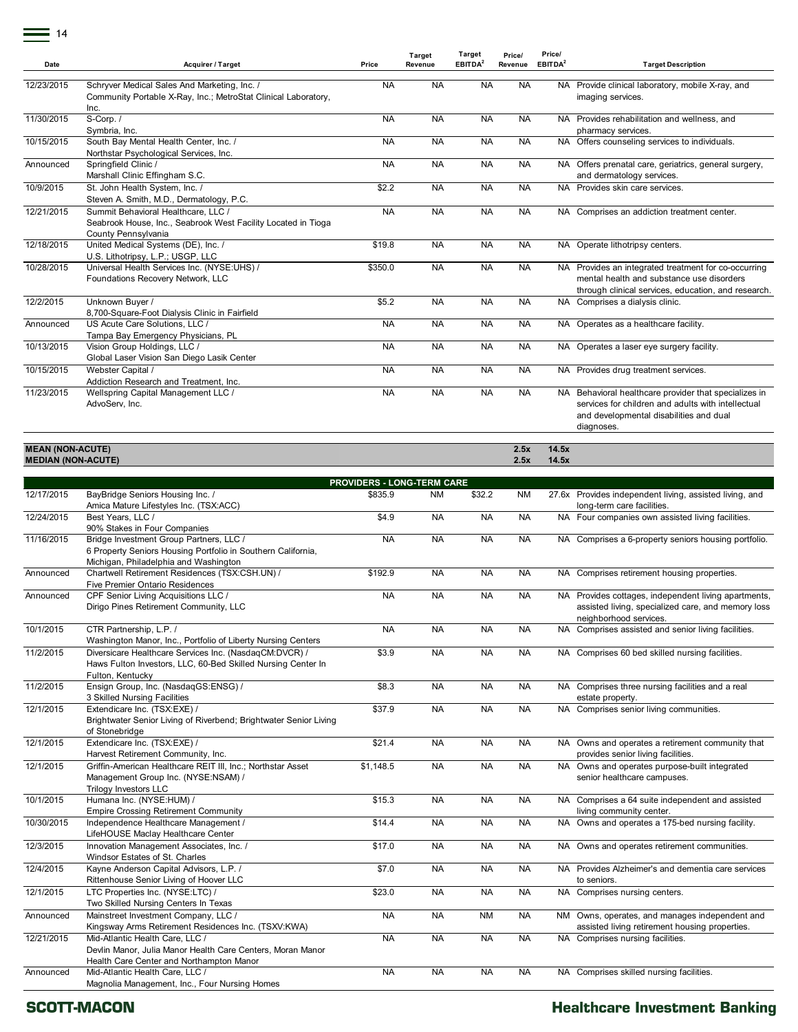| Date | Acquirer / Target | Price | Target Revenue | Target EBITDA[2] | Price/ Revenue | Price/ EBITDA[2] | Target Description |
|---|---|---|---|---|---|---|---|
| 12/23/2015 | Schryver Medical Sales And Marketing, Inc. / Community Portable X-Ray, Inc.; MetroStat Clinical Laboratory, Inc. | NA | NA | NA | NA | NA | Provide clinical laboratory, mobile X-ray, and imaging services. |
| 11/30/2015 | S-Corp. / Symbria, Inc. | NA | NA | NA | NA | NA | Provides rehabilitation and wellness, and pharmacy services. |
| 10/15/2015 | South Bay Mental Health Center, Inc. / Northstar Psychological Services, Inc. | NA | NA | NA | NA | NA | Offers counseling services to individuals. |
| Announced | Springfield Clinic / Marshall Clinic Effingham S.C. | NA | NA | NA | NA | NA | Offers prenatal care, geriatrics, general surgery, and dermatology services. |
| 10/9/2015 | St. John Health System, Inc. / Steven A. Smith, M.D., Dermatology, P.C. | $2.2 | NA | NA | NA | NA | Provides skin care services. |
| 12/21/2015 | Summit Behavioral Healthcare, LLC / Seabrook House, Inc., Seabrook West Facility Located in Tioga County Pennsylvania | NA | NA | NA | NA | NA | Comprises an addiction treatment center. |
| 12/18/2015 | United Medical Systems (DE), Inc. / U.S. Lithotripsy, L.P.; USGP, LLC | $19.8 | NA | NA | NA | NA | Operate lithotripsy centers. |
| 10/28/2015 | Universal Health Services Inc. (NYSE:UHS) / Foundations Recovery Network, LLC | $350.0 | NA | NA | NA | NA | Provides an integrated treatment for co-occurring mental health and substance use disorders through clinical services, education, and research. |
| 12/2/2015 | Unknown Buyer / 8,700-Square-Foot Dialysis Clinic in Fairfield | $5.2 | NA | NA | NA | NA | Comprises a dialysis clinic. |
| Announced | US Acute Care Solutions, LLC / Tampa Bay Emergency Physicians, PL | NA | NA | NA | NA | NA | Operates as a healthcare facility. |
| 10/13/2015 | Vision Group Holdings, LLC / Global Laser Vision San Diego Lasik Center | NA | NA | NA | NA | NA | Operates a laser eye surgery facility. |
| 10/15/2015 | Webster Capital / Addiction Research and Treatment, Inc. | NA | NA | NA | NA | NA | Provides drug treatment services. |
| 11/23/2015 | Wellspring Capital Management LLC / AdvoServ, Inc. | NA | NA | NA | NA | NA | Behavioral healthcare provider that specializes in services for children and adults with intellectual and developmental disabilities and dual diagnoses. |
| **MEAN (NON-ACUTE)** | | | | | **2.5x** | **14.5x** | |
| **MEDIAN (NON-ACUTE)** | | | | | **2.5x** | **14.5x** | |
| | | **PROVIDERS - LONG-TERM CARE** | | | | | |
| 12/17/2015 | BayBridge Seniors Housing Inc. / Amica Mature Lifestyles Inc. (TSX:ACC) | $835.9 | NM | $32.2 | NM | 27.6x | Provides independent living, assisted living, and long-term care facilities. |
| 12/24/2015 | Best Years, LLC / 90% Stakes in Four Companies | $4.9 | NA | NA | NA | NA | Four companies own assisted living facilities. |
| 11/16/2015 | Bridge Investment Group Partners, LLC / 6 Property Seniors Housing Portfolio in Southern California, Michigan, Philadelphia and Washington | NA | NA | NA | NA | NA | Comprises a 6-property seniors housing portfolio. |
| Announced | Chartwell Retirement Residences (TSX:CSH.UN) / Five Premier Ontario Residences | $192.9 | NA | NA | NA | NA | Comprises retirement housing properties. |
| Announced | CPF Senior Living Acquisitions LLC / Dirigo Pines Retirement Community, LLC | NA | NA | NA | NA | NA | Provides cottages, independent living apartments, assisted living, specialized care, and memory loss neighborhood services. |
| 10/1/2015 | CTR Partnership, L.P. / Washington Manor, Inc., Portfolio of Liberty Nursing Centers | NA | NA | NA | NA | NA | Comprises assisted and senior living facilities. |
| 11/2/2015 | Diversicare Healthcare Services Inc. (NasdaqCM:DVCR) / Haws Fulton Investors, LLC, 60-Bed Skilled Nursing Center In Fulton, Kentucky | $3.9 | NA | NA | NA | NA | Comprises 60 bed skilled nursing facilities. |
| 11/2/2015 | Ensign Group, Inc. (NasdaqGS:ENSG) / 3 Skilled Nursing Facilities | $8.3 | NA | NA | NA | NA | Comprises three nursing facilities and a real estate property. |
| 12/1/2015 | Extendicare Inc. (TSX:EXE) / Brightwater Senior Living of Riverbend; Brightwater Senior Living of Stonebridge | $37.9 | NA | NA | NA | NA | Comprises senior living communities. |
| 12/1/2015 | Extendicare Inc. (TSX:EXE) / Harvest Retirement Community, Inc. | $21.4 | NA | NA | NA | NA | Owns and operates a retirement community that provides senior living facilities. |
| 12/1/2015 | Griffin-American Healthcare REIT III, Inc.; Northstar Asset Management Group Inc. (NYSE:NSAM) / Trilogy Investors LLC | $1,148.5 | NA | NA | NA | NA | Owns and operates purpose-built integrated senior healthcare campuses. |
| 10/1/2015 | Humana Inc. (NYSE:HUM) / Empire Crossing Retirement Community | $15.3 | NA | NA | NA | NA | Comprises a 64 suite independent and assisted living community center. |
| 10/30/2015 | Independence Healthcare Management / LifeHOUSE Maclay Healthcare Center | $14.4 | NA | NA | NA | NA | Owns and operates a 175-bed nursing facility. |
| 12/3/2015 | Innovation Management Associates, Inc. / Windsor Estates of St. Charles | $17.0 | NA | NA | NA | NA | Owns and operates retirement communities. |
| 12/4/2015 | Kayne Anderson Capital Advisors, L.P. / Rittenhouse Senior Living of Hoover LLC | $7.0 | NA | NA | NA | NA | Provides Alzheimer's and dementia care services to seniors. |
| 12/1/2015 | LTC Properties Inc. (NYSE:LTC) / Two Skilled Nursing Centers In Texas | $23.0 | NA | NA | NA | NA | Comprises nursing centers. |
| Announced | Mainstreet Investment Company, LLC / Kingsway Arms Retirement Residences Inc. (TSXV:KWA) | NA | NA | NM | NA | NM | Owns, operates, and manages independent and assisted living retirement housing properties. |
| 12/21/2015 | Mid-Atlantic Health Care, LLC / Devlin Manor, Julia Manor Health Care Centers, Moran Manor Health Care Center and Northampton Manor | NA | NA | NA | NA | NA | Comprises nursing facilities. |
| Announced | Mid-Atlantic Health Care, LLC / Magnolia Management, Inc., Four Nursing Homes | NA | NA | NA | NA | NA | Comprises skilled nursing facilities. |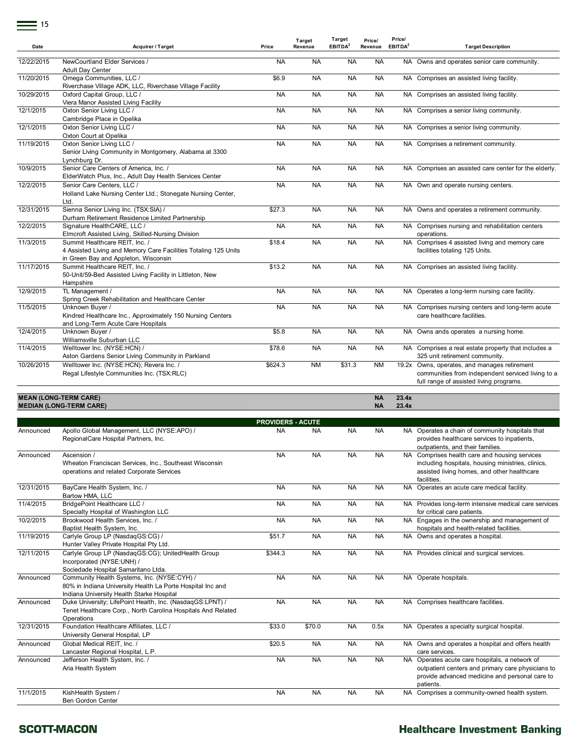| Date | Acquirer / Target | Price | Target Revenue | Target EBITDA[2] | Price/ Revenue | Price/ EBITDA[2] | Target Description |
|---|---|---|---|---|---|---|---|
| 12/22/2015 | NewCourtland Elder Services / Adult Day Center | NA | NA | NA | NA | NA | Owns and operates senior care community. |
| 11/20/2015 | Omega Communities, LLC / Riverchase Village ADK, LLC, Riverchase Village Facility | $6.9 | NA | NA | NA | NA | Comprises an assisted living facility. |
| 10/29/2015 | Oxford Capital Group, LLC / Viera Manor Assisted Living Facility | NA | NA | NA | NA | NA | Comprises an assisted living facility. |
| 12/1/2015 | Oxton Senior Living LLC / Cambridge Place in Opelika | NA | NA | NA | NA | NA | Comprises a senior living community. |
| 12/1/2015 | Oxton Senior Living LLC / Oxton Court at Opelika | NA | NA | NA | NA | NA | Comprises a senior living community. |
| 11/19/2015 | Oxton Senior Living LLC / Senior Living Community in Montgomery, Alabama at 3300 Lynchburg Dr. | NA | NA | NA | NA | NA | Comprises a retirement community. |
| 10/9/2015 | Senior Care Centers of America, Inc. / ElderWatch Plus, Inc., Adult Day Health Services Center | NA | NA | NA | NA | NA | Comprises an assisted care center for the elderly. |
| 12/2/2015 | Senior Care Centers, LLC / Holland Lake Nursing Center Ltd.; Stonegate Nursing Center, Ltd. | NA | NA | NA | NA | NA | Own and operate nursing centers. |
| 12/31/2015 | Sienna Senior Living Inc. (TSX:SIA) / Durham Retirement Residence Limited Partnership | $27.3 | NA | NA | NA | NA | Owns and operates a retirement community. |
| 12/2/2015 | Signature HealthCARE, LLC / Elmcroft Assisted Living, Skilled-Nursing Division | NA | NA | NA | NA | NA | Comprises nursing and rehabilitation centers operations. |
| 11/3/2015 | Summit Healthcare REIT, Inc. / 4 Assisted Living and Memory Care Facilities Totaling 125 Units in Green Bay and Appleton, Wisconsin | $18.4 | NA | NA | NA | NA | Comprises 4 assisted living and memory care facilities totaling 125 Units. |
| 11/17/2015 | Summit Healthcare REIT, Inc. / 50-Unit/59-Bed Assisted Living Facility in Littleton, New Hampshire | $13.2 | NA | NA | NA | NA | Comprises an assisted living facility. |
| 12/9/2015 | TL Management / Spring Creek Rehabilitation and Healthcare Center | NA | NA | NA | NA | NA | Operates a long-term nursing care facility. |
| 11/5/2015 | Unknown Buyer / Kindred Healthcare Inc., Approximately 150 Nursing Centers and Long-Term Acute Care Hospitals | NA | NA | NA | NA | NA | Comprises nursing centers and long-term acute care healthcare facilities. |
| 12/4/2015 | Unknown Buyer / Williamsville Suburban LLC | $5.8 | NA | NA | NA | NA | Owns ands operates a nursing home. |
| 11/4/2015 | Welltower Inc. (NYSE:HCN) / Aston Gardens Senior Living Community in Parkland | $78.6 | NA | NA | NA | NA | Comprises a real estate property that includes a 325 unit retirement community. |
| 10/26/2015 | Welltower Inc. (NYSE:HCN); Revera Inc. / Regal Lifestyle Communities Inc. (TSX:RLC) | $624.3 | NM | $31.3 | NM | 19.2x | Owns, operates, and manages retirement communities from independent serviced living to a full range of assisted living programs. |
| **MEAN (LONG-TERM CARE)** | | | | | **NA** | **23.4x** | |
| **MEDIAN (LONG-TERM CARE)** | | | | | **NA** | **23.4x** | |
| | | **PROVIDERS - ACUTE** | | | | | |
| Announced | Apollo Global Management, LLC (NYSE:APO) / RegionalCare Hospital Partners, Inc. | NA | NA | NA | NA | NA | Operates a chain of community hospitals that provides healthcare services to inpatients, outpatients, and their families. |
| Announced | Ascension / Wheaton Franciscan Services, Inc., Southeast Wisconsin operations and related Corporate Services | NA | NA | NA | NA | NA | Comprises health care and housing services including hospitals, housing ministries, clinics, assisted living homes, and other healthcare facilities. |
| 12/31/2015 | BayCare Health System, Inc. / Bartow HMA, LLC | NA | NA | NA | NA | NA | Operates an acute care medical facility. |
| 11/4/2015 | BridgePoint Healthcare LLC / Specialty Hospital of Washington LLC | NA | NA | NA | NA | NA | Provides long-term intensive medical care services for critical care patients. |
| 10/2/2015 | Brookwood Health Services, Inc. / Baptist Health System, Inc. | NA | NA | NA | NA | NA | Engages in the ownership and management of hospitals and health-related facilities. |
| 11/19/2015 | Carlyle Group LP (NasdaqGS:CG) / Hunter Valley Private Hospital Pty Ltd. | $51.7 | NA | NA | NA | NA | Owns and operates a hospital. |
| 12/11/2015 | Carlyle Group LP (NasdaqGS:CG); UnitedHealth Group Incorporated (NYSE:UNH) / Sociedade Hospital Samaritano Ltda. | $344.3 | NA | NA | NA | NA | Provides clinical and surgical services. |
| Announced | Community Health Systems, Inc. (NYSE:CYH) / 80% in Indiana University Health La Porte Hospital Inc and Indiana University Health Starke Hospital | NA | NA | NA | NA | NA | Operate hospitals. |
| Announced | Duke University; LifePoint Health, Inc. (NasdaqGS:LPNT) / Tenet Healthcare Corp., North Carolina Hospitals And Related Operations | NA | NA | NA | NA | NA | Comprises healthcare facilities. |
| 12/31/2015 | Foundation Healthcare Affiliates, LLC / University General Hospital, LP | $33.0 | $70.0 | NA | 0.5x | NA | Operates a specialty surgical hospital. |
| Announced | Global Medical REIT, Inc. / Lancaster Regional Hospital, L.P. | $20.5 | NA | NA | NA | NA | Owns and operates a hospital and offers health care services. |
| Announced | Jefferson Health System, Inc. / Aria Health System | NA | NA | NA | NA | NA | Operates acute care hospitals, a network of outpatient centers and primary care physicians to provide advanced medicine and personal care to patients. |
| 11/1/2015 | KishHealth System / Ben Gordon Center | NA | NA | NA | NA | NA | Comprises a community-owned health system. |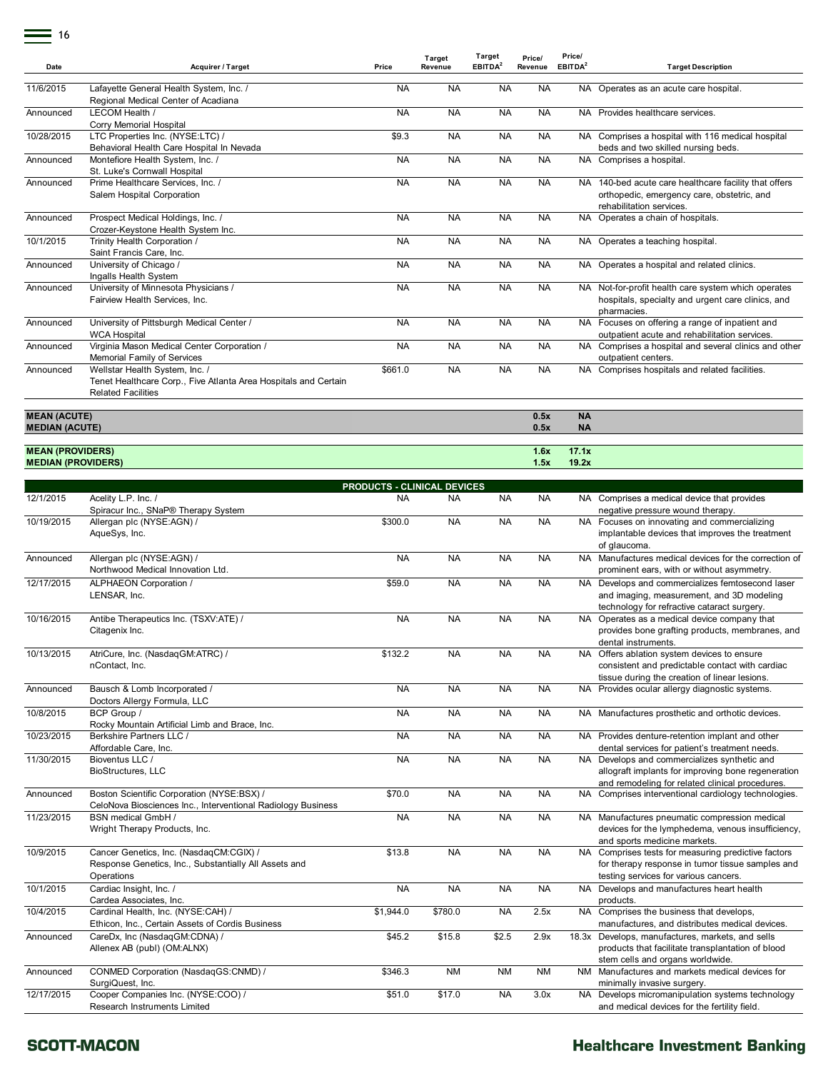| Date | Acquirer / Target | Price | Target Revenue | Target EBITDA[2] | Price/ Revenue | Price/ EBITDA[2] | Target Description |
|---|---|---|---|---|---|---|---|
| 11/6/2015 | Lafayette General Health System, Inc. / Regional Medical Center of Acadiana | NA | NA | NA | NA | NA | Operates as an acute care hospital. |
| Announced | LECOM Health / Corry Memorial Hospital | NA | NA | NA | NA | NA | Provides healthcare services. |
| 10/28/2015 | LTC Properties Inc. (NYSE:LTC) / Behavioral Health Care Hospital In Nevada | $9.3 | NA | NA | NA | NA | Comprises a hospital with 116 medical hospital beds and two skilled nursing beds. |
| Announced | Montefiore Health System, Inc. / St. Luke's Cornwall Hospital | NA | NA | NA | NA | NA | Comprises a hospital. |
| Announced | Prime Healthcare Services, Inc. / Salem Hospital Corporation | NA | NA | NA | NA | NA | 140-bed acute care healthcare facility that offers orthopedic, emergency care, obstetric, and rehabilitation services. |
| Announced | Prospect Medical Holdings, Inc. / Crozer-Keystone Health System Inc. | NA | NA | NA | NA | NA | Operates a chain of hospitals. |
| 10/1/2015 | Trinity Health Corporation / Saint Francis Care, Inc. | NA | NA | NA | NA | NA | Operates a teaching hospital. |
| Announced | University of Chicago / Ingalls Health System | NA | NA | NA | NA | NA | Operates a hospital and related clinics. |
| Announced | University of Minnesota Physicians / Fairview Health Services, Inc. | NA | NA | NA | NA | NA | Not-for-profit health care system which operates hospitals, specialty and urgent care clinics, and pharmacies. |
| Announced | University of Pittsburgh Medical Center / WCA Hospital | NA | NA | NA | NA | NA | Focuses on offering a range of inpatient and outpatient acute and rehabilitation services. |
| Announced | Virginia Mason Medical Center Corporation / Memorial Family of Services | NA | NA | NA | NA | NA | Comprises a hospital and several clinics and other outpatient centers. |
| Announced | Wellstar Health System, Inc. / Tenet Healthcare Corp., Five Atlanta Area Hospitals and Certain Related Facilities | $661.0 | NA | NA | NA | NA | Comprises hospitals and related facilities. |
| **MEAN (ACUTE)** | | | | | **0.5x** | **NA** | |
| **MEDIAN (ACUTE)** | | | | | **0.5x** | **NA** | |
| **MEAN (PROVIDERS)** | | | | | **1.6x** | **17.1x** | |
| **MEDIAN (PROVIDERS)** | | | | | **1.5x** | **19.2x** | |
| | **PRODUCTS - CLINICAL DEVICES** | | | | | | |
| 12/1/2015 | Acelity L.P. Inc. / Spiracur Inc., SNaP® Therapy System | NA | NA | NA | NA | NA | Comprises a medical device that provides negative pressure wound therapy. |
| 10/19/2015 | Allergan plc (NYSE:AGN) / AqueSys, Inc. | $300.0 | NA | NA | NA | NA | Focuses on innovating and commercializing implantable devices that improves the treatment of glaucoma. |
| Announced | Allergan plc (NYSE:AGN) / Northwood Medical Innovation Ltd. | NA | NA | NA | NA | NA | Manufactures medical devices for the correction of prominent ears, with or without asymmetry. |
| 12/17/2015 | ALPHAEON Corporation / LENSAR, Inc. | $59.0 | NA | NA | NA | NA | Develops and commercializes femtosecond laser and imaging, measurement, and 3D modeling technology for refractive cataract surgery. |
| 10/16/2015 | Antibe Therapeutics Inc. (TSXV:ATE) / Citagenix Inc. | NA | NA | NA | NA | NA | Operates as a medical device company that provides bone grafting products, membranes, and dental instruments. |
| 10/13/2015 | AtriCure, Inc. (NasdaqGM:ATRC) / nContact, Inc. | $132.2 | NA | NA | NA | NA | Offers ablation system devices to ensure consistent and predictable contact with cardiac tissue during the creation of linear lesions. |
| Announced | Bausch & Lomb Incorporated / Doctors Allergy Formula, LLC | NA | NA | NA | NA | NA | Provides ocular allergy diagnostic systems. |
| 10/8/2015 | BCP Group / Rocky Mountain Artificial Limb and Brace, Inc. | NA | NA | NA | NA | NA | Manufactures prosthetic and orthotic devices. |
| 10/23/2015 | Berkshire Partners LLC / Affordable Care, Inc. | NA | NA | NA | NA | NA | Provides denture-retention implant and other dental services for patient's treatment needs. |
| 11/30/2015 | Bioventus LLC / BioStructures, LLC | NA | NA | NA | NA | NA | Develops and commercializes synthetic and allograft implants for improving bone regeneration and remodeling for related clinical procedures. |
| Announced | Boston Scientific Corporation (NYSE:BSX) / CeloNova Biosciences Inc., Interventional Radiology Business | $70.0 | NA | NA | NA | NA | Comprises interventional cardiology technologies. |
| 11/23/2015 | BSN medical GmbH / Wright Therapy Products, Inc. | NA | NA | NA | NA | NA | Manufactures pneumatic compression medical devices for the lymphedema, venous insufficiency, and sports medicine markets. |
| 10/9/2015 | Cancer Genetics, Inc. (NasdaqCM:CGIX) / Response Genetics, Inc., Substantially All Assets and Operations | $13.8 | NA | NA | NA | NA | Comprises tests for measuring predictive factors for therapy response in tumor tissue samples and testing services for various cancers. |
| 10/1/2015 | Cardiac Insight, Inc. / Cardea Associates, Inc. | NA | NA | NA | NA | NA | Develops and manufactures heart health products. |
| 10/4/2015 | Cardinal Health, Inc. (NYSE:CAH) / Ethicon, Inc., Certain Assets of Cordis Business | $1,944.0 | $780.0 | NA | 2.5x | NA | Comprises the business that develops, manufactures, and distributes medical devices. |
| Announced | CareDx, Inc (NasdaqGM:CDNA) / Allenex AB (publ) (OM:ALNX) | $45.2 | $15.8 | $2.5 | 2.9x | 18.3x | Develops, manufactures, markets, and sells products that facilitate transplantation of blood stem cells and organs worldwide. |
| Announced | CONMED Corporation (NasdaqGS:CNMD) / SurgiQuest, Inc. | $346.3 | NM | NM | NM | NM | Manufactures and markets medical devices for minimally invasive surgery. |
| 12/17/2015 | Cooper Companies Inc. (NYSE:COO) / Research Instruments Limited | $51.0 | $17.0 | NA | 3.0x | NA | Develops micromanipulation systems technology and medical devices for the fertility field. |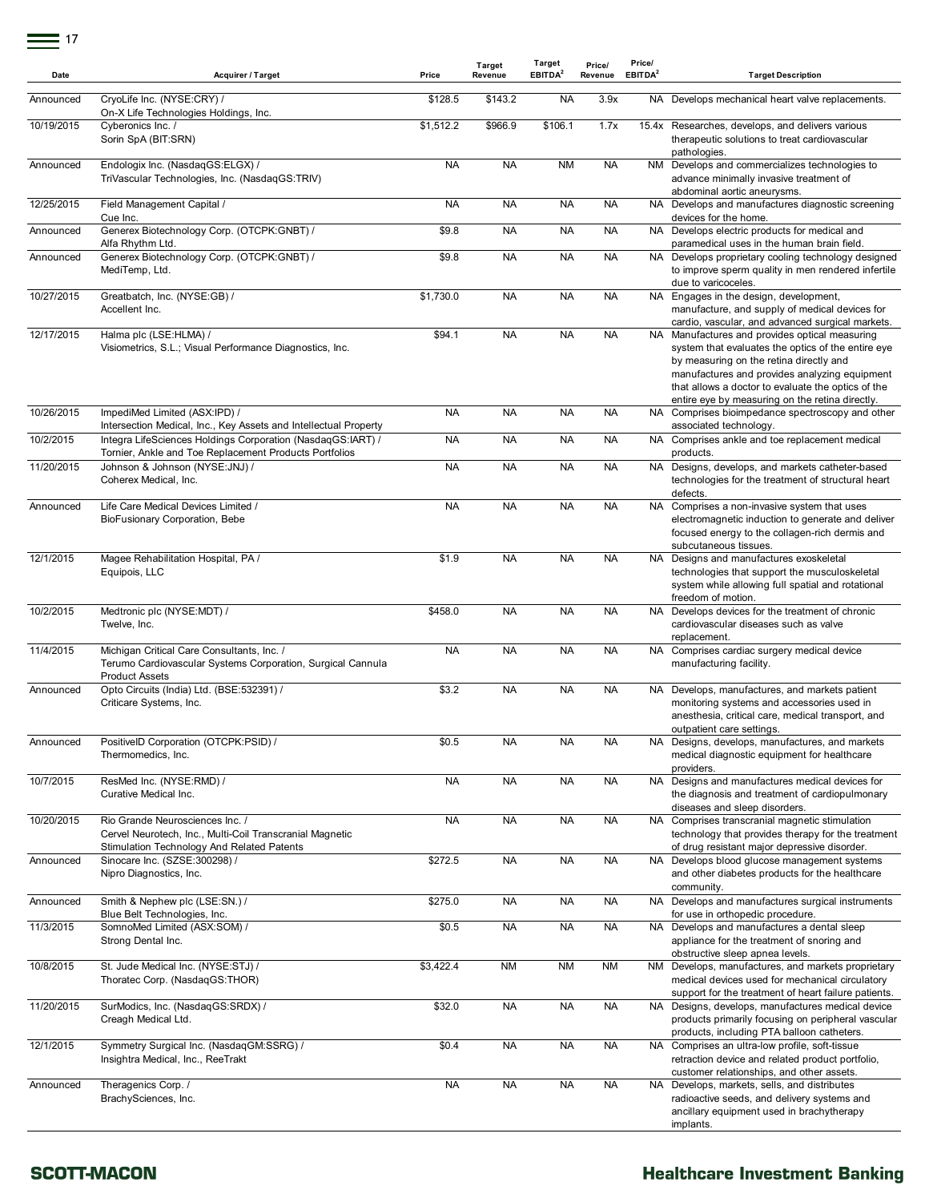| Date | Acquirer / Target | Price | Target Revenue | Target EBITDA[2] | Price/ Revenue | Price/ EBITDA[2] | Target Description |
|---|---|---|---|---|---|---|---|
| Announced | CryoLife Inc. (NYSE:CRY) / On-X Life Technologies Holdings, Inc. | $128.5 | $143.2 | NA | 3.9x | NA | Develops mechanical heart valve replacements. |
| 10/19/2015 | Cyberonics Inc. / Sorin SpA (BIT:SRN) | $1,512.2 | $966.9 | $106.1 | 1.7x | 15.4x | Researches, develops, and delivers various therapeutic solutions to treat cardiovascular pathologies. |
| Announced | Endologix Inc. (NasdaqGS:ELGX) / TriVascular Technologies, Inc. (NasdaqGS:TRIV) | NA | NA | NM | NA | NM | Develops and commercializes technologies to advance minimally invasive treatment of abdominal aortic aneurysms. |
| 12/25/2015 | Field Management Capital / Cue Inc. | NA | NA | NA | NA | NA | Develops and manufactures diagnostic screening devices for the home. |
| Announced | Generex Biotechnology Corp. (OTCPK:GNBT) / Alfa Rhythm Ltd. | $9.8 | NA | NA | NA | NA | Develops electric products for medical and paramedical uses in the human brain field. |
| Announced | Generex Biotechnology Corp. (OTCPK:GNBT) / MediTemp, Ltd. | $9.8 | NA | NA | NA | NA | Develops proprietary cooling technology designed to improve sperm quality in men rendered infertile due to varicoceles. |
| 10/27/2015 | Greatbatch, Inc. (NYSE:GB) / Accellent Inc. | $1,730.0 | NA | NA | NA | NA | Engages in the design, development, manufacture, and supply of medical devices for cardio, vascular, and advanced surgical markets. |
| 12/17/2015 | Halma plc (LSE:HLMA) / Visiometrics, S.L.; Visual Performance Diagnostics, Inc. | $94.1 | NA | NA | NA | NA | Manufactures and provides optical measuring system that evaluates the optics of the entire eye by measuring on the retina directly and manufactures and provides analyzing equipment that allows a doctor to evaluate the optics of the entire eye by measuring on the retina directly. |
| 10/26/2015 | ImpediMed Limited (ASX:IPD) / Intersection Medical, Inc., Key Assets and Intellectual Property | NA | NA | NA | NA | NA | Comprises bioimpedance spectroscopy and other associated technology. |
| 10/2/2015 | Integra LifeSciences Holdings Corporation (NasdaqGS:IART) / Tornier, Ankle and Toe Replacement Products Portfolios | NA | NA | NA | NA | NA | Comprises ankle and toe replacement medical products. |
| 11/20/2015 | Johnson & Johnson (NYSE:JNJ) / Coherex Medical, Inc. | NA | NA | NA | NA | NA | Designs, develops, and markets catheter-based technologies for the treatment of structural heart defects. |
| Announced | Life Care Medical Devices Limited / BioFusionary Corporation, Bebe | NA | NA | NA | NA | NA | Comprises a non-invasive system that uses electromagnetic induction to generate and deliver focused energy to the collagen-rich dermis and subcutaneous tissues. |
| 12/1/2015 | Magee Rehabilitation Hospital, PA / Equipois, LLC | $1.9 | NA | NA | NA | NA | Designs and manufactures exoskeletal technologies that support the musculoskeletal system while allowing full spatial and rotational freedom of motion. |
| 10/2/2015 | Medtronic plc (NYSE:MDT) / Twelve, Inc. | $458.0 | NA | NA | NA | NA | Develops devices for the treatment of chronic cardiovascular diseases such as valve replacement. |
| 11/4/2015 | Michigan Critical Care Consultants, Inc. / Terumo Cardiovascular Systems Corporation, Surgical Cannula Product Assets | NA | NA | NA | NA | NA | Comprises cardiac surgery medical device manufacturing facility. |
| Announced | Opto Circuits (India) Ltd. (BSE:532391) / Criticare Systems, Inc. | $3.2 | NA | NA | NA | NA | Develops, manufactures, and markets patient monitoring systems and accessories used in anesthesia, critical care, medical transport, and outpatient care settings. |
| Announced | PositiveID Corporation (OTCPK:PSID) / Thermomedics, Inc. | $0.5 | NA | NA | NA | NA | Designs, develops, manufactures, and markets medical diagnostic equipment for healthcare providers. |
| 10/7/2015 | ResMed Inc. (NYSE:RMD) / Curative Medical Inc. | NA | NA | NA | NA | NA | Designs and manufactures medical devices for the diagnosis and treatment of cardiopulmonary diseases and sleep disorders. |
| 10/20/2015 | Rio Grande Neurosciences Inc. / Cervel Neurotech, Inc., Multi-Coil Transcranial Magnetic Stimulation Technology And Related Patents | NA | NA | NA | NA | NA | Comprises transcranial magnetic stimulation technology that provides therapy for the treatment of drug resistant major depressive disorder. |
| Announced | Sinocare Inc. (SZSE:300298) / Nipro Diagnostics, Inc. | $272.5 | NA | NA | NA | NA | Develops blood glucose management systems and other diabetes products for the healthcare community. |
| Announced | Smith & Nephew plc (LSE:SN.) / Blue Belt Technologies, Inc. | $275.0 | NA | NA | NA | NA | Develops and manufactures surgical instruments for use in orthopedic procedure. |
| 11/3/2015 | SomnoMed Limited (ASX:SOM) / Strong Dental Inc. | $0.5 | NA | NA | NA | NA | Designs and manufactures a dental sleep appliance for the treatment of snoring and obstructive sleep apnea levels. |
| 10/8/2015 | St. Jude Medical Inc. (NYSE:STJ) / Thoratec Corp. (NasdaqGS:THOR) | $3,422.4 | NM | NM | NM | NM | Develops, manufactures, and markets proprietary medical devices used for mechanical circulatory support for the treatment of heart failure patients. |
| 11/20/2015 | SurModics, Inc. (NasdaqGS:SRDX) / Creagh Medical Ltd. | $32.0 | NA | NA | NA | NA | Designs, develops, manufactures medical device products primarily focusing on peripheral vascular products, including PTA balloon catheters. |
| 12/1/2015 | Symmetry Surgical Inc. (NasdaqGM:SSRG) / Insightra Medical, Inc., ReeTrakt | $0.4 | NA | NA | NA | NA | Comprises an ultra-low profile, soft-tissue retraction device and related product portfolio, customer relationships, and other assets. |
| Announced | Theragenics Corp. / BrachySciences, Inc. | NA | NA | NA | NA | NA | Develops, markets, sells, and distributes radioactive seeds, and delivery systems and ancillary equipment used in brachytherapy implants. |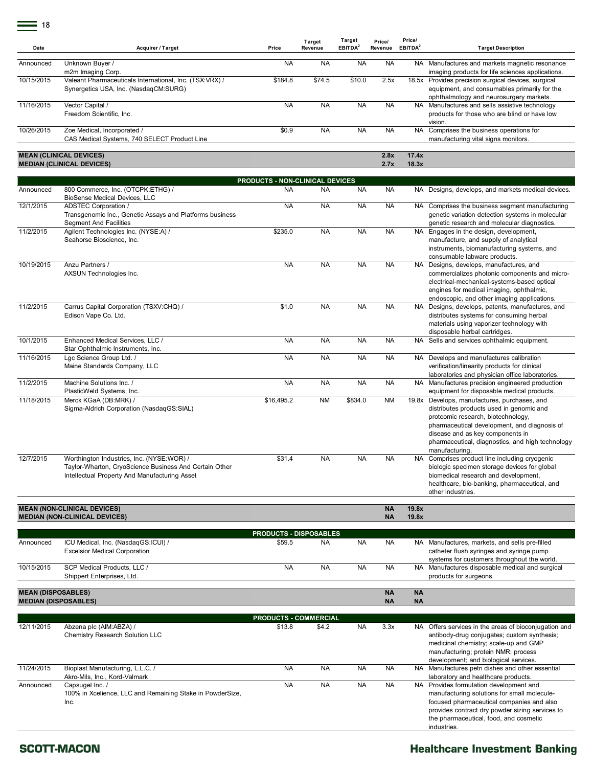| Date | Acquirer / Target | Price | Target Revenue | Target EBITDA[2] | Price/ Revenue | Price/ EBITDA[2] | Target Description |
|---|---|---|---|---|---|---|---|
| Announced | Unknown Buyer / m2m Imaging Corp. | NA | NA | NA | NA | NA | Manufactures and markets magnetic resonance imaging products for life sciences applications. |
| 10/15/2015 | Valeant Pharmaceuticals International, Inc. (TSX:VRX) / Synergetics USA, Inc. (NasdaqCM:SURG) | $184.8 | $74.5 | $10.0 | 2.5x | 18.5x | Provides precision surgical devices, surgical equipment, and consumables primarily for the ophthalmology and neurosurgery markets. |
| 11/16/2015 | Vector Capital / Freedom Scientific, Inc. | NA | NA | NA | NA | NA | Manufactures and sells assistive technology products for those who are blind or have low vision. |
| 10/26/2015 | Zoe Medical, Incorporated / CAS Medical Systems, 740 SELECT Product Line | $0.9 | NA | NA | NA | NA | Comprises the business operations for manufacturing vital signs monitors. |
| **MEAN (CLINICAL DEVICES)** | | | | | **2.8x** | **17.4x** | |
| **MEDIAN (CLINICAL DEVICES)** | | | | | **2.7x** | **18.3x** | |
| | **PRODUCTS - NON-CLINICAL DEVICES** | | | | | | |
| Announced | 800 Commerce, Inc. (OTCPK:ETHG) / BioSense Medical Devices, LLC | NA | NA | NA | NA | NA | Designs, develops, and markets medical devices. |
| 12/1/2015 | ADSTEC Corporation / Transgenomic Inc., Genetic Assays and Platforms business Segment And Facilities | NA | NA | NA | NA | NA | Comprises the business segment manufacturing genetic variation detection systems in molecular genetic research and molecular diagnostics. |
| 11/2/2015 | Agilent Technologies Inc. (NYSE:A) / Seahorse Bioscience, Inc. | $235.0 | NA | NA | NA | NA | Engages in the design, development, manufacture, and supply of analytical instruments, biomanufacturing systems, and consumable labware products. |
| 10/19/2015 | Anzu Partners / AXSUN Technologies Inc. | NA | NA | NA | NA | NA | Designs, develops, manufactures, and commercializes photonic components and micro-electrical-mechanical-systems-based optical engines for medical imaging, ophthalmic, endoscopic, and other imaging applications. |
| 11/2/2015 | Carrus Capital Corporation (TSXV:CHQ) / Edison Vape Co. Ltd. | $1.0 | NA | NA | NA | NA | Designs, develops, patents, manufactures, and distributes systems for consuming herbal materials using vaporizer technology with disposable herbal cartridges. |
| 10/1/2015 | Enhanced Medical Services, LLC / Star Ophthalmic Instruments, Inc. | NA | NA | NA | NA | NA | Sells and services ophthalmic equipment. |
| 11/16/2015 | Lgc Science Group Ltd. / Maine Standards Company, LLC | NA | NA | NA | NA | NA | Develops and manufactures calibration verification/linearity products for clinical laboratories and physician office laboratories. |
| 11/2/2015 | Machine Solutions Inc. / PlasticWeld Systems, Inc. | NA | NA | NA | NA | NA | Manufactures precision engineered production equipment for disposable medical products. |
| 11/18/2015 | Merck KGaA (DB:MRK) / Sigma-Aldrich Corporation (NasdaqGS:SIAL) | $16,495.2 | NM | $834.0 | NM | 19.8x | Develops, manufactures, purchases, and distributes products used in genomic and proteomic research, biotechnology, pharmaceutical development, and diagnosis of disease and as key components in pharmaceutical, diagnostics, and high technology manufacturing. |
| 12/7/2015 | Worthington Industries, Inc. (NYSE:WOR) / Taylor-Wharton, CryoScience Business And Certain Other Intellectual Property And Manufacturing Asset | $31.4 | NA | NA | NA | NA | Comprises product line including cryogenic biologic specimen storage devices for global biomedical research and development, healthcare, bio-banking, pharmaceutical, and other industries. |
| **MEAN (NON-CLINICAL DEVICES)** | | | | | **NA** | **19.8x** | |
| **MEDIAN (NON-CLINICAL DEVICES)** | | | | | **NA** | **19.8x** | |
| | **PRODUCTS - DISPOSABLES** | | | | | | |
| Announced | ICU Medical, Inc. (NasdaqGS:ICUI) / Excelsior Medical Corporation | $59.5 | NA | NA | NA | NA | Manufactures, markets, and sells pre-filled catheter flush syringes and syringe pump systems for customers throughout the world. |
| 10/15/2015 | SCP Medical Products, LLC / Shippert Enterprises, Ltd. | NA | NA | NA | NA | NA | Manufactures disposable medical and surgical products for surgeons. |
| **MEAN (DISPOSABLES)** | | | | | **NA** | **NA** | |
| **MEDIAN (DISPOSABLES)** | | | | | **NA** | **NA** | |
| | **PRODUCTS - COMMERCIAL** | | | | | | |
| 12/11/2015 | Abzena plc (AIM:ABZA) / Chemistry Research Solution LLC | $13.8 | $4.2 | NA | 3.3x | NA | Offers services in the areas of bioconjugation and antibody-drug conjugates; custom synthesis; medicinal chemistry; scale-up and GMP manufacturing; protein NMR; process development; and biological services. |
| 11/24/2015 | Bioplast Manufacturing, L.L.C. / Akro-Mils, Inc., Kord-Valmark | NA | NA | NA | NA | NA | Manufactures petri dishes and other essential laboratory and healthcare products. |
| Announced | Capsugel Inc. / 100% in Xcelience, LLC and Remaining Stake in PowderSize, Inc. | NA | NA | NA | NA | NA | Provides formulation development and manufacturing solutions for small molecule-focused pharmaceutical companies and also provides contract dry powder sizing services to the pharmaceutical, food, and cosmetic industries. |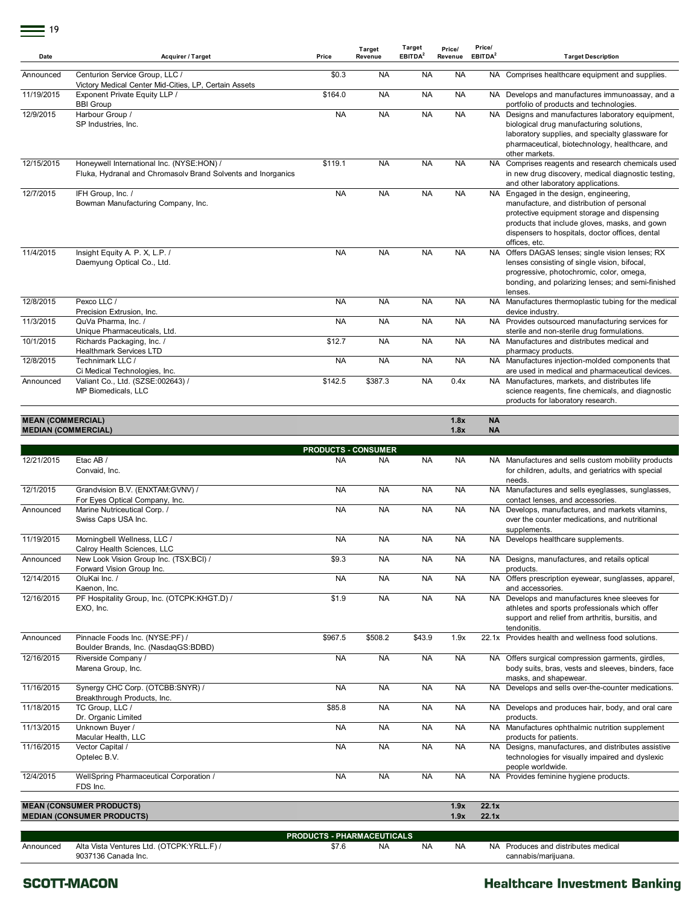| Date | Acquirer / Target | Price | Target Revenue | Target EBITDA[2] | Price/ Revenue | Price/ EBITDA[2] | Target Description |
|---|---|---|---|---|---|---|---|
| Announced | Centurion Service Group, LLC / Victory Medical Center Mid-Cities, LP, Certain Assets | $0.3 | NA | NA | NA | NA | Comprises healthcare equipment and supplies. |
| 11/19/2015 | Exponent Private Equity LLP / BBI Group | $164.0 | NA | NA | NA | NA | Develops and manufactures immunoassay, and a portfolio of products and technologies. |
| 12/9/2015 | Harbour Group / SP Industries, Inc. | NA | NA | NA | NA | NA | Designs and manufactures laboratory equipment, biological drug manufacturing solutions, laboratory supplies, and specialty glassware for pharmaceutical, biotechnology, healthcare, and other markets. |
| 12/15/2015 | Honeywell International Inc. (NYSE:HON) / Fluka, Hydranal and Chromasolv Brand Solvents and Inorganics | $119.1 | NA | NA | NA | NA | Comprises reagents and research chemicals used in new drug discovery, medical diagnostic testing, and other laboratory applications. |
| 12/7/2015 | IFH Group, Inc. / Bowman Manufacturing Company, Inc. | NA | NA | NA | NA | NA | Engaged in the design, engineering, manufacture, and distribution of personal protective equipment storage and dispensing products that include gloves, masks, and gown dispensers to hospitals, doctor offices, dental offices, etc. |
| 11/4/2015 | Insight Equity A. P. X, L.P. / Daemyung Optical Co., Ltd. | NA | NA | NA | NA | NA | Offers DAGAS lenses; single vision lenses; RX lenses consisting of single vision, bifocal, progressive, photochromic, color, omega, bonding, and polarizing lenses; and semi-finished lenses. |
| 12/8/2015 | Pexco LLC / Precision Extrusion, Inc. | NA | NA | NA | NA | NA | Manufactures thermoplastic tubing for the medical device industry. |
| 11/3/2015 | QuVa Pharma, Inc. / Unique Pharmaceuticals, Ltd. | NA | NA | NA | NA | NA | Provides outsourced manufacturing services for sterile and non-sterile drug formulations. |
| 10/1/2015 | Richards Packaging, Inc. / Healthmark Services LTD | $12.7 | NA | NA | NA | NA | Manufactures and distributes medical and pharmacy products. |
| 12/8/2015 | Technimark LLC / Ci Medical Technologies, Inc. | NA | NA | NA | NA | NA | Manufactures injection-molded components that are used in medical and pharmaceutical devices. |
| Announced | Valiant Co., Ltd. (SZSE:002643) / MP Biomedicals, LLC | $142.5 | $387.3 | NA | 0.4x | NA | Manufactures, markets, and distributes life science reagents, fine chemicals, and diagnostic products for laboratory research. |
| **MEAN (COMMERCIAL)** | | | | | **1.8x** | **NA** | |
| **MEDIAN (COMMERCIAL)** | | | | | **1.8x** | **NA** | |
| | | **PRODUCTS - CONSUMER** | | | | | |
| 12/21/2015 | Etac AB / Convaid, Inc. | NA | NA | NA | NA | NA | Manufactures and sells custom mobility products for children, adults, and geriatrics with special needs. |
| 12/1/2015 | Grandvision B.V. (ENXTAM:GVNV) / For Eyes Optical Company, Inc. | NA | NA | NA | NA | NA | Manufactures and sells eyeglasses, sunglasses, contact lenses, and accessories. |
| Announced | Marine Nutriceutical Corp. / Swiss Caps USA Inc. | NA | NA | NA | NA | NA | Develops, manufactures, and markets vitamins, over the counter medications, and nutritional supplements. |
| 11/19/2015 | Morningbell Wellness, LLC / Calroy Health Sciences, LLC | NA | NA | NA | NA | NA | Develops healthcare supplements. |
| Announced | New Look Vision Group Inc. (TSX:BCI) / Forward Vision Group Inc. | $9.3 | NA | NA | NA | NA | Designs, manufactures, and retails optical products. |
| 12/14/2015 | OluKai Inc. / Kaenon, Inc. | NA | NA | NA | NA | NA | Offers prescription eyewear, sunglasses, apparel, and accessories. |
| 12/16/2015 | PF Hospitality Group, Inc. (OTCPK:KHGT.D) / EXO, Inc. | $1.9 | NA | NA | NA | NA | Develops and manufactures knee sleeves for athletes and sports professionals which offer support and relief from arthritis, bursitis, and tendonitis. |
| Announced | Pinnacle Foods Inc. (NYSE:PF) / Boulder Brands, Inc. (NasdaqGS:BDBD) | $967.5 | $508.2 | $43.9 | 1.9x | 22.1x | Provides health and wellness food solutions. |
| 12/16/2015 | Riverside Company / Marena Group, Inc. | NA | NA | NA | NA | NA | Offers surgical compression garments, girdles, body suits, bras, vests and sleeves, binders, face masks, and shapewear. |
| 11/16/2015 | Synergy CHC Corp. (OTCBB:SNYR) / Breakthrough Products, Inc. | NA | NA | NA | NA | NA | Develops and sells over-the-counter medications. |
| 11/18/2015 | TC Group, LLC / Dr. Organic Limited | $85.8 | NA | NA | NA | NA | Develops and produces hair, body, and oral care products. |
| 11/13/2015 | Unknown Buyer / Macular Health, LLC | NA | NA | NA | NA | NA | Manufactures ophthalmic nutrition supplement products for patients. |
| 11/16/2015 | Vector Capital / Optelec B.V. | NA | NA | NA | NA | NA | Designs, manufactures, and distributes assistive technologies for visually impaired and dyslexic people worldwide. |
| 12/4/2015 | WellSpring Pharmaceutical Corporation / FDS Inc. | NA | NA | NA | NA | NA | Provides feminine hygiene products. |
| **MEAN (CONSUMER PRODUCTS)** | | | | | **1.9x** | **22.1x** | |
| **MEDIAN (CONSUMER PRODUCTS)** | | | | | **1.9x** | **22.1x** | |
| | | **PRODUCTS - PHARMACEUTICALS** | | | | | |
| Announced | Alta Vista Ventures Ltd. (OTCPK:YRLL.F) / 9037136 Canada Inc. | $7.6 | NA | NA | NA | NA | Produces and distributes medical cannabis/marijuana. |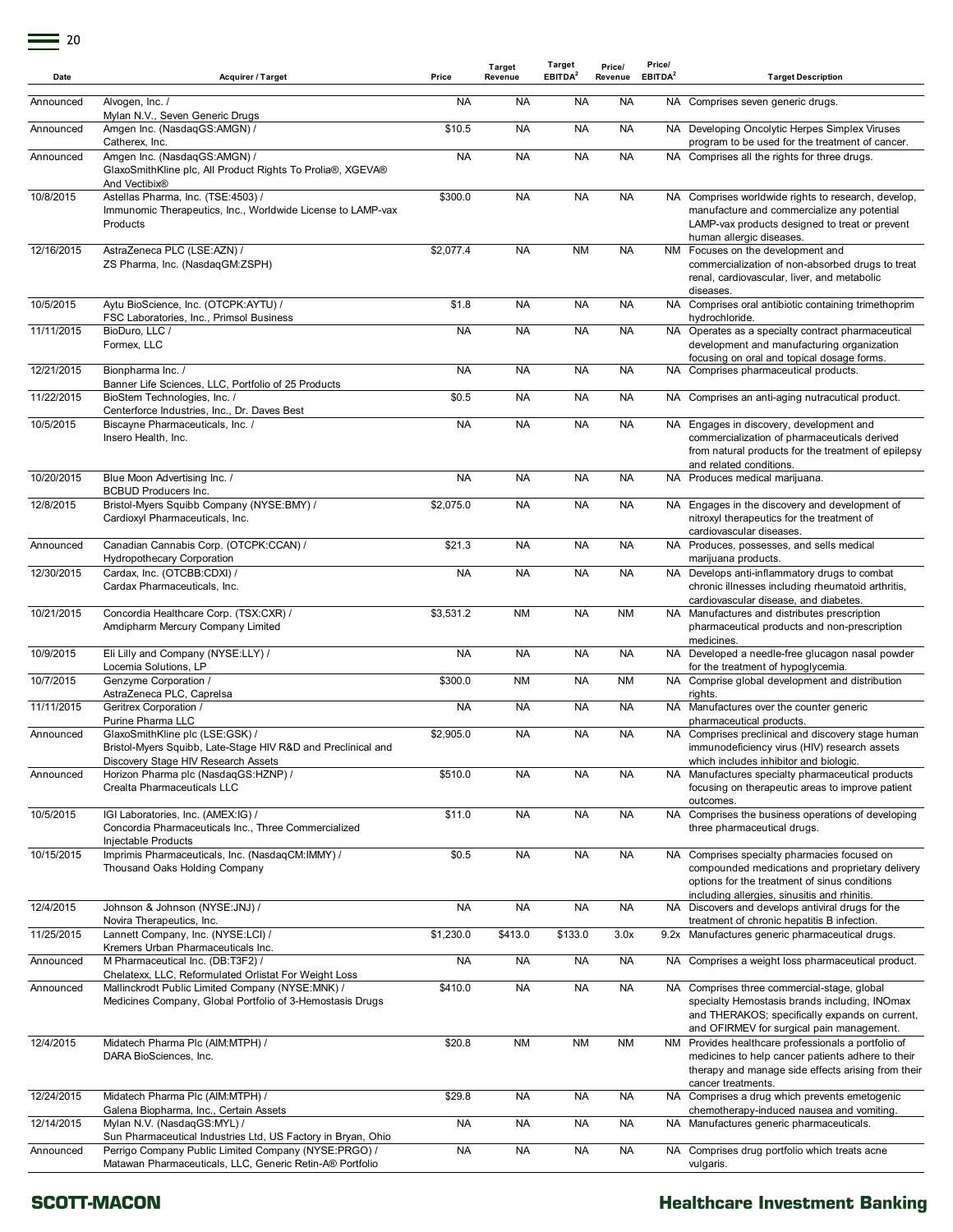| Date | Acquirer / Target | Price | Target Revenue | Target EBITDA[2] | Price/ Revenue | Price/ EBITDA[2] | Target Description |
|---|---|---|---|---|---|---|---|
| Announced | Alvogen, Inc. / Mylan N.V., Seven Generic Drugs | NA | NA | NA | NA | NA | Comprises seven generic drugs. |
| Announced | Amgen Inc. (NasdaqGS:AMGN) / Catherex, Inc. | $10.5 | NA | NA | NA | NA | Developing Oncolytic Herpes Simplex Viruses program to be used for the treatment of cancer. |
| Announced | Amgen Inc. (NasdaqGS:AMGN) / GlaxoSmithKline plc, All Product Rights To Prolia®, XGEVA® And Vectibix® | NA | NA | NA | NA | NA | Comprises all the rights for three drugs. |
| 10/8/2015 | Astellas Pharma, Inc. (TSE:4503) / Immunomic Therapeutics, Inc., Worldwide License to LAMP-vax Products | $300.0 | NA | NA | NA | NA | Comprises worldwide rights to research, develop, manufacture and commercialize any potential LAMP-vax products designed to treat or prevent human allergic diseases. |
| 12/16/2015 | AstraZeneca PLC (LSE:AZN) / ZS Pharma, Inc. (NasdaqGM:ZSPH) | $2,077.4 | NA | NM | NA | NM | Focuses on the development and commercialization of non-absorbed drugs to treat renal, cardiovascular, liver, and metabolic diseases. |
| 10/5/2015 | Aytu BioScience, Inc. (OTCPK:AYTU) / FSC Laboratories, Inc., Primsol Business | $1.8 | NA | NA | NA | NA | Comprises oral antibiotic containing trimethoprim hydrochloride. |
| 11/11/2015 | BioDuro, LLC / Formex, LLC | NA | NA | NA | NA | NA | Operates as a specialty contract pharmaceutical development and manufacturing organization focusing on oral and topical dosage forms. |
| 12/21/2015 | Bionpharma Inc. / Banner Life Sciences, LLC, Portfolio of 25 Products | NA | NA | NA | NA | NA | Comprises pharmaceutical products. |
| 11/22/2015 | BioStem Technologies, Inc. / Centerforce Industries, Inc., Dr. Daves Best | $0.5 | NA | NA | NA | NA | Comprises an anti-aging nutracutical product. |
| 10/5/2015 | Biscayne Pharmaceuticals, Inc. / Insero Health, Inc. | NA | NA | NA | NA | NA | Engages in discovery, development and commercialization of pharmaceuticals derived from natural products for the treatment of epilepsy and related conditions. |
| 10/20/2015 | Blue Moon Advertising Inc. / BCBUD Producers Inc. | NA | NA | NA | NA | NA | Produces medical marijuana. |
| 12/8/2015 | Bristol-Myers Squibb Company (NYSE:BMY) / Cardioxyl Pharmaceuticals, Inc. | $2,075.0 | NA | NA | NA | NA | Engages in the discovery and development of nitroxyl therapeutics for the treatment of cardiovascular diseases. |
| Announced | Canadian Cannabis Corp. (OTCPK:CCAN) / Hydropothecary Corporation | $21.3 | NA | NA | NA | NA | Produces, possesses, and sells medical marijuana products. |
| 12/30/2015 | Cardax, Inc. (OTCBB:CDXI) / Cardax Pharmaceuticals, Inc. | NA | NA | NA | NA | NA | Develops anti-inflammatory drugs to combat chronic illnesses including rheumatoid arthritis, cardiovascular disease, and diabetes. |
| 10/21/2015 | Concordia Healthcare Corp. (TSX:CXR) / Amdipharm Mercury Company Limited | $3,531.2 | NM | NA | NM | NA | Manufactures and distributes prescription pharmaceutical products and non-prescription medicines. |
| 10/9/2015 | Eli Lilly and Company (NYSE:LLY) / Locemia Solutions, LP | NA | NA | NA | NA | NA | Developed a needle-free glucagon nasal powder for the treatment of hypoglycemia. |
| 10/7/2015 | Genzyme Corporation / AstraZeneca PLC, Caprelsa | $300.0 | NM | NA | NM | NA | Comprise global development and distribution rights. |
| 11/11/2015 | Geritrex Corporation / Purine Pharma LLC | NA | NA | NA | NA | NA | Manufactures over the counter generic pharmaceutical products. |
| Announced | GlaxoSmithKline plc (LSE:GSK) / Bristol-Myers Squibb, Late-Stage HIV R&D and Preclinical and Discovery Stage HIV Research Assets | $2,905.0 | NA | NA | NA | NA | Comprises preclinical and discovery stage human immunodeficiency virus (HIV) research assets which includes inhibitor and biologic. |
| Announced | Horizon Pharma plc (NasdaqGS:HZNP) / Crealta Pharmaceuticals LLC | $510.0 | NA | NA | NA | NA | Manufactures specialty pharmaceutical products focusing on therapeutic areas to improve patient outcomes. |
| 10/5/2015 | IGI Laboratories, Inc. (AMEX:IG) / Concordia Pharmaceuticals Inc., Three Commercialized Injectable Products | $11.0 | NA | NA | NA | NA | Comprises the business operations of developing three pharmaceutical drugs. |
| 10/15/2015 | Imprimis Pharmaceuticals, Inc. (NasdaqCM:IMMY) / Thousand Oaks Holding Company | $0.5 | NA | NA | NA | NA | Comprises specialty pharmacies focused on compounded medications and proprietary delivery options for the treatment of sinus conditions including allergies, sinusitis and rhinitis. |
| 12/4/2015 | Johnson & Johnson (NYSE:JNJ) / Novira Therapeutics, Inc. | NA | NA | NA | NA | NA | Discovers and develops antiviral drugs for the treatment of chronic hepatitis B infection. |
| 11/25/2015 | Lannett Company, Inc. (NYSE:LCI) / Kremers Urban Pharmaceuticals Inc. | $1,230.0 | $413.0 | $133.0 | 3.0x | 9.2x | Manufactures generic pharmaceutical drugs. |
| Announced | M Pharmaceutical Inc. (DB:T3F2) / Chelatexx, LLC, Reformulated Orlistat For Weight Loss | NA | NA | NA | NA | NA | Comprises a weight loss pharmaceutical product. |
| Announced | Mallinckrodt Public Limited Company (NYSE:MNK) / Medicines Company, Global Portfolio of 3-Hemostasis Drugs | $410.0 | NA | NA | NA | NA | Comprises three commercial-stage, global specialty Hemostasis brands including, INOmax and THERAKOS; specifically expands on current, and OFIRMEV for surgical pain management. |
| 12/4/2015 | Midatech Pharma Plc (AIM:MTPH) / DARA BioSciences, Inc. | $20.8 | NM | NM | NM | NM | Provides healthcare professionals a portfolio of medicines to help cancer patients adhere to their therapy and manage side effects arising from their cancer treatments. |
| 12/24/2015 | Midatech Pharma Plc (AIM:MTPH) / Galena Biopharma, Inc., Certain Assets | $29.8 | NA | NA | NA | NA | Comprises a drug which prevents emetogenic chemotherapy-induced nausea and vomiting. |
| 12/14/2015 | Mylan N.V. (NasdaqGS:MYL) / Sun Pharmaceutical Industries Ltd, US Factory in Bryan, Ohio | NA | NA | NA | NA | NA | Manufactures generic pharmaceuticals. |
| Announced | Perrigo Company Public Limited Company (NYSE:PRGO) / Matawan Pharmaceuticals, LLC, Generic Retin-A® Portfolio | NA | NA | NA | NA | NA | Comprises drug portfolio which treats acne vulgaris. |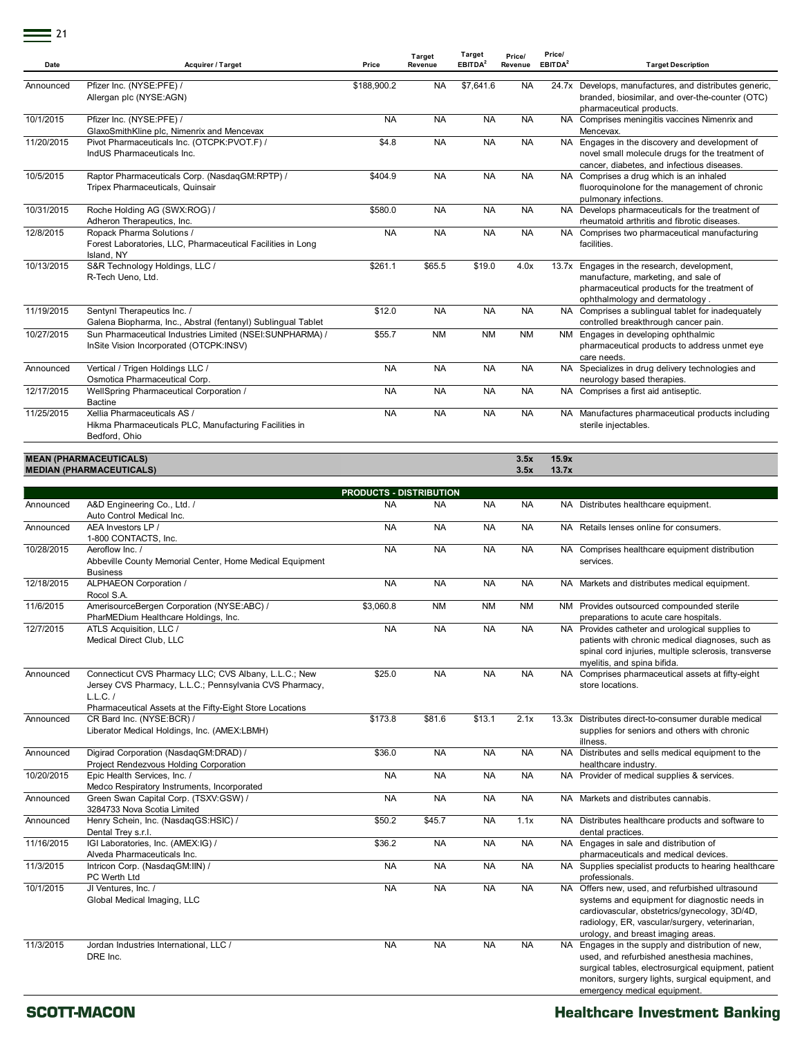| Date | Acquirer / Target | Price | Target Revenue | Target EBITDA[2] | Price/ Revenue | Price/ EBITDA[2] | Target Description |
|---|---|---|---|---|---|---|---|
| Announced | Pfizer Inc. (NYSE:PFE) / Allergan plc (NYSE:AGN) | $188,900.2 | NA | $7,641.6 | NA | 24.7x | Develops, manufactures, and distributes generic, branded, biosimilar, and over-the-counter (OTC) pharmaceutical products. |
| 10/1/2015 | Pfizer Inc. (NYSE:PFE) / GlaxoSmithKline plc, Nimenrix and Mencevax | NA | NA | NA | NA | NA | Comprises meningitis vaccines Nimenrix and Mencevax. |
| 11/20/2015 | Pivot Pharmaceuticals Inc. (OTCPK:PVOT.F) / IndUS Pharmaceuticals Inc. | $4.8 | NA | NA | NA | NA | Engages in the discovery and development of novel small molecule drugs for the treatment of cancer, diabetes, and infectious diseases. |
| 10/5/2015 | Raptor Pharmaceuticals Corp. (NasdaqGM:RPTP) / Tripex Pharmaceuticals, Quinsair | $404.9 | NA | NA | NA | NA | Comprises a drug which is an inhaled fluoroquinolone for the management of chronic pulmonary infections. |
| 10/31/2015 | Roche Holding AG (SWX:ROG) / Adheron Therapeutics, Inc. | $580.0 | NA | NA | NA | NA | Develops pharmaceuticals for the treatment of rheumatoid arthritis and fibrotic diseases. |
| 12/8/2015 | Ropack Pharma Solutions / Forest Laboratories, LLC, Pharmaceutical Facilities in Long Island, NY | NA | NA | NA | NA | NA | Comprises two pharmaceutical manufacturing facilities. |
| 10/13/2015 | S&R Technology Holdings, LLC / R-Tech Ueno, Ltd. | $261.1 | $65.5 | $19.0 | 4.0x | 13.7x | Engages in the research, development, manufacture, marketing, and sale of pharmaceutical products for the treatment of ophthalmology and dermatology . |
| 11/19/2015 | Sentynl Therapeutics Inc. / Galena Biopharma, Inc., Abstral (fentanyl) Sublingual Tablet | $12.0 | NA | NA | NA | NA | Comprises a sublingual tablet for inadequately controlled breakthrough cancer pain. |
| 10/27/2015 | Sun Pharmaceutical Industries Limited (NSEI:SUNPHARMA) / InSite Vision Incorporated (OTCPK:INSV) | $55.7 | NM | NM | NM | NM | Engages in developing ophthalmic pharmaceutical products to address unmet eye care needs. |
| Announced | Vertical / Trigen Holdings LLC / Osmotica Pharmaceutical Corp. | NA | NA | NA | NA | NA | Specializes in drug delivery technologies and neurology based therapies. |
| 12/17/2015 | WellSpring Pharmaceutical Corporation / Bactine | NA | NA | NA | NA | NA | Comprises a first aid antiseptic. |
| 11/25/2015 | Xellia Pharmaceuticals AS / Hikma Pharmaceuticals PLC, Manufacturing Facilities in Bedford, Ohio | NA | NA | NA | NA | NA | Manufactures pharmaceutical products including sterile injectables. |
| **MEAN (PHARMACEUTICALS)** | | | | | **3.5x** | **15.9x** | |
| **MEDIAN (PHARMACEUTICALS)** | | | | | **3.5x** | **13.7x** | |
| | | **PRODUCTS - DISTRIBUTION** | | | | | |
| Announced | A&D Engineering Co., Ltd. / Auto Control Medical Inc. | NA | NA | NA | NA | NA | Distributes healthcare equipment. |
| Announced | AEA Investors LP / 1-800 CONTACTS, Inc. | NA | NA | NA | NA | NA | Retails lenses online for consumers. |
| 10/28/2015 | Aeroflow Inc. / Abbeville County Memorial Center, Home Medical Equipment Business | NA | NA | NA | NA | NA | Comprises healthcare equipment distribution services. |
| 12/18/2015 | ALPHAEON Corporation / Rocol S.A. | NA | NA | NA | NA | NA | Markets and distributes medical equipment. |
| 11/6/2015 | AmerisourceBergen Corporation (NYSE:ABC) / PharMEDium Healthcare Holdings, Inc. | $3,060.8 | NM | NM | NM | NM | Provides outsourced compounded sterile preparations to acute care hospitals. |
| 12/7/2015 | ATLS Acquisition, LLC / Medical Direct Club, LLC | NA | NA | NA | NA | NA | Provides catheter and urological supplies to patients with chronic medical diagnoses, such as spinal cord injuries, multiple sclerosis, transverse myelitis, and spina bifida. |
| Announced | Connecticut CVS Pharmacy LLC; CVS Albany, L.L.C.; New Jersey CVS Pharmacy, L.L.C.; Pennsylvania CVS Pharmacy, L.L.C. / Pharmaceutical Assets at the Fifty-Eight Store Locations | $25.0 | NA | NA | NA | NA | Comprises pharmaceutical assets at fifty-eight store locations. |
| Announced | CR Bard Inc. (NYSE:BCR) / Liberator Medical Holdings, Inc. (AMEX:LBMH) | $173.8 | $81.6 | $13.1 | 2.1x | 13.3x | Distributes direct-to-consumer durable medical supplies for seniors and others with chronic illness. |
| Announced | Digirad Corporation (NasdaqGM:DRAD) / Project Rendezvous Holding Corporation | $36.0 | NA | NA | NA | NA | Distributes and sells medical equipment to the healthcare industry. |
| 10/20/2015 | Epic Health Services, Inc. / Medco Respiratory Instruments, Incorporated | NA | NA | NA | NA | NA | Provider of medical supplies & services. |
| Announced | Green Swan Capital Corp. (TSXV:GSW) / 3284733 Nova Scotia Limited | NA | NA | NA | NA | NA | Markets and distributes cannabis. |
| Announced | Henry Schein, Inc. (NasdaqGS:HSIC) / Dental Trey s.r.l. | $50.2 | $45.7 | NA | 1.1x | NA | Distributes healthcare products and software to dental practices. |
| 11/16/2015 | IGI Laboratories, Inc. (AMEX:IG) / Alveda Pharmaceuticals Inc. | $36.2 | NA | NA | NA | NA | Engages in sale and distribution of pharmaceuticals and medical devices. |
| 11/3/2015 | Intricon Corp. (NasdaqGM:IIN) / PC Werth Ltd | NA | NA | NA | NA | NA | Supplies specialist products to hearing healthcare professionals. |
| 10/1/2015 | JI Ventures, Inc. / Global Medical Imaging, LLC | NA | NA | NA | NA | NA | Offers new, used, and refurbished ultrasound systems and equipment for diagnostic needs in cardiovascular, obstetrics/gynecology, 3D/4D, radiology, ER, vascular/surgery, veterinarian, urology, and breast imaging areas. |
| 11/3/2015 | Jordan Industries International, LLC / DRE Inc. | NA | NA | NA | NA | NA | Engages in the supply and distribution of new, used, and refurbished anesthesia machines, surgical tables, electrosurgical equipment, patient monitors, surgery lights, surgical equipment, and emergency medical equipment. |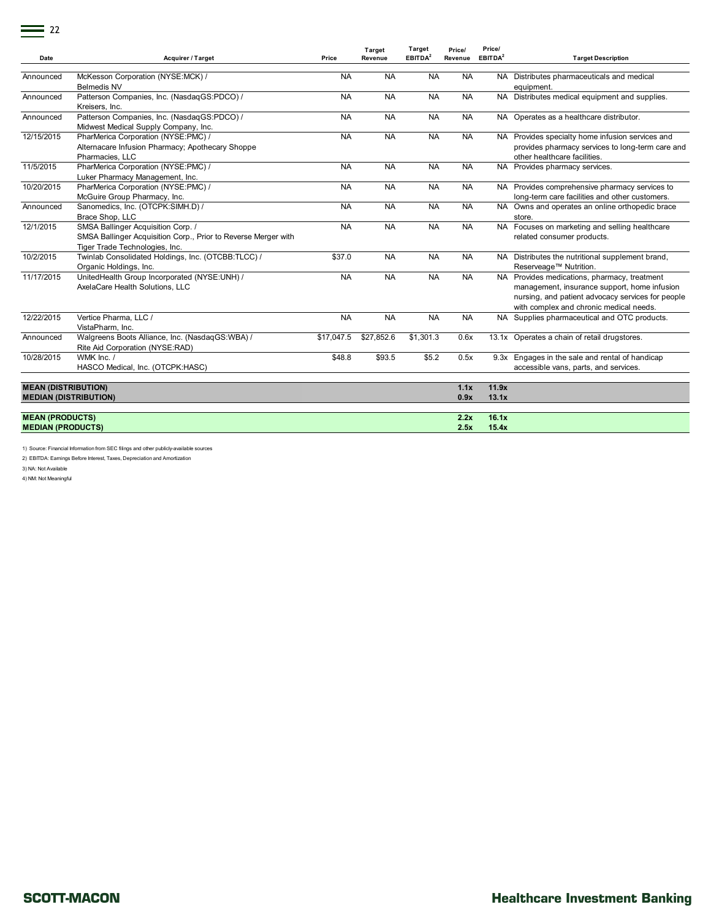| Date | Acquirer / Target | Price | Target Revenue | Target EBITDA[2] | Price/ Revenue | Price/ EBITDA[2] | Target Description |
|---|---|---|---|---|---|---|---|
| Announced | McKesson Corporation (NYSE:MCK) / Belmedis NV | NA | NA | NA | NA | NA | Distributes pharmaceuticals and medical equipment. |
| Announced | Patterson Companies, Inc. (NasdaqGS:PDCO) / Kreisers, Inc. | NA | NA | NA | NA | NA | Distributes medical equipment and supplies. |
| Announced | Patterson Companies, Inc. (NasdaqGS:PDCO) / Midwest Medical Supply Company, Inc. | NA | NA | NA | NA | NA | Operates as a healthcare distributor. |
| 12/15/2015 | PharMerica Corporation (NYSE:PMC) / Alternacare Infusion Pharmacy; Apothecary Shoppe Pharmacies, LLC | NA | NA | NA | NA | NA | Provides specialty home infusion services and provides pharmacy services to long-term care and other healthcare facilities. |
| 11/5/2015 | PharMerica Corporation (NYSE:PMC) / Luker Pharmacy Management, Inc. | NA | NA | NA | NA | NA | Provides pharmacy services. |
| 10/20/2015 | PharMerica Corporation (NYSE:PMC) / McGuire Group Pharmacy, Inc. | NA | NA | NA | NA | NA | Provides comprehensive pharmacy services to long-term care facilities and other customers. |
| Announced | Sanomedics, Inc. (OTCPK:SIMH.D) / Brace Shop, LLC | NA | NA | NA | NA | NA | Owns and operates an online orthopedic brace store. |
| 12/1/2015 | SMSA Ballinger Acquisition Corp. / SMSA Ballinger Acquisition Corp., Prior to Reverse Merger with Tiger Trade Technologies, Inc. | NA | NA | NA | NA | NA | Focuses on marketing and selling healthcare related consumer products. |
| 10/2/2015 | Twinlab Consolidated Holdings, Inc. (OTCBB:TLCC) / Organic Holdings, Inc. | $37.0 | NA | NA | NA | NA | Distributes the nutritional supplement brand, Reserveage™ Nutrition. |
| 11/17/2015 | UnitedHealth Group Incorporated (NYSE:UNH) / AxelaCare Health Solutions, LLC | NA | NA | NA | NA | NA | Provides medications, pharmacy, treatment management, insurance support, home infusion nursing, and patient advocacy services for people with complex and chronic medical needs. |
| 12/22/2015 | Vertice Pharma, LLC / VistaPharm, Inc. | NA | NA | NA | NA | NA | Supplies pharmaceutical and OTC products. |
| Announced | Walgreens Boots Alliance, Inc. (NasdaqGS:WBA) / Rite Aid Corporation (NYSE:RAD) | $17,047.5 | $27,852.6 | $1,301.3 | 0.6x | 13.1x | Operates a chain of retail drugstores. |
| 10/28/2015 | WMK Inc. / HASCO Medical, Inc. (OTCPK:HASC) | $48.8 | $93.5 | $5.2 | 0.5x | 9.3x | Engages in the sale and rental of handicap accessible vans, parts, and services. |
| **MEAN (DISTRIBUTION)** | | | | | **1.1x** | **11.9x** | |
| **MEDIAN (DISTRIBUTION)** | | | | | **0.9x** | **13.1x** | |
| **MEAN (PRODUCTS)** | | | | | **2.2x** | **16.1x** | |
| **MEDIAN (PRODUCTS)** | | | | | **2.5x** | **15.4x** | |

1) Source: Financial Information from SEC filings and other publicly-available sources

2) EBITDA: Earnings Before Interest, Taxes, Depreciation and Amortization

3) NA: Not Available

4) NM: Not Meaningful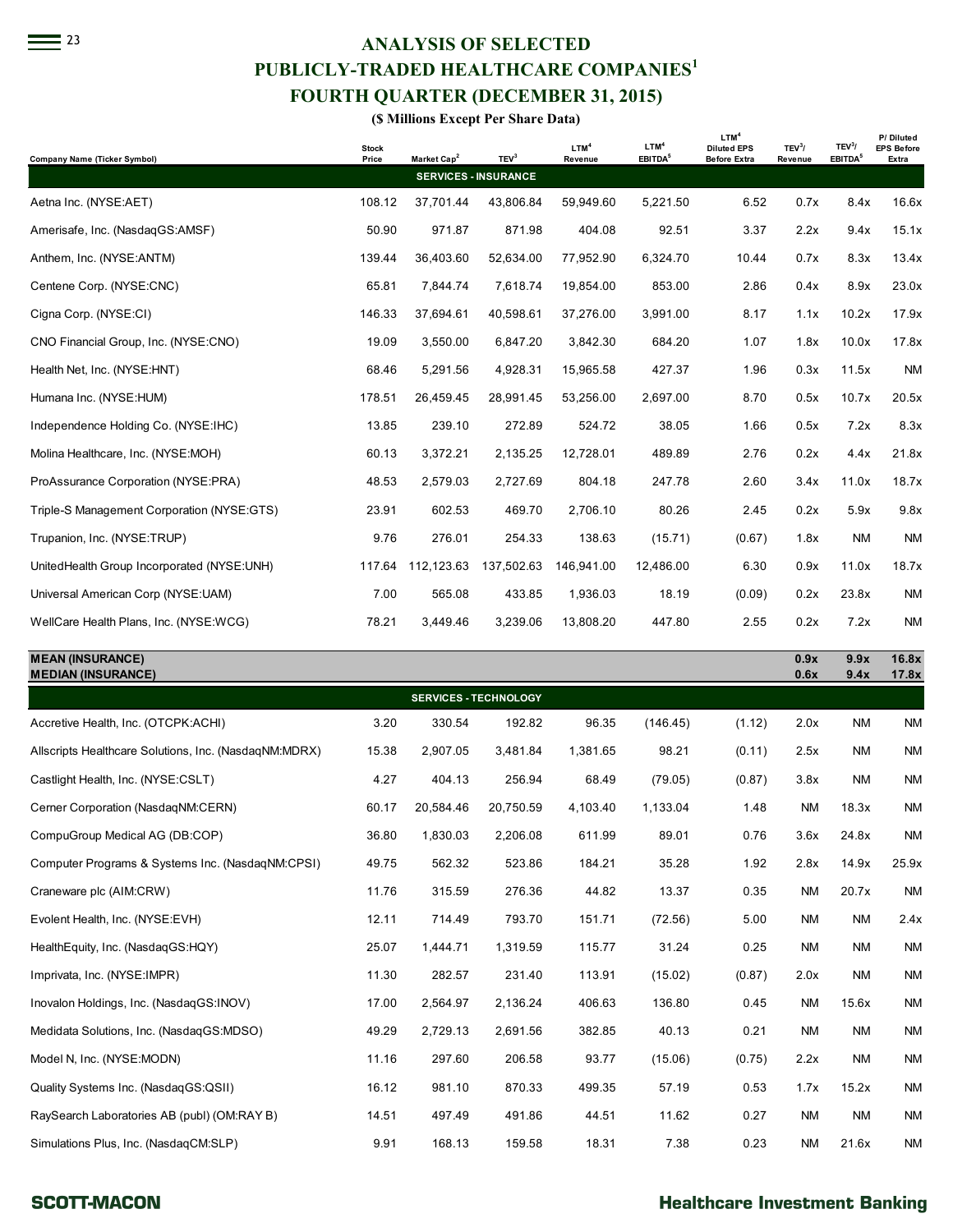# ANALYSIS OF SELECTED PUBLICLY-TRADED HEALTHCARE COMPANIES[1]

## FOURTH QUARTER (DECEMBER 31, 2015)

**($ Millions Except Per Share Data)**

| Company Name (Ticker Symbol) | Stock Price | Market Cap[2] | TEV[3] | LTM[4] Revenue | LTM[4] EBITDA[5] | LTM[4] Diluted EPS Before Extra | TEV[3]/ Revenue | TEV[3]/ EBITDA[5] | P/ Diluted EPS Before Extra |
|---|---|---|---|---|---|---|---|---|---|
| **SERVICES - INSURANCE** | | | | | | | | | |
| Aetna Inc. (NYSE:AET) | 108.12 | 37,701.44 | 43,806.84 | 59,949.60 | 5,221.50 | 6.52 | 0.7x | 8.4x | 16.6x |
| Amerisafe, Inc. (NasdaqGS:AMSF) | 50.90 | 971.87 | 871.98 | 404.08 | 92.51 | 3.37 | 2.2x | 9.4x | 15.1x |
| Anthem, Inc. (NYSE:ANTM) | 139.44 | 36,403.60 | 52,634.00 | 77,952.90 | 6,324.70 | 10.44 | 0.7x | 8.3x | 13.4x |
| Centene Corp. (NYSE:CNC) | 65.81 | 7,844.74 | 7,618.74 | 19,854.00 | 853.00 | 2.86 | 0.4x | 8.9x | 23.0x |
| Cigna Corp. (NYSE:CI) | 146.33 | 37,694.61 | 40,598.61 | 37,276.00 | 3,991.00 | 8.17 | 1.1x | 10.2x | 17.9x |
| CNO Financial Group, Inc. (NYSE:CNO) | 19.09 | 3,550.00 | 6,847.20 | 3,842.30 | 684.20 | 1.07 | 1.8x | 10.0x | 17.8x |
| Health Net, Inc. (NYSE:HNT) | 68.46 | 5,291.56 | 4,928.31 | 15,965.58 | 427.37 | 1.96 | 0.3x | 11.5x | NM |
| Humana Inc. (NYSE:HUM) | 178.51 | 26,459.45 | 28,991.45 | 53,256.00 | 2,697.00 | 8.70 | 0.5x | 10.7x | 20.5x |
| Independence Holding Co. (NYSE:IHC) | 13.85 | 239.10 | 272.89 | 524.72 | 38.05 | 1.66 | 0.5x | 7.2x | 8.3x |
| Molina Healthcare, Inc. (NYSE:MOH) | 60.13 | 3,372.21 | 2,135.25 | 12,728.01 | 489.89 | 2.76 | 0.2x | 4.4x | 21.8x |
| ProAssurance Corporation (NYSE:PRA) | 48.53 | 2,579.03 | 2,727.69 | 804.18 | 247.78 | 2.60 | 3.4x | 11.0x | 18.7x |
| Triple-S Management Corporation (NYSE:GTS) | 23.91 | 602.53 | 469.70 | 2,706.10 | 80.26 | 2.45 | 0.2x | 5.9x | 9.8x |
| Trupanion, Inc. (NYSE:TRUP) | 9.76 | 276.01 | 254.33 | 138.63 | (15.71) | (0.67) | 1.8x | NM | NM |
| UnitedHealth Group Incorporated (NYSE:UNH) | 117.64 | 112,123.63 | 137,502.63 | 146,941.00 | 12,486.00 | 6.30 | 0.9x | 11.0x | 18.7x |
| Universal American Corp (NYSE:UAM) | 7.00 | 565.08 | 433.85 | 1,936.03 | 18.19 | (0.09) | 0.2x | 23.8x | NM |
| WellCare Health Plans, Inc. (NYSE:WCG) | 78.21 | 3,449.46 | 3,239.06 | 13,808.20 | 447.80 | 2.55 | 0.2x | 7.2x | NM |
| **MEAN (INSURANCE)** | | | | | | | **0.9x** | **9.9x** | **16.8x** |
| **MEDIAN (INSURANCE)** | | | | | | | **0.6x** | **9.4x** | **17.8x** |
| **SERVICES - TECHNOLOGY** | | | | | | | | | |
| Accretive Health, Inc. (OTCPK:ACHI) | 3.20 | 330.54 | 192.82 | 96.35 | (146.45) | (1.12) | 2.0x | NM | NM |
| Allscripts Healthcare Solutions, Inc. (NasdaqNM:MDRX) | 15.38 | 2,907.05 | 3,481.84 | 1,381.65 | 98.21 | (0.11) | 2.5x | NM | NM |
| Castlight Health, Inc. (NYSE:CSLT) | 4.27 | 404.13 | 256.94 | 68.49 | (79.05) | (0.87) | 3.8x | NM | NM |
| Cerner Corporation (NasdaqNM:CERN) | 60.17 | 20,584.46 | 20,750.59 | 4,103.40 | 1,133.04 | 1.48 | NM | 18.3x | NM |
| CompuGroup Medical AG (DB:COP) | 36.80 | 1,830.03 | 2,206.08 | 611.99 | 89.01 | 0.76 | 3.6x | 24.8x | NM |
| Computer Programs & Systems Inc. (NasdaqNM:CPSI) | 49.75 | 562.32 | 523.86 | 184.21 | 35.28 | 1.92 | 2.8x | 14.9x | 25.9x |
| Craneware plc (AIM:CRW) | 11.76 | 315.59 | 276.36 | 44.82 | 13.37 | 0.35 | NM | 20.7x | NM |
| Evolent Health, Inc. (NYSE:EVH) | 12.11 | 714.49 | 793.70 | 151.71 | (72.56) | 5.00 | NM | NM | 2.4x |
| HealthEquity, Inc. (NasdaqGS:HQY) | 25.07 | 1,444.71 | 1,319.59 | 115.77 | 31.24 | 0.25 | NM | NM | NM |
| Imprivata, Inc. (NYSE:IMPR) | 11.30 | 282.57 | 231.40 | 113.91 | (15.02) | (0.87) | 2.0x | NM | NM |
| Inovalon Holdings, Inc. (NasdaqGS:INOV) | 17.00 | 2,564.97 | 2,136.24 | 406.63 | 136.80 | 0.45 | NM | 15.6x | NM |
| Medidata Solutions, Inc. (NasdaqGS:MDSO) | 49.29 | 2,729.13 | 2,691.56 | 382.85 | 40.13 | 0.21 | NM | NM | NM |
| Model N, Inc. (NYSE:MODN) | 11.16 | 297.60 | 206.58 | 93.77 | (15.06) | (0.75) | 2.2x | NM | NM |
| Quality Systems Inc. (NasdaqGS:QSII) | 16.12 | 981.10 | 870.33 | 499.35 | 57.19 | 0.53 | 1.7x | 15.2x | NM |
| RaySearch Laboratories AB (publ) (OM:RAY B) | 14.51 | 497.49 | 491.86 | 44.51 | 11.62 | 0.27 | NM | NM | NM |
| Simulations Plus, Inc. (NasdaqCM:SLP) | 9.91 | 168.13 | 159.58 | 18.31 | 7.38 | 0.23 | NM | 21.6x | NM |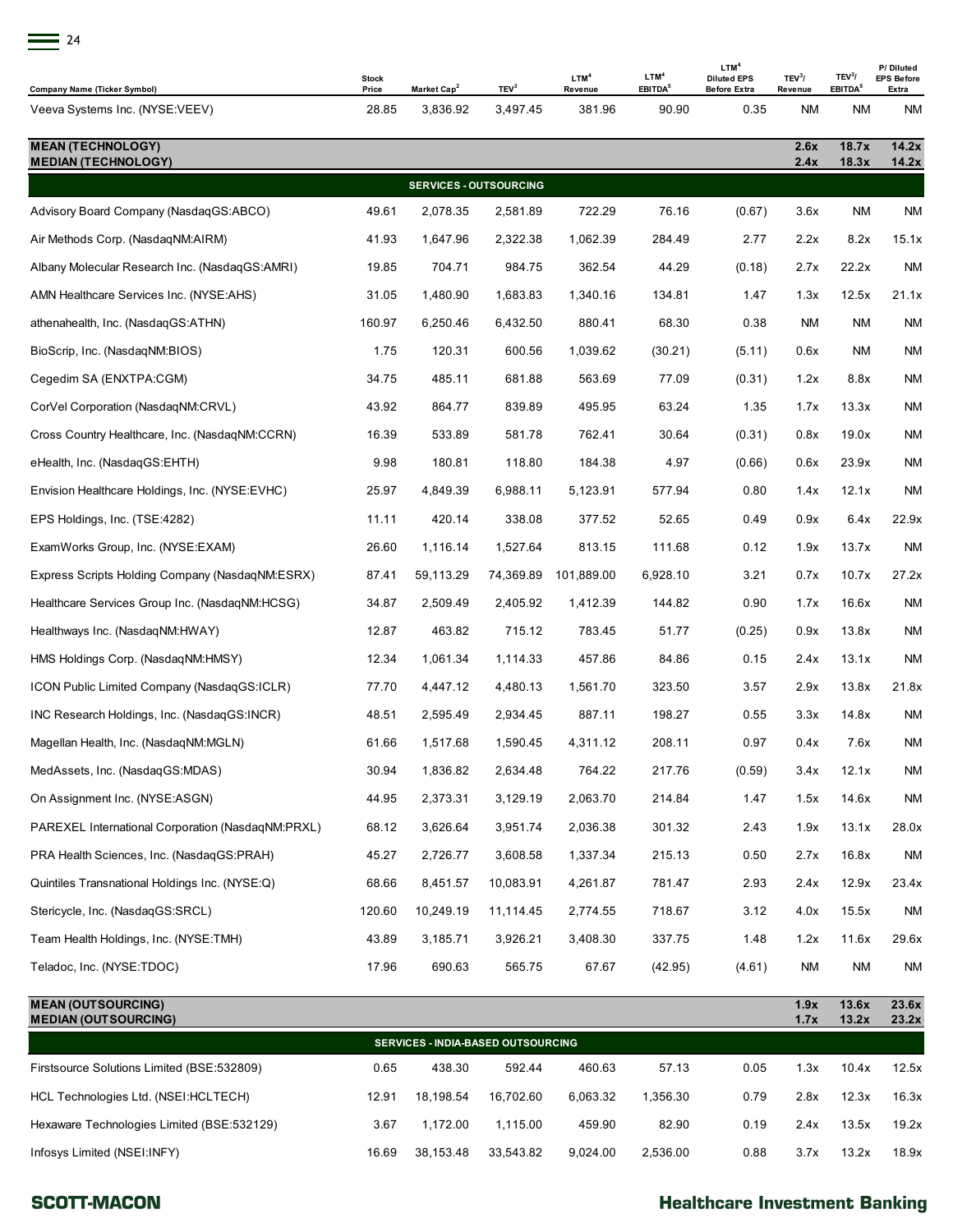| Company Name (Ticker Symbol) | Stock Price | Market Cap[2] | TEV[3] | LTM[4] Revenue | LTM[4] EBITDA[5] | LTM[4] Diluted EPS Before Extra | TEV[3]/ Revenue | TEV[3]/ EBITDA[5] | P/ Diluted EPS Before Extra |
|---|---|---|---|---|---|---|---|---|---|
| Veeva Systems Inc. (NYSE:VEEV) | 28.85 | 3,836.92 | 3,497.45 | 381.96 | 90.90 | 0.35 | NM | NM | NM |
| **MEAN (TECHNOLOGY)** | | | | | | | **2.6x** | **18.7x** | **14.2x** |
| **MEDIAN (TECHNOLOGY)** | | | | | | | **2.4x** | **18.3x** | **14.2x** |
| **SERVICES - OUTSOURCING** | | | | | | | | | |
| Advisory Board Company (NasdaqGS:ABCO) | 49.61 | 2,078.35 | 2,581.89 | 722.29 | 76.16 | (0.67) | 3.6x | NM | NM |
| Air Methods Corp. (NasdaqNM:AIRM) | 41.93 | 1,647.96 | 2,322.38 | 1,062.39 | 284.49 | 2.77 | 2.2x | 8.2x | 15.1x |
| Albany Molecular Research Inc. (NasdaqGS:AMRI) | 19.85 | 704.71 | 984.75 | 362.54 | 44.29 | (0.18) | 2.7x | 22.2x | NM |
| AMN Healthcare Services Inc. (NYSE:AHS) | 31.05 | 1,480.90 | 1,683.83 | 1,340.16 | 134.81 | 1.47 | 1.3x | 12.5x | 21.1x |
| athenahealth, Inc. (NasdaqGS:ATHN) | 160.97 | 6,250.46 | 6,432.50 | 880.41 | 68.30 | 0.38 | NM | NM | NM |
| BioScrip, Inc. (NasdaqNM:BIOS) | 1.75 | 120.31 | 600.56 | 1,039.62 | (30.21) | (5.11) | 0.6x | NM | NM |
| Cegedim SA (ENXTPA:CGM) | 34.75 | 485.11 | 681.88 | 563.69 | 77.09 | (0.31) | 1.2x | 8.8x | NM |
| CorVel Corporation (NasdaqNM:CRVL) | 43.92 | 864.77 | 839.89 | 495.95 | 63.24 | 1.35 | 1.7x | 13.3x | NM |
| Cross Country Healthcare, Inc. (NasdaqNM:CCRN) | 16.39 | 533.89 | 581.78 | 762.41 | 30.64 | (0.31) | 0.8x | 19.0x | NM |
| eHealth, Inc. (NasdaqGS:EHTH) | 9.98 | 180.81 | 118.80 | 184.38 | 4.97 | (0.66) | 0.6x | 23.9x | NM |
| Envision Healthcare Holdings, Inc. (NYSE:EVHC) | 25.97 | 4,849.39 | 6,988.11 | 5,123.91 | 577.94 | 0.80 | 1.4x | 12.1x | NM |
| EPS Holdings, Inc. (TSE:4282) | 11.11 | 420.14 | 338.08 | 377.52 | 52.65 | 0.49 | 0.9x | 6.4x | 22.9x |
| ExamWorks Group, Inc. (NYSE:EXAM) | 26.60 | 1,116.14 | 1,527.64 | 813.15 | 111.68 | 0.12 | 1.9x | 13.7x | NM |
| Express Scripts Holding Company (NasdaqNM:ESRX) | 87.41 | 59,113.29 | 74,369.89 | 101,889.00 | 6,928.10 | 3.21 | 0.7x | 10.7x | 27.2x |
| Healthcare Services Group Inc. (NasdaqNM:HCSG) | 34.87 | 2,509.49 | 2,405.92 | 1,412.39 | 144.82 | 0.90 | 1.7x | 16.6x | NM |
| Healthways Inc. (NasdaqNM:HWAY) | 12.87 | 463.82 | 715.12 | 783.45 | 51.77 | (0.25) | 0.9x | 13.8x | NM |
| HMS Holdings Corp. (NasdaqNM:HMSY) | 12.34 | 1,061.34 | 1,114.33 | 457.86 | 84.86 | 0.15 | 2.4x | 13.1x | NM |
| ICON Public Limited Company (NasdaqGS:ICLR) | 77.70 | 4,447.12 | 4,480.13 | 1,561.70 | 323.50 | 3.57 | 2.9x | 13.8x | 21.8x |
| INC Research Holdings, Inc. (NasdaqGS:INCR) | 48.51 | 2,595.49 | 2,934.45 | 887.11 | 198.27 | 0.55 | 3.3x | 14.8x | NM |
| Magellan Health, Inc. (NasdaqNM:MGLN) | 61.66 | 1,517.68 | 1,590.45 | 4,311.12 | 208.11 | 0.97 | 0.4x | 7.6x | NM |
| MedAssets, Inc. (NasdaqGS:MDAS) | 30.94 | 1,836.82 | 2,634.48 | 764.22 | 217.76 | (0.59) | 3.4x | 12.1x | NM |
| On Assignment Inc. (NYSE:ASGN) | 44.95 | 2,373.31 | 3,129.19 | 2,063.70 | 214.84 | 1.47 | 1.5x | 14.6x | NM |
| PAREXEL International Corporation (NasdaqNM:PRXL) | 68.12 | 3,626.64 | 3,951.74 | 2,036.38 | 301.32 | 2.43 | 1.9x | 13.1x | 28.0x |
| PRA Health Sciences, Inc. (NasdaqGS:PRAH) | 45.27 | 2,726.77 | 3,608.58 | 1,337.34 | 215.13 | 0.50 | 2.7x | 16.8x | NM |
| Quintiles Transnational Holdings Inc. (NYSE:Q) | 68.66 | 8,451.57 | 10,083.91 | 4,261.87 | 781.47 | 2.93 | 2.4x | 12.9x | 23.4x |
| Stericycle, Inc. (NasdaqGS:SRCL) | 120.60 | 10,249.19 | 11,114.45 | 2,774.55 | 718.67 | 3.12 | 4.0x | 15.5x | NM |
| Team Health Holdings, Inc. (NYSE:TMH) | 43.89 | 3,185.71 | 3,926.21 | 3,408.30 | 337.75 | 1.48 | 1.2x | 11.6x | 29.6x |
| Teladoc, Inc. (NYSE:TDOC) | 17.96 | 690.63 | 565.75 | 67.67 | (42.95) | (4.61) | NM | NM | NM |
| **MEAN (OUTSOURCING)** | | | | | | | **1.9x** | **13.6x** | **23.6x** |
| **MEDIAN (OUTSOURCING)** | | | | | | | **1.7x** | **13.2x** | **23.2x** |
| **SERVICES - INDIA-BASED OUTSOURCING** | | | | | | | | | |
| Firstsource Solutions Limited (BSE:532809) | 0.65 | 438.30 | 592.44 | 460.63 | 57.13 | 0.05 | 1.3x | 10.4x | 12.5x |
| HCL Technologies Ltd. (NSEI:HCLTECH) | 12.91 | 18,198.54 | 16,702.60 | 6,063.32 | 1,356.30 | 0.79 | 2.8x | 12.3x | 16.3x |
| Hexaware Technologies Limited (BSE:532129) | 3.67 | 1,172.00 | 1,115.00 | 459.90 | 82.90 | 0.19 | 2.4x | 13.5x | 19.2x |
| Infosys Limited (NSEI:INFY) | 16.69 | 38,153.48 | 33,543.82 | 9,024.00 | 2,536.00 | 0.88 | 3.7x | 13.2x | 18.9x |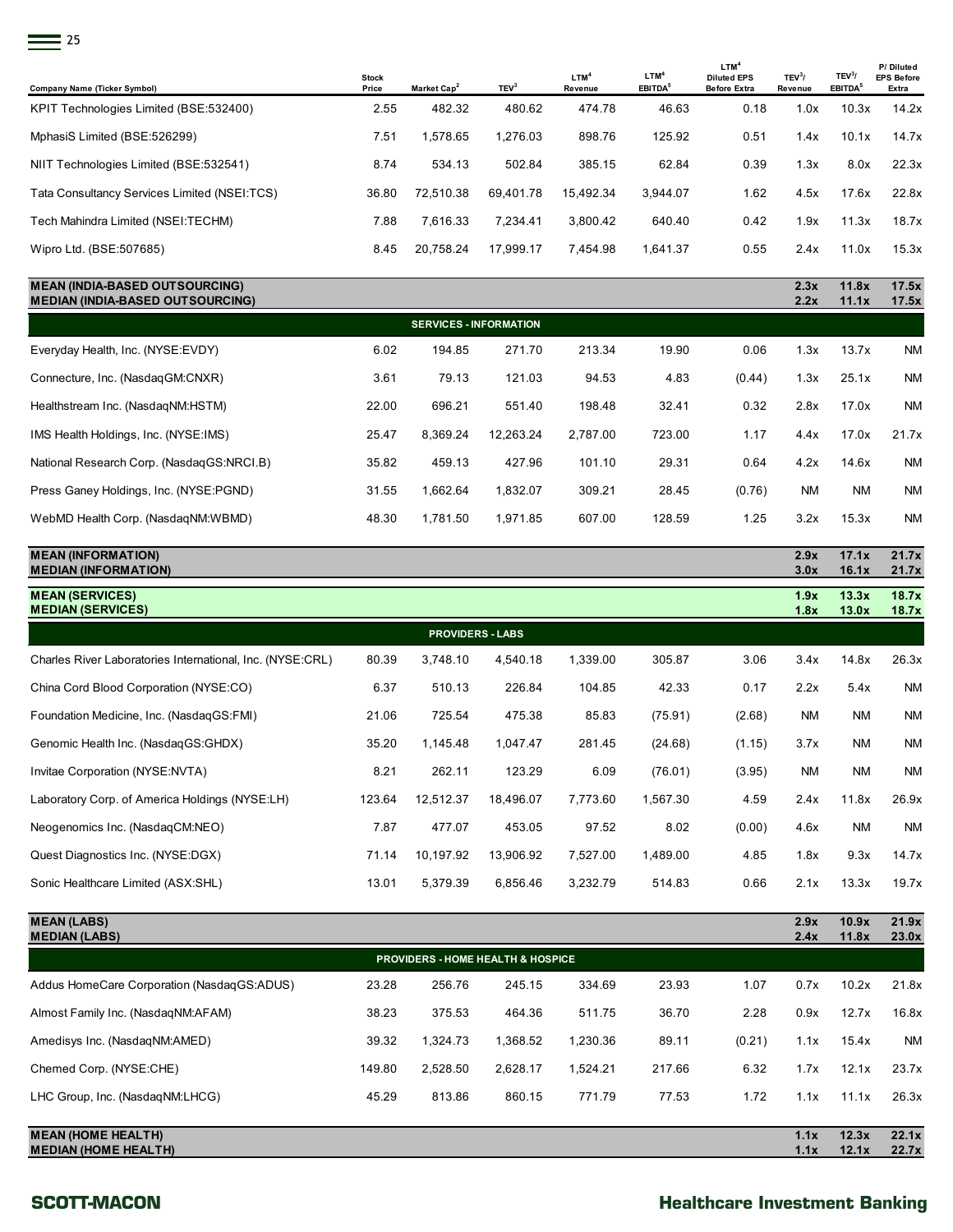| Company Name (Ticker Symbol) | Stock Price | Market Cap[2] | TEV[3] | LTM[4] Revenue | LTM[4] EBITDA[5] | LTM[4] Diluted EPS Before Extra | TEV[3]/ Revenue | TEV[3]/ EBITDA[5] | P/ Diluted EPS Before Extra |
|---|---|---|---|---|---|---|---|---|---|
| KPIT Technologies Limited (BSE:532400) | 2.55 | 482.32 | 480.62 | 474.78 | 46.63 | 0.18 | 1.0x | 10.3x | 14.2x |
| MphasiS Limited (BSE:526299) | 7.51 | 1,578.65 | 1,276.03 | 898.76 | 125.92 | 0.51 | 1.4x | 10.1x | 14.7x |
| NIIT Technologies Limited (BSE:532541) | 8.74 | 534.13 | 502.84 | 385.15 | 62.84 | 0.39 | 1.3x | 8.0x | 22.3x |
| Tata Consultancy Services Limited (NSEI:TCS) | 36.80 | 72,510.38 | 69,401.78 | 15,492.34 | 3,944.07 | 1.62 | 4.5x | 17.6x | 22.8x |
| Tech Mahindra Limited (NSEI:TECHM) | 7.88 | 7,616.33 | 7,234.41 | 3,800.42 | 640.40 | 0.42 | 1.9x | 11.3x | 18.7x |
| Wipro Ltd. (BSE:507685) | 8.45 | 20,758.24 | 17,999.17 | 7,454.98 | 1,641.37 | 0.55 | 2.4x | 11.0x | 15.3x |
| **MEAN (INDIA-BASED OUTSOURCING)** | | | | | | | **2.3x** | **11.8x** | **17.5x** |
| **MEDIAN (INDIA-BASED OUTSOURCING)** | | | | | | | **2.2x** | **11.1x** | **17.5x** |
| **SERVICES - INFORMATION** | | | | | | | | | |
| Everyday Health, Inc. (NYSE:EVDY) | 6.02 | 194.85 | 271.70 | 213.34 | 19.90 | 0.06 | 1.3x | 13.7x | NM |
| Connecture, Inc. (NasdaqGM:CNXR) | 3.61 | 79.13 | 121.03 | 94.53 | 4.83 | (0.44) | 1.3x | 25.1x | NM |
| Healthstream Inc. (NasdaqNM:HSTM) | 22.00 | 696.21 | 551.40 | 198.48 | 32.41 | 0.32 | 2.8x | 17.0x | NM |
| IMS Health Holdings, Inc. (NYSE:IMS) | 25.47 | 8,369.24 | 12,263.24 | 2,787.00 | 723.00 | 1.17 | 4.4x | 17.0x | 21.7x |
| National Research Corp. (NasdaqGS:NRCI.B) | 35.82 | 459.13 | 427.96 | 101.10 | 29.31 | 0.64 | 4.2x | 14.6x | NM |
| Press Ganey Holdings, Inc. (NYSE:PGND) | 31.55 | 1,662.64 | 1,832.07 | 309.21 | 28.45 | (0.76) | NM | NM | NM |
| WebMD Health Corp. (NasdaqNM:WBMD) | 48.30 | 1,781.50 | 1,971.85 | 607.00 | 128.59 | 1.25 | 3.2x | 15.3x | NM |
| **MEAN (INFORMATION)** | | | | | | | **2.9x** | **17.1x** | **21.7x** |
| **MEDIAN (INFORMATION)** | | | | | | | **3.0x** | **16.1x** | **21.7x** |
| **MEAN (SERVICES)** | | | | | | | **1.9x** | **13.3x** | **18.7x** |
| **MEDIAN (SERVICES)** | | | | | | | **1.8x** | **13.0x** | **18.7x** |
| **PROVIDERS - LABS** | | | | | | | | | |
| Charles River Laboratories International, Inc. (NYSE:CRL) | 80.39 | 3,748.10 | 4,540.18 | 1,339.00 | 305.87 | 3.06 | 3.4x | 14.8x | 26.3x |
| China Cord Blood Corporation (NYSE:CO) | 6.37 | 510.13 | 226.84 | 104.85 | 42.33 | 0.17 | 2.2x | 5.4x | NM |
| Foundation Medicine, Inc. (NasdaqGS:FMI) | 21.06 | 725.54 | 475.38 | 85.83 | (75.91) | (2.68) | NM | NM | NM |
| Genomic Health Inc. (NasdaqGS:GHDX) | 35.20 | 1,145.48 | 1,047.47 | 281.45 | (24.68) | (1.15) | 3.7x | NM | NM |
| Invitae Corporation (NYSE:NVTA) | 8.21 | 262.11 | 123.29 | 6.09 | (76.01) | (3.95) | NM | NM | NM |
| Laboratory Corp. of America Holdings (NYSE:LH) | 123.64 | 12,512.37 | 18,496.07 | 7,773.60 | 1,567.30 | 4.59 | 2.4x | 11.8x | 26.9x |
| Neogenomics Inc. (NasdaqCM:NEO) | 7.87 | 477.07 | 453.05 | 97.52 | 8.02 | (0.00) | 4.6x | NM | NM |
| Quest Diagnostics Inc. (NYSE:DGX) | 71.14 | 10,197.92 | 13,906.92 | 7,527.00 | 1,489.00 | 4.85 | 1.8x | 9.3x | 14.7x |
| Sonic Healthcare Limited (ASX:SHL) | 13.01 | 5,379.39 | 6,856.46 | 3,232.79 | 514.83 | 0.66 | 2.1x | 13.3x | 19.7x |
| **MEAN (LABS)** | | | | | | | **2.9x** | **10.9x** | **21.9x** |
| **MEDIAN (LABS)** | | | | | | | **2.4x** | **11.8x** | **23.0x** |
| **PROVIDERS - HOME HEALTH & HOSPICE** | | | | | | | | | |
| Addus HomeCare Corporation (NasdaqGS:ADUS) | 23.28 | 256.76 | 245.15 | 334.69 | 23.93 | 1.07 | 0.7x | 10.2x | 21.8x |
| Almost Family Inc. (NasdaqNM:AFAM) | 38.23 | 375.53 | 464.36 | 511.75 | 36.70 | 2.28 | 0.9x | 12.7x | 16.8x |
| Amedisys Inc. (NasdaqNM:AMED) | 39.32 | 1,324.73 | 1,368.52 | 1,230.36 | 89.11 | (0.21) | 1.1x | 15.4x | NM |
| Chemed Corp. (NYSE:CHE) | 149.80 | 2,528.50 | 2,628.17 | 1,524.21 | 217.66 | 6.32 | 1.7x | 12.1x | 23.7x |
| LHC Group, Inc. (NasdaqNM:LHCG) | 45.29 | 813.86 | 860.15 | 771.79 | 77.53 | 1.72 | 1.1x | 11.1x | 26.3x |
| **MEAN (HOME HEALTH)** | | | | | | | **1.1x** | **12.3x** | **22.1x** |
| **MEDIAN (HOME HEALTH)** | | | | | | | **1.1x** | **12.1x** | **22.7x** |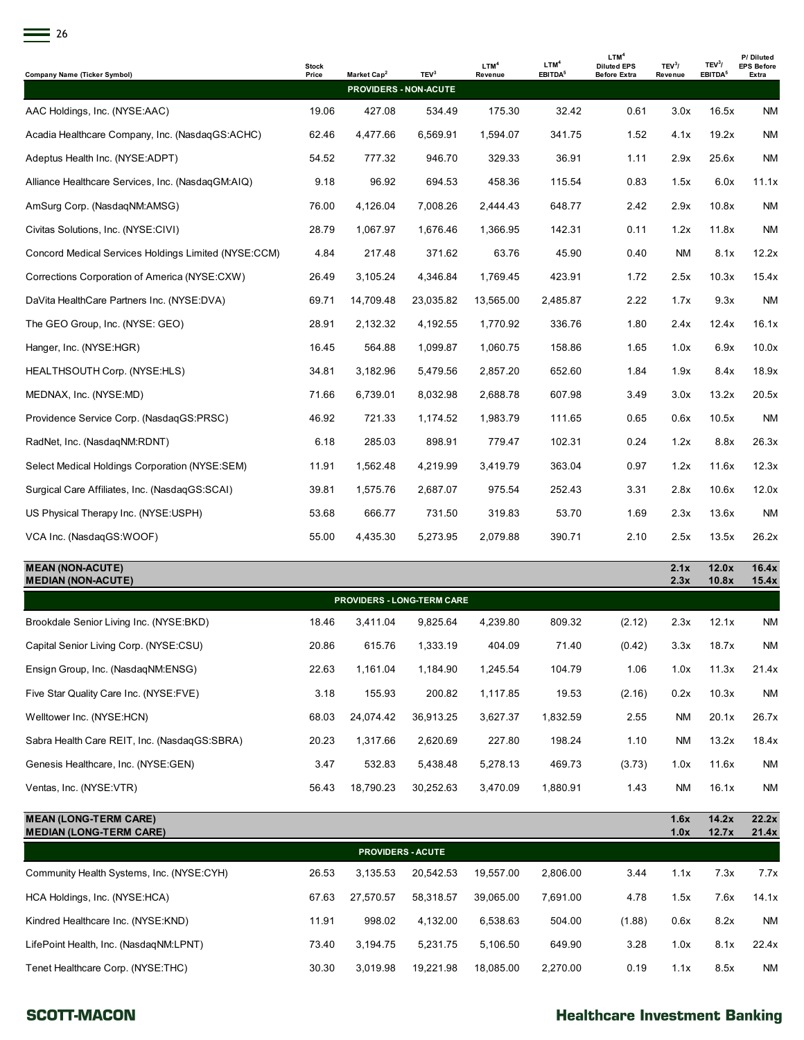| Company Name (Ticker Symbol) | Stock Price | Market Cap[2] | TEV[3] | LTM[4] Revenue | LTM[4] EBITDA[5] | LTM[4] Diluted EPS Before Extra | TEV[3]/ Revenue | TEV[3]/ EBITDA[5] | P/ Diluted EPS Before Extra |
|---|---|---|---|---|---|---|---|---|---|
| **PROVIDERS - NON-ACUTE** | | | | | | | | | |
| AAC Holdings, Inc. (NYSE:AAC) | 19.06 | 427.08 | 534.49 | 175.30 | 32.42 | 0.61 | 3.0x | 16.5x | NM |
| Acadia Healthcare Company, Inc. (NasdaqGS:ACHC) | 62.46 | 4,477.66 | 6,569.91 | 1,594.07 | 341.75 | 1.52 | 4.1x | 19.2x | NM |
| Adeptus Health Inc. (NYSE:ADPT) | 54.52 | 777.32 | 946.70 | 329.33 | 36.91 | 1.11 | 2.9x | 25.6x | NM |
| Alliance Healthcare Services, Inc. (NasdaqGM:AIQ) | 9.18 | 96.92 | 694.53 | 458.36 | 115.54 | 0.83 | 1.5x | 6.0x | 11.1x |
| AmSurg Corp. (NasdaqNM:AMSG) | 76.00 | 4,126.04 | 7,008.26 | 2,444.43 | 648.77 | 2.42 | 2.9x | 10.8x | NM |
| Civitas Solutions, Inc. (NYSE:CIVI) | 28.79 | 1,067.97 | 1,676.46 | 1,366.95 | 142.31 | 0.11 | 1.2x | 11.8x | NM |
| Concord Medical Services Holdings Limited (NYSE:CCM) | 4.84 | 217.48 | 371.62 | 63.76 | 45.90 | 0.40 | NM | 8.1x | 12.2x |
| Corrections Corporation of America (NYSE:CXW) | 26.49 | 3,105.24 | 4,346.84 | 1,769.45 | 423.91 | 1.72 | 2.5x | 10.3x | 15.4x |
| DaVita HealthCare Partners Inc. (NYSE:DVA) | 69.71 | 14,709.48 | 23,035.82 | 13,565.00 | 2,485.87 | 2.22 | 1.7x | 9.3x | NM |
| The GEO Group, Inc. (NYSE: GEO) | 28.91 | 2,132.32 | 4,192.55 | 1,770.92 | 336.76 | 1.80 | 2.4x | 12.4x | 16.1x |
| Hanger, Inc. (NYSE:HGR) | 16.45 | 564.88 | 1,099.87 | 1,060.75 | 158.86 | 1.65 | 1.0x | 6.9x | 10.0x |
| HEALTHSOUTH Corp. (NYSE:HLS) | 34.81 | 3,182.96 | 5,479.56 | 2,857.20 | 652.60 | 1.84 | 1.9x | 8.4x | 18.9x |
| MEDNAX, Inc. (NYSE:MD) | 71.66 | 6,739.01 | 8,032.98 | 2,688.78 | 607.98 | 3.49 | 3.0x | 13.2x | 20.5x |
| Providence Service Corp. (NasdaqGS:PRSC) | 46.92 | 721.33 | 1,174.52 | 1,983.79 | 111.65 | 0.65 | 0.6x | 10.5x | NM |
| RadNet, Inc. (NasdaqNM:RDNT) | 6.18 | 285.03 | 898.91 | 779.47 | 102.31 | 0.24 | 1.2x | 8.8x | 26.3x |
| Select Medical Holdings Corporation (NYSE:SEM) | 11.91 | 1,562.48 | 4,219.99 | 3,419.79 | 363.04 | 0.97 | 1.2x | 11.6x | 12.3x |
| Surgical Care Affiliates, Inc. (NasdaqGS:SCAI) | 39.81 | 1,575.76 | 2,687.07 | 975.54 | 252.43 | 3.31 | 2.8x | 10.6x | 12.0x |
| US Physical Therapy Inc. (NYSE:USPH) | 53.68 | 666.77 | 731.50 | 319.83 | 53.70 | 1.69 | 2.3x | 13.6x | NM |
| VCA Inc. (NasdaqGS:WOOF) | 55.00 | 4,435.30 | 5,273.95 | 2,079.88 | 390.71 | 2.10 | 2.5x | 13.5x | 26.2x |
| **MEAN (NON-ACUTE)** | | | | | | | **2.1x** | **12.0x** | **16.4x** |
| **MEDIAN (NON-ACUTE)** | | | | | | | **2.3x** | **10.8x** | **15.4x** |
| **PROVIDERS - LONG-TERM CARE** | | | | | | | | | |
| Brookdale Senior Living Inc. (NYSE:BKD) | 18.46 | 3,411.04 | 9,825.64 | 4,239.80 | 809.32 | (2.12) | 2.3x | 12.1x | NM |
| Capital Senior Living Corp. (NYSE:CSU) | 20.86 | 615.76 | 1,333.19 | 404.09 | 71.40 | (0.42) | 3.3x | 18.7x | NM |
| Ensign Group, Inc. (NasdaqNM:ENSG) | 22.63 | 1,161.04 | 1,184.90 | 1,245.54 | 104.79 | 1.06 | 1.0x | 11.3x | 21.4x |
| Five Star Quality Care Inc. (NYSE:FVE) | 3.18 | 155.93 | 200.82 | 1,117.85 | 19.53 | (2.16) | 0.2x | 10.3x | NM |
| Welltower Inc. (NYSE:HCN) | 68.03 | 24,074.42 | 36,913.25 | 3,627.37 | 1,832.59 | 2.55 | NM | 20.1x | 26.7x |
| Sabra Health Care REIT, Inc. (NasdaqGS:SBRA) | 20.23 | 1,317.66 | 2,620.69 | 227.80 | 198.24 | 1.10 | NM | 13.2x | 18.4x |
| Genesis Healthcare, Inc. (NYSE:GEN) | 3.47 | 532.83 | 5,438.48 | 5,278.13 | 469.73 | (3.73) | 1.0x | 11.6x | NM |
| Ventas, Inc. (NYSE:VTR) | 56.43 | 18,790.23 | 30,252.63 | 3,470.09 | 1,880.91 | 1.43 | NM | 16.1x | NM |
| **MEAN (LONG-TERM CARE)** | | | | | | | **1.6x** | **14.2x** | **22.2x** |
| **MEDIAN (LONG-TERM CARE)** | | | | | | | **1.0x** | **12.7x** | **21.4x** |
| **PROVIDERS - ACUTE** | | | | | | | | | |
| Community Health Systems, Inc. (NYSE:CYH) | 26.53 | 3,135.53 | 20,542.53 | 19,557.00 | 2,806.00 | 3.44 | 1.1x | 7.3x | 7.7x |
| HCA Holdings, Inc. (NYSE:HCA) | 67.63 | 27,570.57 | 58,318.57 | 39,065.00 | 7,691.00 | 4.78 | 1.5x | 7.6x | 14.1x |
| Kindred Healthcare Inc. (NYSE:KND) | 11.91 | 998.02 | 4,132.00 | 6,538.63 | 504.00 | (1.88) | 0.6x | 8.2x | NM |
| LifePoint Health, Inc. (NasdaqNM:LPNT) | 73.40 | 3,194.75 | 5,231.75 | 5,106.50 | 649.90 | 3.28 | 1.0x | 8.1x | 22.4x |
| Tenet Healthcare Corp. (NYSE:THC) | 30.30 | 3,019.98 | 19,221.98 | 18,085.00 | 2,270.00 | 0.19 | 1.1x | 8.5x | NM |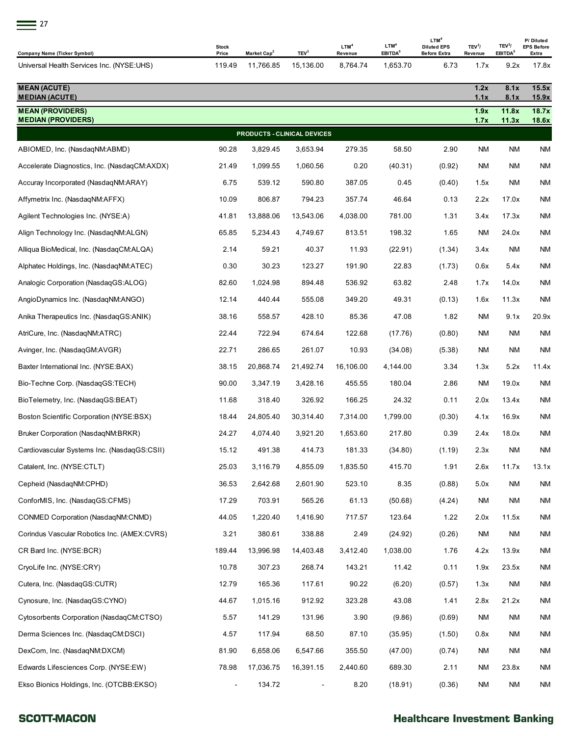| Company Name (Ticker Symbol) | Stock Price | Market Cap[2] | TEV[3] | LTM[4] Revenue | LTM[4] EBITDA[5] | LTM[4] Diluted EPS Before Extra | TEV[3]/ Revenue | TEV[3]/ EBITDA[5] | P/ Diluted EPS Before Extra |
|---|---|---|---|---|---|---|---|---|---|
| Universal Health Services Inc. (NYSE:UHS) | 119.49 | 11,766.85 | 15,136.00 | 8,764.74 | 1,653.70 | 6.73 | 1.7x | 9.2x | 17.8x |
| **MEAN (ACUTE)** | | | | | | | **1.2x** | **8.1x** | **15.5x** |
| **MEDIAN (ACUTE)** | | | | | | | **1.1x** | **8.1x** | **15.9x** |
| **MEAN (PROVIDERS)** | | | | | | | **1.9x** | **11.8x** | **18.7x** |
| **MEDIAN (PROVIDERS)** | | | | | | | **1.7x** | **11.3x** | **18.6x** |
| **PRODUCTS - CLINICAL DEVICES** | | | | | | | | | |
| ABIOMED, Inc. (NasdaqNM:ABMD) | 90.28 | 3,829.45 | 3,653.94 | 279.35 | 58.50 | 2.90 | NM | NM | NM |
| Accelerate Diagnostics, Inc. (NasdaqCM:AXDX) | 21.49 | 1,099.55 | 1,060.56 | 0.20 | (40.31) | (0.92) | NM | NM | NM |
| Accuray Incorporated (NasdaqNM:ARAY) | 6.75 | 539.12 | 590.80 | 387.05 | 0.45 | (0.40) | 1.5x | NM | NM |
| Affymetrix Inc. (NasdaqNM:AFFX) | 10.09 | 806.87 | 794.23 | 357.74 | 46.64 | 0.13 | 2.2x | 17.0x | NM |
| Agilent Technologies Inc. (NYSE:A) | 41.81 | 13,888.06 | 13,543.06 | 4,038.00 | 781.00 | 1.31 | 3.4x | 17.3x | NM |
| Align Technology Inc. (NasdaqNM:ALGN) | 65.85 | 5,234.43 | 4,749.67 | 813.51 | 198.32 | 1.65 | NM | 24.0x | NM |
| Alliqua BioMedical, Inc. (NasdaqCM:ALQA) | 2.14 | 59.21 | 40.37 | 11.93 | (22.91) | (1.34) | 3.4x | NM | NM |
| Alphatec Holdings, Inc. (NasdaqNM:ATEC) | 0.30 | 30.23 | 123.27 | 191.90 | 22.83 | (1.73) | 0.6x | 5.4x | NM |
| Analogic Corporation (NasdaqGS:ALOG) | 82.60 | 1,024.98 | 894.48 | 536.92 | 63.82 | 2.48 | 1.7x | 14.0x | NM |
| AngioDynamics Inc. (NasdaqNM:ANGO) | 12.14 | 440.44 | 555.08 | 349.20 | 49.31 | (0.13) | 1.6x | 11.3x | NM |
| Anika Therapeutics Inc. (NasdaqGS:ANIK) | 38.16 | 558.57 | 428.10 | 85.36 | 47.08 | 1.82 | NM | 9.1x | 20.9x |
| AtriCure, Inc. (NasdaqNM:ATRC) | 22.44 | 722.94 | 674.64 | 122.68 | (17.76) | (0.80) | NM | NM | NM |
| Avinger, Inc. (NasdaqGM:AVGR) | 22.71 | 286.65 | 261.07 | 10.93 | (34.08) | (5.38) | NM | NM | NM |
| Baxter International Inc. (NYSE:BAX) | 38.15 | 20,868.74 | 21,492.74 | 16,106.00 | 4,144.00 | 3.34 | 1.3x | 5.2x | 11.4x |
| Bio-Techne Corp. (NasdaqGS:TECH) | 90.00 | 3,347.19 | 3,428.16 | 455.55 | 180.04 | 2.86 | NM | 19.0x | NM |
| BioTelemetry, Inc. (NasdaqGS:BEAT) | 11.68 | 318.40 | 326.92 | 166.25 | 24.32 | 0.11 | 2.0x | 13.4x | NM |
| Boston Scientific Corporation (NYSE:BSX) | 18.44 | 24,805.40 | 30,314.40 | 7,314.00 | 1,799.00 | (0.30) | 4.1x | 16.9x | NM |
| Bruker Corporation (NasdaqNM:BRKR) | 24.27 | 4,074.40 | 3,921.20 | 1,653.60 | 217.80 | 0.39 | 2.4x | 18.0x | NM |
| Cardiovascular Systems Inc. (NasdaqGS:CSII) | 15.12 | 491.38 | 414.73 | 181.33 | (34.80) | (1.19) | 2.3x | NM | NM |
| Catalent, Inc. (NYSE:CTLT) | 25.03 | 3,116.79 | 4,855.09 | 1,835.50 | 415.70 | 1.91 | 2.6x | 11.7x | 13.1x |
| Cepheid (NasdaqNM:CPHD) | 36.53 | 2,642.68 | 2,601.90 | 523.10 | 8.35 | (0.88) | 5.0x | NM | NM |
| ConforMIS, Inc. (NasdaqGS:CFMS) | 17.29 | 703.91 | 565.26 | 61.13 | (50.68) | (4.24) | NM | NM | NM |
| CONMED Corporation (NasdaqNM:CNMD) | 44.05 | 1,220.40 | 1,416.90 | 717.57 | 123.64 | 1.22 | 2.0x | 11.5x | NM |
| Corindus Vascular Robotics Inc. (AMEX:CVRS) | 3.21 | 380.61 | 338.88 | 2.49 | (24.92) | (0.26) | NM | NM | NM |
| CR Bard Inc. (NYSE:BCR) | 189.44 | 13,996.98 | 14,403.48 | 3,412.40 | 1,038.00 | 1.76 | 4.2x | 13.9x | NM |
| CryoLife Inc. (NYSE:CRY) | 10.78 | 307.23 | 268.74 | 143.21 | 11.42 | 0.11 | 1.9x | 23.5x | NM |
| Cutera, Inc. (NasdaqGS:CUTR) | 12.79 | 165.36 | 117.61 | 90.22 | (6.20) | (0.57) | 1.3x | NM | NM |
| Cynosure, Inc. (NasdaqGS:CYNO) | 44.67 | 1,015.16 | 912.92 | 323.28 | 43.08 | 1.41 | 2.8x | 21.2x | NM |
| Cytosorbents Corporation (NasdaqCM:CTSO) | 5.57 | 141.29 | 131.96 | 3.90 | (9.86) | (0.69) | NM | NM | NM |
| Derma Sciences Inc. (NasdaqCM:DSCI) | 4.57 | 117.94 | 68.50 | 87.10 | (35.95) | (1.50) | 0.8x | NM | NM |
| DexCom, Inc. (NasdaqNM:DXCM) | 81.90 | 6,658.06 | 6,547.66 | 355.50 | (47.00) | (0.74) | NM | NM | NM |
| Edwards Lifesciences Corp. (NYSE:EW) | 78.98 | 17,036.75 | 16,391.15 | 2,440.60 | 689.30 | 2.11 | NM | 23.8x | NM |
| Ekso Bionics Holdings, Inc. (OTCBB:EKSO) | - | 134.72 | - | 8.20 | (18.91) | (0.36) | NM | NM | NM |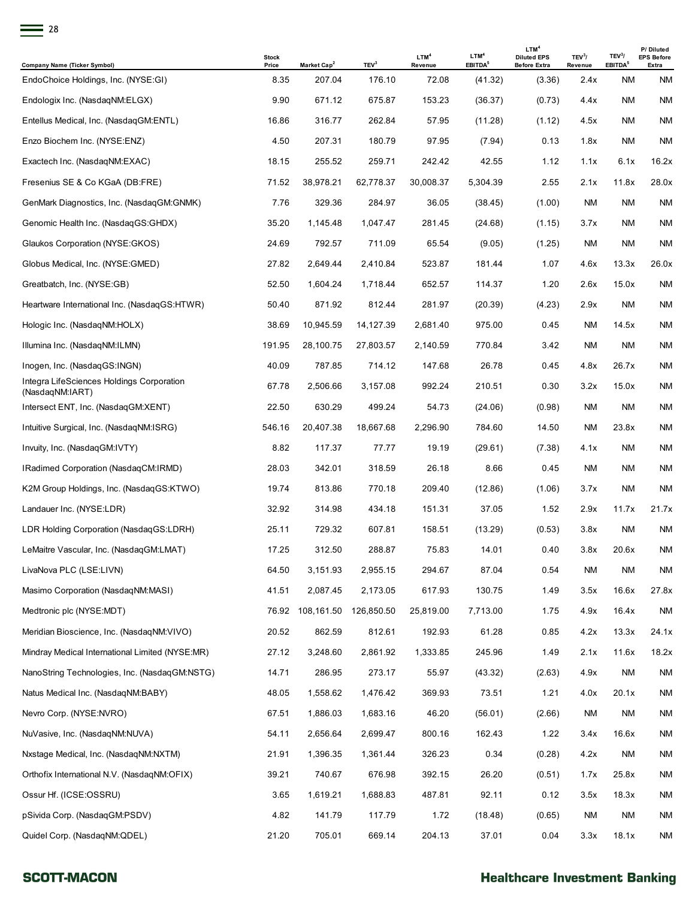| Company Name (Ticker Symbol) | Stock Price | Market Cap[2] | TEV[3] | LTM[4] Revenue | LTM[4] EBITDA[5] | LTM[4] Diluted EPS Before Extra | TEV[3]/ Revenue | TEV[3]/ EBITDA[5] | P/ Diluted EPS Before Extra |
|---|---|---|---|---|---|---|---|---|---|
| EndoChoice Holdings, Inc. (NYSE:GI) | 8.35 | 207.04 | 176.10 | 72.08 | (41.32) | (3.36) | 2.4x | NM | NM |
| Endologix Inc. (NasdaqNM:ELGX) | 9.90 | 671.12 | 675.87 | 153.23 | (36.37) | (0.73) | 4.4x | NM | NM |
| Entellus Medical, Inc. (NasdaqGM:ENTL) | 16.86 | 316.77 | 262.84 | 57.95 | (11.28) | (1.12) | 4.5x | NM | NM |
| Enzo Biochem Inc. (NYSE:ENZ) | 4.50 | 207.31 | 180.79 | 97.95 | (7.94) | 0.13 | 1.8x | NM | NM |
| Exactech Inc. (NasdaqNM:EXAC) | 18.15 | 255.52 | 259.71 | 242.42 | 42.55 | 1.12 | 1.1x | 6.1x | 16.2x |
| Fresenius SE & Co KGaA (DB:FRE) | 71.52 | 38,978.21 | 62,778.37 | 30,008.37 | 5,304.39 | 2.55 | 2.1x | 11.8x | 28.0x |
| GenMark Diagnostics, Inc. (NasdaqGM:GNMK) | 7.76 | 329.36 | 284.97 | 36.05 | (38.45) | (1.00) | NM | NM | NM |
| Genomic Health Inc. (NasdaqGS:GHDX) | 35.20 | 1,145.48 | 1,047.47 | 281.45 | (24.68) | (1.15) | 3.7x | NM | NM |
| Glaukos Corporation (NYSE:GKOS) | 24.69 | 792.57 | 711.09 | 65.54 | (9.05) | (1.25) | NM | NM | NM |
| Globus Medical, Inc. (NYSE:GMED) | 27.82 | 2,649.44 | 2,410.84 | 523.87 | 181.44 | 1.07 | 4.6x | 13.3x | 26.0x |
| Greatbatch, Inc. (NYSE:GB) | 52.50 | 1,604.24 | 1,718.44 | 652.57 | 114.37 | 1.20 | 2.6x | 15.0x | NM |
| Heartware International Inc. (NasdaqGS:HTWR) | 50.40 | 871.92 | 812.44 | 281.97 | (20.39) | (4.23) | 2.9x | NM | NM |
| Hologic Inc. (NasdaqNM:HOLX) | 38.69 | 10,945.59 | 14,127.39 | 2,681.40 | 975.00 | 0.45 | NM | 14.5x | NM |
| Illumina Inc. (NasdaqNM:ILMN) | 191.95 | 28,100.75 | 27,803.57 | 2,140.59 | 770.84 | 3.42 | NM | NM | NM |
| Inogen, Inc. (NasdaqGS:INGN) | 40.09 | 787.85 | 714.12 | 147.68 | 26.78 | 0.45 | 4.8x | 26.7x | NM |
| Integra LifeSciences Holdings Corporation (NasdaqNM:IART) | 67.78 | 2,506.66 | 3,157.08 | 992.24 | 210.51 | 0.30 | 3.2x | 15.0x | NM |
| Intersect ENT, Inc. (NasdaqGM:XENT) | 22.50 | 630.29 | 499.24 | 54.73 | (24.06) | (0.98) | NM | NM | NM |
| Intuitive Surgical, Inc. (NasdaqNM:ISRG) | 546.16 | 20,407.38 | 18,667.68 | 2,296.90 | 784.60 | 14.50 | NM | 23.8x | NM |
| Invuity, Inc. (NasdaqGM:IVTY) | 8.82 | 117.37 | 77.77 | 19.19 | (29.61) | (7.38) | 4.1x | NM | NM |
| IRadimed Corporation (NasdaqCM:IRMD) | 28.03 | 342.01 | 318.59 | 26.18 | 8.66 | 0.45 | NM | NM | NM |
| K2M Group Holdings, Inc. (NasdaqGS:KTWO) | 19.74 | 813.86 | 770.18 | 209.40 | (12.86) | (1.06) | 3.7x | NM | NM |
| Landauer Inc. (NYSE:LDR) | 32.92 | 314.98 | 434.18 | 151.31 | 37.05 | 1.52 | 2.9x | 11.7x | 21.7x |
| LDR Holding Corporation (NasdaqGS:LDRH) | 25.11 | 729.32 | 607.81 | 158.51 | (13.29) | (0.53) | 3.8x | NM | NM |
| LeMaitre Vascular, Inc. (NasdaqGM:LMAT) | 17.25 | 312.50 | 288.87 | 75.83 | 14.01 | 0.40 | 3.8x | 20.6x | NM |
| LivaNova PLC (LSE:LIVN) | 64.50 | 3,151.93 | 2,955.15 | 294.67 | 87.04 | 0.54 | NM | NM | NM |
| Masimo Corporation (NasdaqNM:MASI) | 41.51 | 2,087.45 | 2,173.05 | 617.93 | 130.75 | 1.49 | 3.5x | 16.6x | 27.8x |
| Medtronic plc (NYSE:MDT) | 76.92 | 108,161.50 | 126,850.50 | 25,819.00 | 7,713.00 | 1.75 | 4.9x | 16.4x | NM |
| Meridian Bioscience, Inc. (NasdaqNM:VIVO) | 20.52 | 862.59 | 812.61 | 192.93 | 61.28 | 0.85 | 4.2x | 13.3x | 24.1x |
| Mindray Medical International Limited (NYSE:MR) | 27.12 | 3,248.60 | 2,861.92 | 1,333.85 | 245.96 | 1.49 | 2.1x | 11.6x | 18.2x |
| NanoString Technologies, Inc. (NasdaqGM:NSTG) | 14.71 | 286.95 | 273.17 | 55.97 | (43.32) | (2.63) | 4.9x | NM | NM |
| Natus Medical Inc. (NasdaqNM:BABY) | 48.05 | 1,558.62 | 1,476.42 | 369.93 | 73.51 | 1.21 | 4.0x | 20.1x | NM |
| Nevro Corp. (NYSE:NVRO) | 67.51 | 1,886.03 | 1,683.16 | 46.20 | (56.01) | (2.66) | NM | NM | NM |
| NuVasive, Inc. (NasdaqNM:NUVA) | 54.11 | 2,656.64 | 2,699.47 | 800.16 | 162.43 | 1.22 | 3.4x | 16.6x | NM |
| Nxstage Medical, Inc. (NasdaqNM:NXTM) | 21.91 | 1,396.35 | 1,361.44 | 326.23 | 0.34 | (0.28) | 4.2x | NM | NM |
| Orthofix International N.V. (NasdaqNM:OFIX) | 39.21 | 740.67 | 676.98 | 392.15 | 26.20 | (0.51) | 1.7x | 25.8x | NM |
| Ossur Hf. (ICSE:OSSRU) | 3.65 | 1,619.21 | 1,688.83 | 487.81 | 92.11 | 0.12 | 3.5x | 18.3x | NM |
| pSivida Corp. (NasdaqGM:PSDV) | 4.82 | 141.79 | 117.79 | 1.72 | (18.48) | (0.65) | NM | NM | NM |
| Quidel Corp. (NasdaqNM:QDEL) | 21.20 | 705.01 | 669.14 | 204.13 | 37.01 | 0.04 | 3.3x | 18.1x | NM |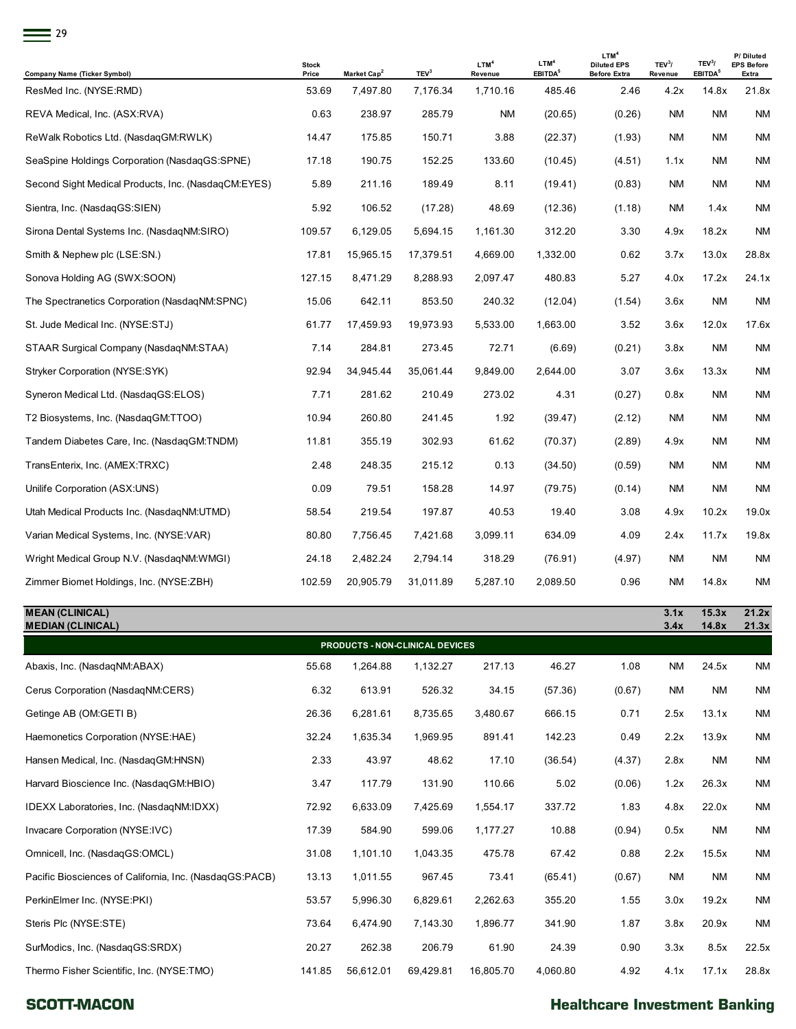| Company Name (Ticker Symbol) | Stock Price | Market Cap[2] | TEV[3] | LTM[4] Revenue | LTM[4] EBITDA[5] | LTM[4] Diluted EPS Before Extra | TEV[3]/ Revenue | TEV[3]/ EBITDA[5] | P/ Diluted EPS Before Extra |
|---|---|---|---|---|---|---|---|---|---|
| ResMed Inc. (NYSE:RMD) | 53.69 | 7,497.80 | 7,176.34 | 1,710.16 | 485.46 | 2.46 | 4.2x | 14.8x | 21.8x |
| REVA Medical, Inc. (ASX:RVA) | 0.63 | 238.97 | 285.79 | NM | (20.65) | (0.26) | NM | NM | NM |
| ReWalk Robotics Ltd. (NasdaqGM:RWLK) | 14.47 | 175.85 | 150.71 | 3.88 | (22.37) | (1.93) | NM | NM | NM |
| SeaSpine Holdings Corporation (NasdaqGS:SPNE) | 17.18 | 190.75 | 152.25 | 133.60 | (10.45) | (4.51) | 1.1x | NM | NM |
| Second Sight Medical Products, Inc. (NasdaqCM:EYES) | 5.89 | 211.16 | 189.49 | 8.11 | (19.41) | (0.83) | NM | NM | NM |
| Sientra, Inc. (NasdaqGS:SIEN) | 5.92 | 106.52 | (17.28) | 48.69 | (12.36) | (1.18) | NM | 1.4x | NM |
| Sirona Dental Systems Inc. (NasdaqNM:SIRO) | 109.57 | 6,129.05 | 5,694.15 | 1,161.30 | 312.20 | 3.30 | 4.9x | 18.2x | NM |
| Smith & Nephew plc (LSE:SN.) | 17.81 | 15,965.15 | 17,379.51 | 4,669.00 | 1,332.00 | 0.62 | 3.7x | 13.0x | 28.8x |
| Sonova Holding AG (SWX:SOON) | 127.15 | 8,471.29 | 8,288.93 | 2,097.47 | 480.83 | 5.27 | 4.0x | 17.2x | 24.1x |
| The Spectranetics Corporation (NasdaqNM:SPNC) | 15.06 | 642.11 | 853.50 | 240.32 | (12.04) | (1.54) | 3.6x | NM | NM |
| St. Jude Medical Inc. (NYSE:STJ) | 61.77 | 17,459.93 | 19,973.93 | 5,533.00 | 1,663.00 | 3.52 | 3.6x | 12.0x | 17.6x |
| STAAR Surgical Company (NasdaqNM:STAA) | 7.14 | 284.81 | 273.45 | 72.71 | (6.69) | (0.21) | 3.8x | NM | NM |
| Stryker Corporation (NYSE:SYK) | 92.94 | 34,945.44 | 35,061.44 | 9,849.00 | 2,644.00 | 3.07 | 3.6x | 13.3x | NM |
| Syneron Medical Ltd. (NasdaqGS:ELOS) | 7.71 | 281.62 | 210.49 | 273.02 | 4.31 | (0.27) | 0.8x | NM | NM |
| T2 Biosystems, Inc. (NasdaqGM:TTOO) | 10.94 | 260.80 | 241.45 | 1.92 | (39.47) | (2.12) | NM | NM | NM |
| Tandem Diabetes Care, Inc. (NasdaqGM:TNDM) | 11.81 | 355.19 | 302.93 | 61.62 | (70.37) | (2.89) | 4.9x | NM | NM |
| TransEnterix, Inc. (AMEX:TRXC) | 2.48 | 248.35 | 215.12 | 0.13 | (34.50) | (0.59) | NM | NM | NM |
| Unilife Corporation (ASX:UNS) | 0.09 | 79.51 | 158.28 | 14.97 | (79.75) | (0.14) | NM | NM | NM |
| Utah Medical Products Inc. (NasdaqNM:UTMD) | 58.54 | 219.54 | 197.87 | 40.53 | 19.40 | 3.08 | 4.9x | 10.2x | 19.0x |
| Varian Medical Systems, Inc. (NYSE:VAR) | 80.80 | 7,756.45 | 7,421.68 | 3,099.11 | 634.09 | 4.09 | 2.4x | 11.7x | 19.8x |
| Wright Medical Group N.V. (NasdaqNM:WMGI) | 24.18 | 2,482.24 | 2,794.14 | 318.29 | (76.91) | (4.97) | NM | NM | NM |
| Zimmer Biomet Holdings, Inc. (NYSE:ZBH) | 102.59 | 20,905.79 | 31,011.89 | 5,287.10 | 2,089.50 | 0.96 | NM | 14.8x | NM |
| **MEAN (CLINICAL)** | | | | | | | **3.1x** | **15.3x** | **21.2x** |
| **MEDIAN (CLINICAL)** | | | | | | | **3.4x** | **14.8x** | **21.3x** |
| **PRODUCTS - NON-CLINICAL DEVICES** | | | | | | | | | |
| Abaxis, Inc. (NasdaqNM:ABAX) | 55.68 | 1,264.88 | 1,132.27 | 217.13 | 46.27 | 1.08 | NM | 24.5x | NM |
| Cerus Corporation (NasdaqNM:CERS) | 6.32 | 613.91 | 526.32 | 34.15 | (57.36) | (0.67) | NM | NM | NM |
| Getinge AB (OM:GETI B) | 26.36 | 6,281.61 | 8,735.65 | 3,480.67 | 666.15 | 0.71 | 2.5x | 13.1x | NM |
| Haemonetics Corporation (NYSE:HAE) | 32.24 | 1,635.34 | 1,969.95 | 891.41 | 142.23 | 0.49 | 2.2x | 13.9x | NM |
| Hansen Medical, Inc. (NasdaqGM:HNSN) | 2.33 | 43.97 | 48.62 | 17.10 | (36.54) | (4.37) | 2.8x | NM | NM |
| Harvard Bioscience Inc. (NasdaqGM:HBIO) | 3.47 | 117.79 | 131.90 | 110.66 | 5.02 | (0.06) | 1.2x | 26.3x | NM |
| IDEXX Laboratories, Inc. (NasdaqNM:IDXX) | 72.92 | 6,633.09 | 7,425.69 | 1,554.17 | 337.72 | 1.83 | 4.8x | 22.0x | NM |
| Invacare Corporation (NYSE:IVC) | 17.39 | 584.90 | 599.06 | 1,177.27 | 10.88 | (0.94) | 0.5x | NM | NM |
| Omnicell, Inc. (NasdaqGS:OMCL) | 31.08 | 1,101.10 | 1,043.35 | 475.78 | 67.42 | 0.88 | 2.2x | 15.5x | NM |
| Pacific Biosciences of California, Inc. (NasdaqGS:PACB) | 13.13 | 1,011.55 | 967.45 | 73.41 | (65.41) | (0.67) | NM | NM | NM |
| PerkinElmer Inc. (NYSE:PKI) | 53.57 | 5,996.30 | 6,829.61 | 2,262.63 | 355.20 | 1.55 | 3.0x | 19.2x | NM |
| Steris Plc (NYSE:STE) | 73.64 | 6,474.90 | 7,143.30 | 1,896.77 | 341.90 | 1.87 | 3.8x | 20.9x | NM |
| SurModics, Inc. (NasdaqGS:SRDX) | 20.27 | 262.38 | 206.79 | 61.90 | 24.39 | 0.90 | 3.3x | 8.5x | 22.5x |
| Thermo Fisher Scientific, Inc. (NYSE:TMO) | 141.85 | 56,612.01 | 69,429.81 | 16,805.70 | 4,060.80 | 4.92 | 4.1x | 17.1x | 28.8x |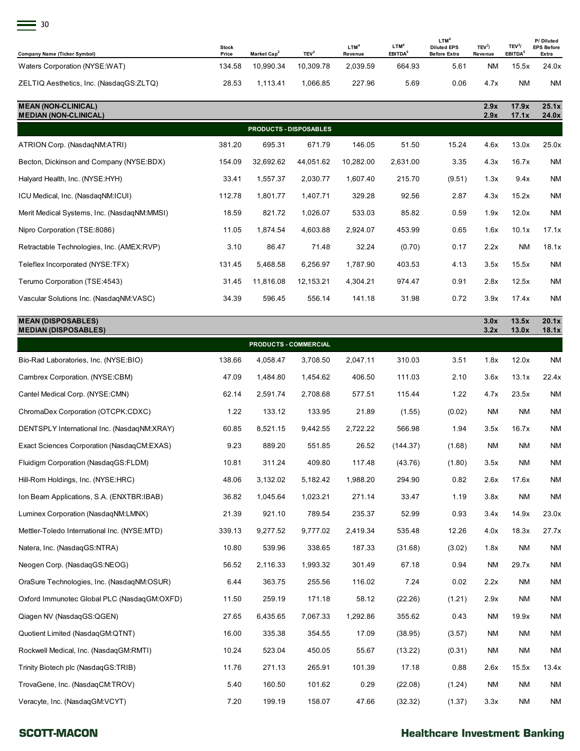| Company Name (Ticker Symbol) | Stock Price | Market Cap[2] | TEV[3] | LTM[4] Revenue | LTM[4] EBITDA[5] | LTM[4] Diluted EPS Before Extra | TEV[3]/ Revenue | TEV[3]/ EBITDA[5] | P/ Diluted EPS Before Extra |
|---|---|---|---|---|---|---|---|---|---|
| Waters Corporation (NYSE:WAT) | 134.58 | 10,990.34 | 10,309.78 | 2,039.59 | 664.93 | 5.61 | NM | 15.5x | 24.0x |
| ZELTIQ Aesthetics, Inc. (NasdaqGS:ZLTQ) | 28.53 | 1,113.41 | 1,066.85 | 227.96 | 5.69 | 0.06 | 4.7x | NM | NM |
| **MEAN (NON-CLINICAL)** | | | | | | | **2.9x** | **17.9x** | **25.1x** |
| **MEDIAN (NON-CLINICAL)** | | | | | | | **2.9x** | **17.1x** | **24.0x** |
| **PRODUCTS - DISPOSABLES** | | | | | | | | | |
| ATRION Corp. (NasdaqNM:ATRI) | 381.20 | 695.31 | 671.79 | 146.05 | 51.50 | 15.24 | 4.6x | 13.0x | 25.0x |
| Becton, Dickinson and Company (NYSE:BDX) | 154.09 | 32,692.62 | 44,051.62 | 10,282.00 | 2,631.00 | 3.35 | 4.3x | 16.7x | NM |
| Halyard Health, Inc. (NYSE:HYH) | 33.41 | 1,557.37 | 2,030.77 | 1,607.40 | 215.70 | (9.51) | 1.3x | 9.4x | NM |
| ICU Medical, Inc. (NasdaqNM:ICUI) | 112.78 | 1,801.77 | 1,407.71 | 329.28 | 92.56 | 2.87 | 4.3x | 15.2x | NM |
| Merit Medical Systems, Inc. (NasdaqNM:MMSI) | 18.59 | 821.72 | 1,026.07 | 533.03 | 85.82 | 0.59 | 1.9x | 12.0x | NM |
| Nipro Corporation (TSE:8086) | 11.05 | 1,874.54 | 4,603.88 | 2,924.07 | 453.99 | 0.65 | 1.6x | 10.1x | 17.1x |
| Retractable Technologies, Inc. (AMEX:RVP) | 3.10 | 86.47 | 71.48 | 32.24 | (0.70) | 0.17 | 2.2x | NM | 18.1x |
| Teleflex Incorporated (NYSE:TFX) | 131.45 | 5,468.58 | 6,256.97 | 1,787.90 | 403.53 | 4.13 | 3.5x | 15.5x | NM |
| Terumo Corporation (TSE:4543) | 31.45 | 11,816.08 | 12,153.21 | 4,304.21 | 974.47 | 0.91 | 2.8x | 12.5x | NM |
| Vascular Solutions Inc. (NasdaqNM:VASC) | 34.39 | 596.45 | 556.14 | 141.18 | 31.98 | 0.72 | 3.9x | 17.4x | NM |
| **MEAN (DISPOSABLES)** | | | | | | | **3.0x** | **13.5x** | **20.1x** |
| **MEDIAN (DISPOSABLES)** | | | | | | | **3.2x** | **13.0x** | **18.1x** |
| **PRODUCTS - COMMERCIAL** | | | | | | | | | |
| Bio-Rad Laboratories, Inc. (NYSE:BIO) | 138.66 | 4,058.47 | 3,708.50 | 2,047.11 | 310.03 | 3.51 | 1.8x | 12.0x | NM |
| Cambrex Corporation. (NYSE:CBM) | 47.09 | 1,484.80 | 1,454.62 | 406.50 | 111.03 | 2.10 | 3.6x | 13.1x | 22.4x |
| Cantel Medical Corp. (NYSE:CMN) | 62.14 | 2,591.74 | 2,708.68 | 577.51 | 115.44 | 1.22 | 4.7x | 23.5x | NM |
| ChromaDex Corporation (OTCPK:CDXC) | 1.22 | 133.12 | 133.95 | 21.89 | (1.55) | (0.02) | NM | NM | NM |
| DENTSPLY International Inc. (NasdaqNM:XRAY) | 60.85 | 8,521.15 | 9,442.55 | 2,722.22 | 566.98 | 1.94 | 3.5x | 16.7x | NM |
| Exact Sciences Corporation (NasdaqCM:EXAS) | 9.23 | 889.20 | 551.85 | 26.52 | (144.37) | (1.68) | NM | NM | NM |
| Fluidigm Corporation (NasdaqGS:FLDM) | 10.81 | 311.24 | 409.80 | 117.48 | (43.76) | (1.80) | 3.5x | NM | NM |
| Hill-Rom Holdings, Inc. (NYSE:HRC) | 48.06 | 3,132.02 | 5,182.42 | 1,988.20 | 294.90 | 0.82 | 2.6x | 17.6x | NM |
| Ion Beam Applications, S.A. (ENXTBR:IBAB) | 36.82 | 1,045.64 | 1,023.21 | 271.14 | 33.47 | 1.19 | 3.8x | NM | NM |
| Luminex Corporation (NasdaqNM:LMNX) | 21.39 | 921.10 | 789.54 | 235.37 | 52.99 | 0.93 | 3.4x | 14.9x | 23.0x |
| Mettler-Toledo International Inc. (NYSE:MTD) | 339.13 | 9,277.52 | 9,777.02 | 2,419.34 | 535.48 | 12.26 | 4.0x | 18.3x | 27.7x |
| Natera, Inc. (NasdaqGS:NTRA) | 10.80 | 539.96 | 338.65 | 187.33 | (31.68) | (3.02) | 1.8x | NM | NM |
| Neogen Corp. (NasdaqGS:NEOG) | 56.52 | 2,116.33 | 1,993.32 | 301.49 | 67.18 | 0.94 | NM | 29.7x | NM |
| OraSure Technologies, Inc. (NasdaqNM:OSUR) | 6.44 | 363.75 | 255.56 | 116.02 | 7.24 | 0.02 | 2.2x | NM | NM |
| Oxford Immunotec Global PLC (NasdaqGM:OXFD) | 11.50 | 259.19 | 171.18 | 58.12 | (22.26) | (1.21) | 2.9x | NM | NM |
| Qiagen NV (NasdaqGS:QGEN) | 27.65 | 6,435.65 | 7,067.33 | 1,292.86 | 355.62 | 0.43 | NM | 19.9x | NM |
| Quotient Limited (NasdaqGM:QTNT) | 16.00 | 335.38 | 354.55 | 17.09 | (38.95) | (3.57) | NM | NM | NM |
| Rockwell Medical, Inc. (NasdaqGM:RMTI) | 10.24 | 523.04 | 450.05 | 55.67 | (13.22) | (0.31) | NM | NM | NM |
| Trinity Biotech plc (NasdaqGS:TRIB) | 11.76 | 271.13 | 265.91 | 101.39 | 17.18 | 0.88 | 2.6x | 15.5x | 13.4x |
| TrovaGene, Inc. (NasdaqCM:TROV) | 5.40 | 160.50 | 101.62 | 0.29 | (22.08) | (1.24) | NM | NM | NM |
| Veracyte, Inc. (NasdaqGM:VCYT) | 7.20 | 199.19 | 158.07 | 47.66 | (32.32) | (1.37) | 3.3x | NM | NM |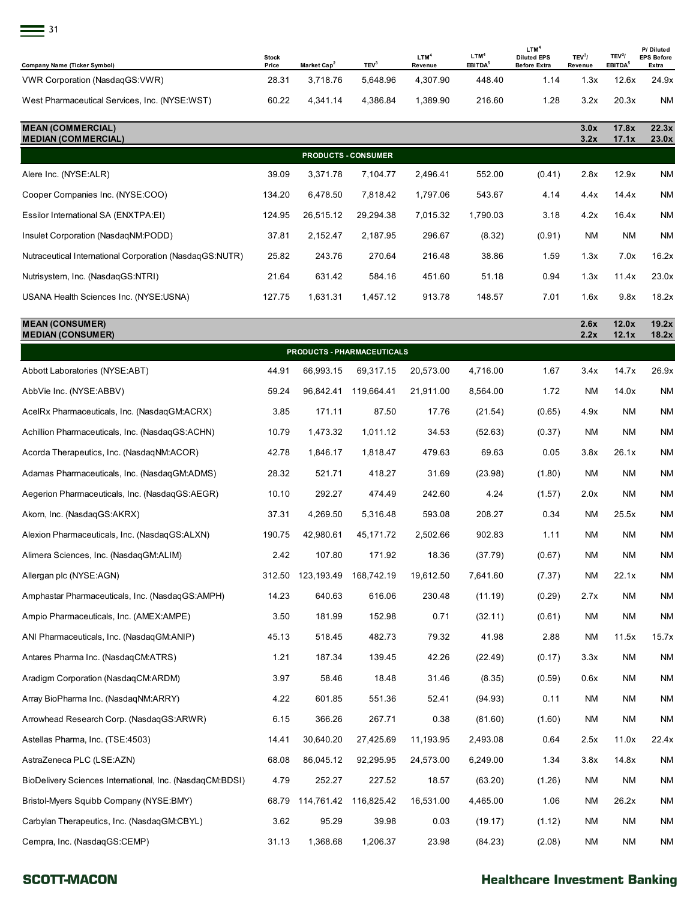| Company Name (Ticker Symbol) | Stock Price | Market Cap[2] | TEV[3] | LTM[4] Revenue | LTM[4] EBITDA[5] | LTM[4] Diluted EPS Before Extra | TEV[3]/ Revenue | TEV[3]/ EBITDA[5] | P/ Diluted EPS Before Extra |
|---|---|---|---|---|---|---|---|---|---|
| VWR Corporation (NasdaqGS:VWR) | 28.31 | 3,718.76 | 5,648.96 | 4,307.90 | 448.40 | 1.14 | 1.3x | 12.6x | 24.9x |
| West Pharmaceutical Services, Inc. (NYSE:WST) | 60.22 | 4,341.14 | 4,386.84 | 1,389.90 | 216.60 | 1.28 | 3.2x | 20.3x | NM |
| **MEAN (COMMERCIAL)** | | | | | | | **3.0x** | **17.8x** | **22.3x** |
| **MEDIAN (COMMERCIAL)** | | | | | | | **3.2x** | **17.1x** | **23.0x** |
| **PRODUCTS - CONSUMER** | | | | | | | | | |
| Alere Inc. (NYSE:ALR) | 39.09 | 3,371.78 | 7,104.77 | 2,496.41 | 552.00 | (0.41) | 2.8x | 12.9x | NM |
| Cooper Companies Inc. (NYSE:COO) | 134.20 | 6,478.50 | 7,818.42 | 1,797.06 | 543.67 | 4.14 | 4.4x | 14.4x | NM |
| Essilor International SA (ENXTPA:EI) | 124.95 | 26,515.12 | 29,294.38 | 7,015.32 | 1,790.03 | 3.18 | 4.2x | 16.4x | NM |
| Insulet Corporation (NasdaqNM:PODD) | 37.81 | 2,152.47 | 2,187.95 | 296.67 | (8.32) | (0.91) | NM | NM | NM |
| Nutraceutical International Corporation (NasdaqGS:NUTR) | 25.82 | 243.76 | 270.64 | 216.48 | 38.86 | 1.59 | 1.3x | 7.0x | 16.2x |
| Nutrisystem, Inc. (NasdaqGS:NTRI) | 21.64 | 631.42 | 584.16 | 451.60 | 51.18 | 0.94 | 1.3x | 11.4x | 23.0x |
| USANA Health Sciences Inc. (NYSE:USNA) | 127.75 | 1,631.31 | 1,457.12 | 913.78 | 148.57 | 7.01 | 1.6x | 9.8x | 18.2x |
| **MEAN (CONSUMER)** | | | | | | | **2.6x** | **12.0x** | **19.2x** |
| **MEDIAN (CONSUMER)** | | | | | | | **2.2x** | **12.1x** | **18.2x** |
| **PRODUCTS - PHARMACEUTICALS** | | | | | | | | | |
| Abbott Laboratories (NYSE:ABT) | 44.91 | 66,993.15 | 69,317.15 | 20,573.00 | 4,716.00 | 1.67 | 3.4x | 14.7x | 26.9x |
| AbbVie Inc. (NYSE:ABBV) | 59.24 | 96,842.41 | 119,664.41 | 21,911.00 | 8,564.00 | 1.72 | NM | 14.0x | NM |
| AcelRx Pharmaceuticals, Inc. (NasdaqGM:ACRX) | 3.85 | 171.11 | 87.50 | 17.76 | (21.54) | (0.65) | 4.9x | NM | NM |
| Achillion Pharmaceuticals, Inc. (NasdaqGS:ACHN) | 10.79 | 1,473.32 | 1,011.12 | 34.53 | (52.63) | (0.37) | NM | NM | NM |
| Acorda Therapeutics, Inc. (NasdaqNM:ACOR) | 42.78 | 1,846.17 | 1,818.47 | 479.63 | 69.63 | 0.05 | 3.8x | 26.1x | NM |
| Adamas Pharmaceuticals, Inc. (NasdaqGM:ADMS) | 28.32 | 521.71 | 418.27 | 31.69 | (23.98) | (1.80) | NM | NM | NM |
| Aegerion Pharmaceuticals, Inc. (NasdaqGS:AEGR) | 10.10 | 292.27 | 474.49 | 242.60 | 4.24 | (1.57) | 2.0x | NM | NM |
| Akorn, Inc. (NasdaqGS:AKRX) | 37.31 | 4,269.50 | 5,316.48 | 593.08 | 208.27 | 0.34 | NM | 25.5x | NM |
| Alexion Pharmaceuticals, Inc. (NasdaqGS:ALXN) | 190.75 | 42,980.61 | 45,171.72 | 2,502.66 | 902.83 | 1.11 | NM | NM | NM |
| Alimera Sciences, Inc. (NasdaqGM:ALIM) | 2.42 | 107.80 | 171.92 | 18.36 | (37.79) | (0.67) | NM | NM | NM |
| Allergan plc (NYSE:AGN) | 312.50 | 123,193.49 | 168,742.19 | 19,612.50 | 7,641.60 | (7.37) | NM | 22.1x | NM |
| Amphastar Pharmaceuticals, Inc. (NasdaqGS:AMPH) | 14.23 | 640.63 | 616.06 | 230.48 | (11.19) | (0.29) | 2.7x | NM | NM |
| Ampio Pharmaceuticals, Inc. (AMEX:AMPE) | 3.50 | 181.99 | 152.98 | 0.71 | (32.11) | (0.61) | NM | NM | NM |
| ANI Pharmaceuticals, Inc. (NasdaqGM:ANIP) | 45.13 | 518.45 | 482.73 | 79.32 | 41.98 | 2.88 | NM | 11.5x | 15.7x |
| Antares Pharma Inc. (NasdaqCM:ATRS) | 1.21 | 187.34 | 139.45 | 42.26 | (22.49) | (0.17) | 3.3x | NM | NM |
| Aradigm Corporation (NasdaqCM:ARDM) | 3.97 | 58.46 | 18.48 | 31.46 | (8.35) | (0.59) | 0.6x | NM | NM |
| Array BioPharma Inc. (NasdaqNM:ARRY) | 4.22 | 601.85 | 551.36 | 52.41 | (94.93) | 0.11 | NM | NM | NM |
| Arrowhead Research Corp. (NasdaqGS:ARWR) | 6.15 | 366.26 | 267.71 | 0.38 | (81.60) | (1.60) | NM | NM | NM |
| Astellas Pharma, Inc. (TSE:4503) | 14.41 | 30,640.20 | 27,425.69 | 11,193.95 | 2,493.08 | 0.64 | 2.5x | 11.0x | 22.4x |
| AstraZeneca PLC (LSE:AZN) | 68.08 | 86,045.12 | 92,295.95 | 24,573.00 | 6,249.00 | 1.34 | 3.8x | 14.8x | NM |
| BioDelivery Sciences International, Inc. (NasdaqCM:BDSI) | 4.79 | 252.27 | 227.52 | 18.57 | (63.20) | (1.26) | NM | NM | NM |
| Bristol-Myers Squibb Company (NYSE:BMY) | 68.79 | 114,761.42 | 116,825.42 | 16,531.00 | 4,465.00 | 1.06 | NM | 26.2x | NM |
| Carbylan Therapeutics, Inc. (NasdaqGM:CBYL) | 3.62 | 95.29 | 39.98 | 0.03 | (19.17) | (1.12) | NM | NM | NM |
| Cempra, Inc. (NasdaqGS:CEMP) | 31.13 | 1,368.68 | 1,206.37 | 23.98 | (84.23) | (2.08) | NM | NM | NM |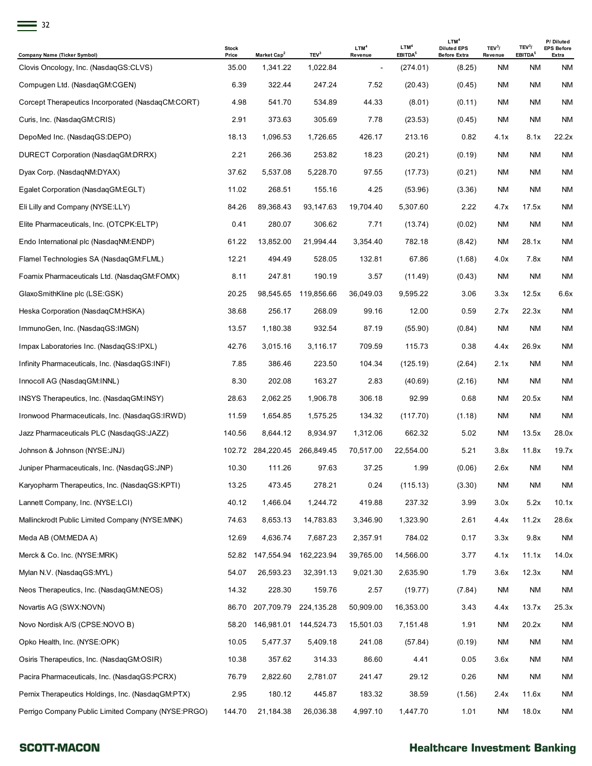| Company Name (Ticker Symbol) | Stock Price | Market Cap[2] | TEV[3] | LTM[4] Revenue | LTM[4] EBITDA[5] | LTM[4] Diluted EPS Before Extra | TEV[3]/ Revenue | TEV[3]/ EBITDA[5] | P/ Diluted EPS Before Extra |
|---|---|---|---|---|---|---|---|---|---|
| Clovis Oncology, Inc. (NasdaqGS:CLVS) | 35.00 | 1,341.22 | 1,022.84 | - | (274.01) | (8.25) | NM | NM | NM |
| Compugen Ltd. (NasdaqGM:CGEN) | 6.39 | 322.44 | 247.24 | 7.52 | (20.43) | (0.45) | NM | NM | NM |
| Corcept Therapeutics Incorporated (NasdaqCM:CORT) | 4.98 | 541.70 | 534.89 | 44.33 | (8.01) | (0.11) | NM | NM | NM |
| Curis, Inc. (NasdaqGM:CRIS) | 2.91 | 373.63 | 305.69 | 7.78 | (23.53) | (0.45) | NM | NM | NM |
| DepoMed Inc. (NasdaqGS:DEPO) | 18.13 | 1,096.53 | 1,726.65 | 426.17 | 213.16 | 0.82 | 4.1x | 8.1x | 22.2x |
| DURECT Corporation (NasdaqGM:DRRX) | 2.21 | 266.36 | 253.82 | 18.23 | (20.21) | (0.19) | NM | NM | NM |
| Dyax Corp. (NasdaqNM:DYAX) | 37.62 | 5,537.08 | 5,228.70 | 97.55 | (17.73) | (0.21) | NM | NM | NM |
| Egalet Corporation (NasdaqGM:EGLT) | 11.02 | 268.51 | 155.16 | 4.25 | (53.96) | (3.36) | NM | NM | NM |
| Eli Lilly and Company (NYSE:LLY) | 84.26 | 89,368.43 | 93,147.63 | 19,704.40 | 5,307.60 | 2.22 | 4.7x | 17.5x | NM |
| Elite Pharmaceuticals, Inc. (OTCPK:ELTP) | 0.41 | 280.07 | 306.62 | 7.71 | (13.74) | (0.02) | NM | NM | NM |
| Endo International plc (NasdaqNM:ENDP) | 61.22 | 13,852.00 | 21,994.44 | 3,354.40 | 782.18 | (8.42) | NM | 28.1x | NM |
| Flamel Technologies SA (NasdaqGM:FLML) | 12.21 | 494.49 | 528.05 | 132.81 | 67.86 | (1.68) | 4.0x | 7.8x | NM |
| Foamix Pharmaceuticals Ltd. (NasdaqGM:FOMX) | 8.11 | 247.81 | 190.19 | 3.57 | (11.49) | (0.43) | NM | NM | NM |
| GlaxoSmithKline plc (LSE:GSK) | 20.25 | 98,545.65 | 119,856.66 | 36,049.03 | 9,595.22 | 3.06 | 3.3x | 12.5x | 6.6x |
| Heska Corporation (NasdaqCM:HSKA) | 38.68 | 256.17 | 268.09 | 99.16 | 12.00 | 0.59 | 2.7x | 22.3x | NM |
| ImmunoGen, Inc. (NasdaqGS:IMGN) | 13.57 | 1,180.38 | 932.54 | 87.19 | (55.90) | (0.84) | NM | NM | NM |
| Impax Laboratories Inc. (NasdaqGS:IPXL) | 42.76 | 3,015.16 | 3,116.17 | 709.59 | 115.73 | 0.38 | 4.4x | 26.9x | NM |
| Infinity Pharmaceuticals, Inc. (NasdaqGS:INFI) | 7.85 | 386.46 | 223.50 | 104.34 | (125.19) | (2.64) | 2.1x | NM | NM |
| Innocoll AG (NasdaqGM:INNL) | 8.30 | 202.08 | 163.27 | 2.83 | (40.69) | (2.16) | NM | NM | NM |
| INSYS Therapeutics, Inc. (NasdaqGM:INSY) | 28.63 | 2,062.25 | 1,906.78 | 306.18 | 92.99 | 0.68 | NM | 20.5x | NM |
| Ironwood Pharmaceuticals, Inc. (NasdaqGS:IRWD) | 11.59 | 1,654.85 | 1,575.25 | 134.32 | (117.70) | (1.18) | NM | NM | NM |
| Jazz Pharmaceuticals PLC (NasdaqGS:JAZZ) | 140.56 | 8,644.12 | 8,934.97 | 1,312.06 | 662.32 | 5.02 | NM | 13.5x | 28.0x |
| Johnson & Johnson (NYSE:JNJ) | 102.72 | 284,220.45 | 266,849.45 | 70,517.00 | 22,554.00 | 5.21 | 3.8x | 11.8x | 19.7x |
| Juniper Pharmaceuticals, Inc. (NasdaqGS:JNP) | 10.30 | 111.26 | 97.63 | 37.25 | 1.99 | (0.06) | 2.6x | NM | NM |
| Karyopharm Therapeutics, Inc. (NasdaqGS:KPTI) | 13.25 | 473.45 | 278.21 | 0.24 | (115.13) | (3.30) | NM | NM | NM |
| Lannett Company, Inc. (NYSE:LCI) | 40.12 | 1,466.04 | 1,244.72 | 419.88 | 237.32 | 3.99 | 3.0x | 5.2x | 10.1x |
| Mallinckrodt Public Limited Company (NYSE:MNK) | 74.63 | 8,653.13 | 14,783.83 | 3,346.90 | 1,323.90 | 2.61 | 4.4x | 11.2x | 28.6x |
| Meda AB (OM:MEDA A) | 12.69 | 4,636.74 | 7,687.23 | 2,357.91 | 784.02 | 0.17 | 3.3x | 9.8x | NM |
| Merck & Co. Inc. (NYSE:MRK) | 52.82 | 147,554.94 | 162,223.94 | 39,765.00 | 14,566.00 | 3.77 | 4.1x | 11.1x | 14.0x |
| Mylan N.V. (NasdaqGS:MYL) | 54.07 | 26,593.23 | 32,391.13 | 9,021.30 | 2,635.90 | 1.79 | 3.6x | 12.3x | NM |
| Neos Therapeutics, Inc. (NasdaqGM:NEOS) | 14.32 | 228.30 | 159.76 | 2.57 | (19.77) | (7.84) | NM | NM | NM |
| Novartis AG (SWX:NOVN) | 86.70 | 207,709.79 | 224,135.28 | 50,909.00 | 16,353.00 | 3.43 | 4.4x | 13.7x | 25.3x |
| Novo Nordisk A/S (CPSE:NOVO B) | 58.20 | 146,981.01 | 144,524.73 | 15,501.03 | 7,151.48 | 1.91 | NM | 20.2x | NM |
| Opko Health, Inc. (NYSE:OPK) | 10.05 | 5,477.37 | 5,409.18 | 241.08 | (57.84) | (0.19) | NM | NM | NM |
| Osiris Therapeutics, Inc. (NasdaqGM:OSIR) | 10.38 | 357.62 | 314.33 | 86.60 | 4.41 | 0.05 | 3.6x | NM | NM |
| Pacira Pharmaceuticals, Inc. (NasdaqGS:PCRX) | 76.79 | 2,822.60 | 2,781.07 | 241.47 | 29.12 | 0.26 | NM | NM | NM |
| Pernix Therapeutics Holdings, Inc. (NasdaqGM:PTX) | 2.95 | 180.12 | 445.87 | 183.32 | 38.59 | (1.56) | 2.4x | 11.6x | NM |
| Perrigo Company Public Limited Company (NYSE:PRGO) | 144.70 | 21,184.38 | 26,036.38 | 4,997.10 | 1,447.70 | 1.01 | NM | 18.0x | NM |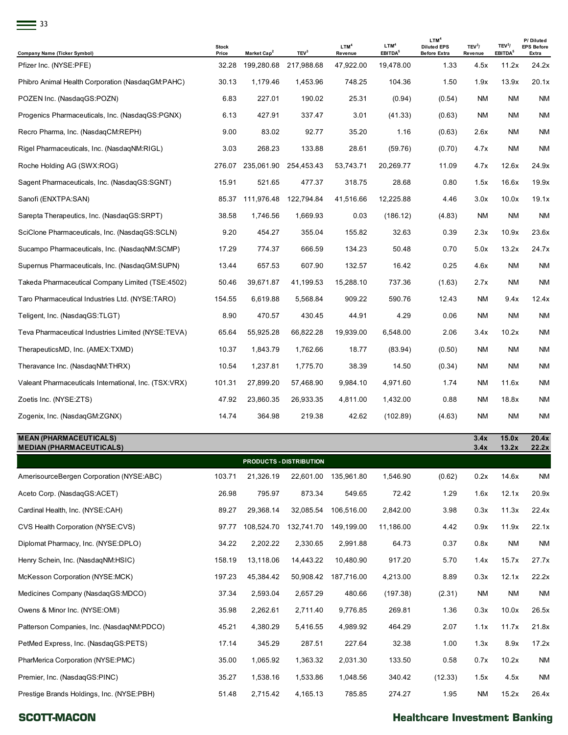| Company Name (Ticker Symbol) | Stock Price | Market Cap[2] | TEV[3] | LTM[4] Revenue | LTM[4] EBITDA[5] | LTM[4] Diluted EPS Before Extra | TEV[3]/ Revenue | TEV[3]/ EBITDA[5] | P/ Diluted EPS Before Extra |
|---|---|---|---|---|---|---|---|---|---|
| Pfizer Inc. (NYSE:PFE) | 32.28 | 199,280.68 | 217,988.68 | 47,922.00 | 19,478.00 | 1.33 | 4.5x | 11.2x | 24.2x |
| Phibro Animal Health Corporation (NasdaqGM:PAHC) | 30.13 | 1,179.46 | 1,453.96 | 748.25 | 104.36 | 1.50 | 1.9x | 13.9x | 20.1x |
| POZEN Inc. (NasdaqGS:POZN) | 6.83 | 227.01 | 190.02 | 25.31 | (0.94) | (0.54) | NM | NM | NM |
| Progenics Pharmaceuticals, Inc. (NasdaqGS:PGNX) | 6.13 | 427.91 | 337.47 | 3.01 | (41.33) | (0.63) | NM | NM | NM |
| Recro Pharma, Inc. (NasdaqCM:REPH) | 9.00 | 83.02 | 92.77 | 35.20 | 1.16 | (0.63) | 2.6x | NM | NM |
| Rigel Pharmaceuticals, Inc. (NasdaqNM:RIGL) | 3.03 | 268.23 | 133.88 | 28.61 | (59.76) | (0.70) | 4.7x | NM | NM |
| Roche Holding AG (SWX:ROG) | 276.07 | 235,061.90 | 254,453.43 | 53,743.71 | 20,269.77 | 11.09 | 4.7x | 12.6x | 24.9x |
| Sagent Pharmaceuticals, Inc. (NasdaqGS:SGNT) | 15.91 | 521.65 | 477.37 | 318.75 | 28.68 | 0.80 | 1.5x | 16.6x | 19.9x |
| Sanofi (ENXTPA:SAN) | 85.37 | 111,976.48 | 122,794.84 | 41,516.66 | 12,225.88 | 4.46 | 3.0x | 10.0x | 19.1x |
| Sarepta Therapeutics, Inc. (NasdaqGS:SRPT) | 38.58 | 1,746.56 | 1,669.93 | 0.03 | (186.12) | (4.83) | NM | NM | NM |
| SciClone Pharmaceuticals, Inc. (NasdaqGS:SCLN) | 9.20 | 454.27 | 355.04 | 155.82 | 32.63 | 0.39 | 2.3x | 10.9x | 23.6x |
| Sucampo Pharmaceuticals, Inc. (NasdaqNM:SCMP) | 17.29 | 774.37 | 666.59 | 134.23 | 50.48 | 0.70 | 5.0x | 13.2x | 24.7x |
| Supernus Pharmaceuticals, Inc. (NasdaqGM:SUPN) | 13.44 | 657.53 | 607.90 | 132.57 | 16.42 | 0.25 | 4.6x | NM | NM |
| Takeda Pharmaceutical Company Limited (TSE:4502) | 50.46 | 39,671.87 | 41,199.53 | 15,288.10 | 737.36 | (1.63) | 2.7x | NM | NM |
| Taro Pharmaceutical Industries Ltd. (NYSE:TARO) | 154.55 | 6,619.88 | 5,568.84 | 909.22 | 590.76 | 12.43 | NM | 9.4x | 12.4x |
| Teligent, Inc. (NasdaqGS:TLGT) | 8.90 | 470.57 | 430.45 | 44.91 | 4.29 | 0.06 | NM | NM | NM |
| Teva Pharmaceutical Industries Limited (NYSE:TEVA) | 65.64 | 55,925.28 | 66,822.28 | 19,939.00 | 6,548.00 | 2.06 | 3.4x | 10.2x | NM |
| TherapeuticsMD, Inc. (AMEX:TXMD) | 10.37 | 1,843.79 | 1,762.66 | 18.77 | (83.94) | (0.50) | NM | NM | NM |
| Theravance Inc. (NasdaqNM:THRX) | 10.54 | 1,237.81 | 1,775.70 | 38.39 | 14.50 | (0.34) | NM | NM | NM |
| Valeant Pharmaceuticals International, Inc. (TSX:VRX) | 101.31 | 27,899.20 | 57,468.90 | 9,984.10 | 4,971.60 | 1.74 | NM | 11.6x | NM |
| Zoetis Inc. (NYSE:ZTS) | 47.92 | 23,860.35 | 26,933.35 | 4,811.00 | 1,432.00 | 0.88 | NM | 18.8x | NM |
| Zogenix, Inc. (NasdaqGM:ZGNX) | 14.74 | 364.98 | 219.38 | 42.62 | (102.89) | (4.63) | NM | NM | NM |
| **MEAN (PHARMACEUTICALS)** | | | | | | | **3.4x** | **15.0x** | **20.4x** |
| **MEDIAN (PHARMACEUTICALS)** | | | | | | | **3.4x** | **13.2x** | **22.2x** |
| **PRODUCTS - DISTRIBUTION** | | | | | | | | | |
| AmerisourceBergen Corporation (NYSE:ABC) | 103.71 | 21,326.19 | 22,601.00 | 135,961.80 | 1,546.90 | (0.62) | 0.2x | 14.6x | NM |
| Aceto Corp. (NasdaqGS:ACET) | 26.98 | 795.97 | 873.34 | 549.65 | 72.42 | 1.29 | 1.6x | 12.1x | 20.9x |
| Cardinal Health, Inc. (NYSE:CAH) | 89.27 | 29,368.14 | 32,085.54 | 106,516.00 | 2,842.00 | 3.98 | 0.3x | 11.3x | 22.4x |
| CVS Health Corporation (NYSE:CVS) | 97.77 | 108,524.70 | 132,741.70 | 149,199.00 | 11,186.00 | 4.42 | 0.9x | 11.9x | 22.1x |
| Diplomat Pharmacy, Inc. (NYSE:DPLO) | 34.22 | 2,202.22 | 2,330.65 | 2,991.88 | 64.73 | 0.37 | 0.8x | NM | NM |
| Henry Schein, Inc. (NasdaqNM:HSIC) | 158.19 | 13,118.06 | 14,443.22 | 10,480.90 | 917.20 | 5.70 | 1.4x | 15.7x | 27.7x |
| McKesson Corporation (NYSE:MCK) | 197.23 | 45,384.42 | 50,908.42 | 187,716.00 | 4,213.00 | 8.89 | 0.3x | 12.1x | 22.2x |
| Medicines Company (NasdaqGS:MDCO) | 37.34 | 2,593.04 | 2,657.29 | 480.66 | (197.38) | (2.31) | NM | NM | NM |
| Owens & Minor Inc. (NYSE:OMI) | 35.98 | 2,262.61 | 2,711.40 | 9,776.85 | 269.81 | 1.36 | 0.3x | 10.0x | 26.5x |
| Patterson Companies, Inc. (NasdaqNM:PDCO) | 45.21 | 4,380.29 | 5,416.55 | 4,989.92 | 464.29 | 2.07 | 1.1x | 11.7x | 21.8x |
| PetMed Express, Inc. (NasdaqGS:PETS) | 17.14 | 345.29 | 287.51 | 227.64 | 32.38 | 1.00 | 1.3x | 8.9x | 17.2x |
| PharMerica Corporation (NYSE:PMC) | 35.00 | 1,065.92 | 1,363.32 | 2,031.30 | 133.50 | 0.58 | 0.7x | 10.2x | NM |
| Premier, Inc. (NasdaqGS:PINC) | 35.27 | 1,538.16 | 1,533.86 | 1,048.56 | 340.42 | (12.33) | 1.5x | 4.5x | NM |
| Prestige Brands Holdings, Inc. (NYSE:PBH) | 51.48 | 2,715.42 | 4,165.13 | 785.85 | 274.27 | 1.95 | NM | 15.2x | 26.4x |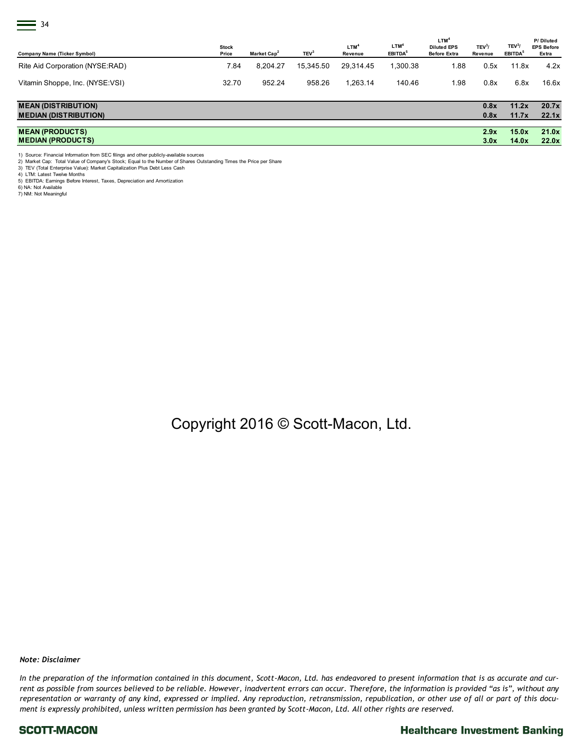| Company Name (Ticker Symbol) | Stock Price | Market Cap[2] | TEV[3] | LTM[4] Revenue | LTM[4] EBITDA[5] | LTM[4] Diluted EPS Before Extra | TEV[3]/ Revenue | TEV[3]/ EBITDA[5] | P/ Diluted EPS Before Extra |
|---|---|---|---|---|---|---|---|---|---|
| Rite Aid Corporation (NYSE:RAD) | 7.84 | 8,204.27 | 15,345.50 | 29,314.45 | 1,300.38 | 1.88 | 0.5x | 11.8x | 4.2x |
| Vitamin Shoppe, Inc. (NYSE:VSI) | 32.70 | 952.24 | 958.26 | 1,263.14 | 140.46 | 1.98 | 0.8x | 6.8x | 16.6x |
| **MEAN (DISTRIBUTION)** | | | | | | | **0.8x** | **11.2x** | **20.7x** |
| **MEDIAN (DISTRIBUTION)** | | | | | | | **0.8x** | **11.7x** | **22.1x** |
| **MEAN (PRODUCTS)** | | | | | | | **2.9x** | **15.0x** | **21.0x** |
| **MEDIAN (PRODUCTS)** | | | | | | | **3.0x** | **14.0x** | **22.0x** |

1) Source: Financial Information from SEC filings and other publicly-available sources
2) Market Cap: Total Value of Company's Stock; Equal to the Number of Shares Outstanding Times the Price per Share
3) TEV (Total Enterprise Value): Market Capitalization Plus Debt Less Cash
4) LTM: Latest Twelve Months
5) EBITDA: Earnings Before Interest, Taxes, Depreciation and Amortization
6) NA: Not Available
7) NM: Not Meaningful

Copyright 2016 © Scott-Macon, Ltd.

***Note: Disclaimer***

*In the preparation of the information contained in this document, Scott-Macon, Ltd. has endeavored to present information that is as accurate and current as possible from sources believed to be reliable. However, inadvertent errors can occur. Therefore, the information is provided "as is", without any representation or warranty of any kind, expressed or implied. Any reproduction, retransmission, republication, or other use of all or part of this document is expressly prohibited, unless written permission has been granted by Scott-Macon, Ltd. All other rights are reserved.*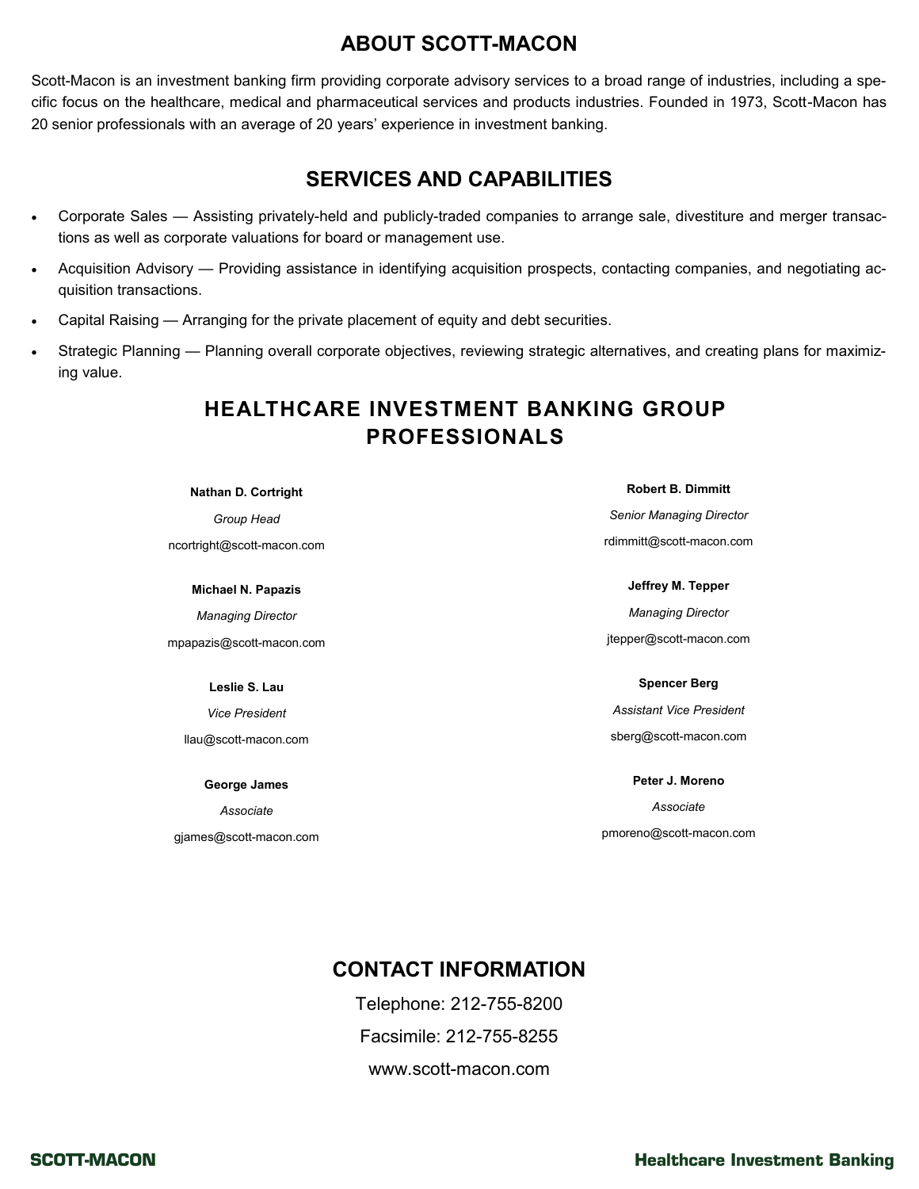## ABOUT SCOTT-MACON

Scott-Macon is an investment banking firm providing corporate advisory services to a broad range of industries, including a specific focus on the healthcare, medical and pharmaceutical services and products industries. Founded in 1973, Scott-Macon has 20 senior professionals with an average of 20 years' experience in investment banking.

## SERVICES AND CAPABILITIES

- Corporate Sales — Assisting privately-held and publicly-traded companies to arrange sale, divestiture and merger transactions as well as corporate valuations for board or management use.
- Acquisition Advisory — Providing assistance in identifying acquisition prospects, contacting companies, and negotiating acquisition transactions.
- Capital Raising — Arranging for the private placement of equity and debt securities.
- Strategic Planning — Planning overall corporate objectives, reviewing strategic alternatives, and creating plans for maximizing value.

## HEALTHCARE INVESTMENT BANKING GROUP PROFESSIONALS

**Nathan D. Cortright**
*Group Head*
ncortright@scott-macon.com

**Robert B. Dimmitt**
*Senior Managing Director*
rdimmitt@scott-macon.com

**Michael N. Papazis**
*Managing Director*
mpapazis@scott-macon.com

**Jeffrey M. Tepper**
*Managing Director*
jtepper@scott-macon.com

**Leslie S. Lau**
*Vice President*
llau@scott-macon.com

**Spencer Berg**
*Assistant Vice President*
sberg@scott-macon.com

**George James**
*Associate*
gjames@scott-macon.com

**Peter J. Moreno**
*Associate*
pmoreno@scott-macon.com

## CONTACT INFORMATION

Telephone: 212-755-8200

Facsimile: 212-755-8255

www.scott-macon.com